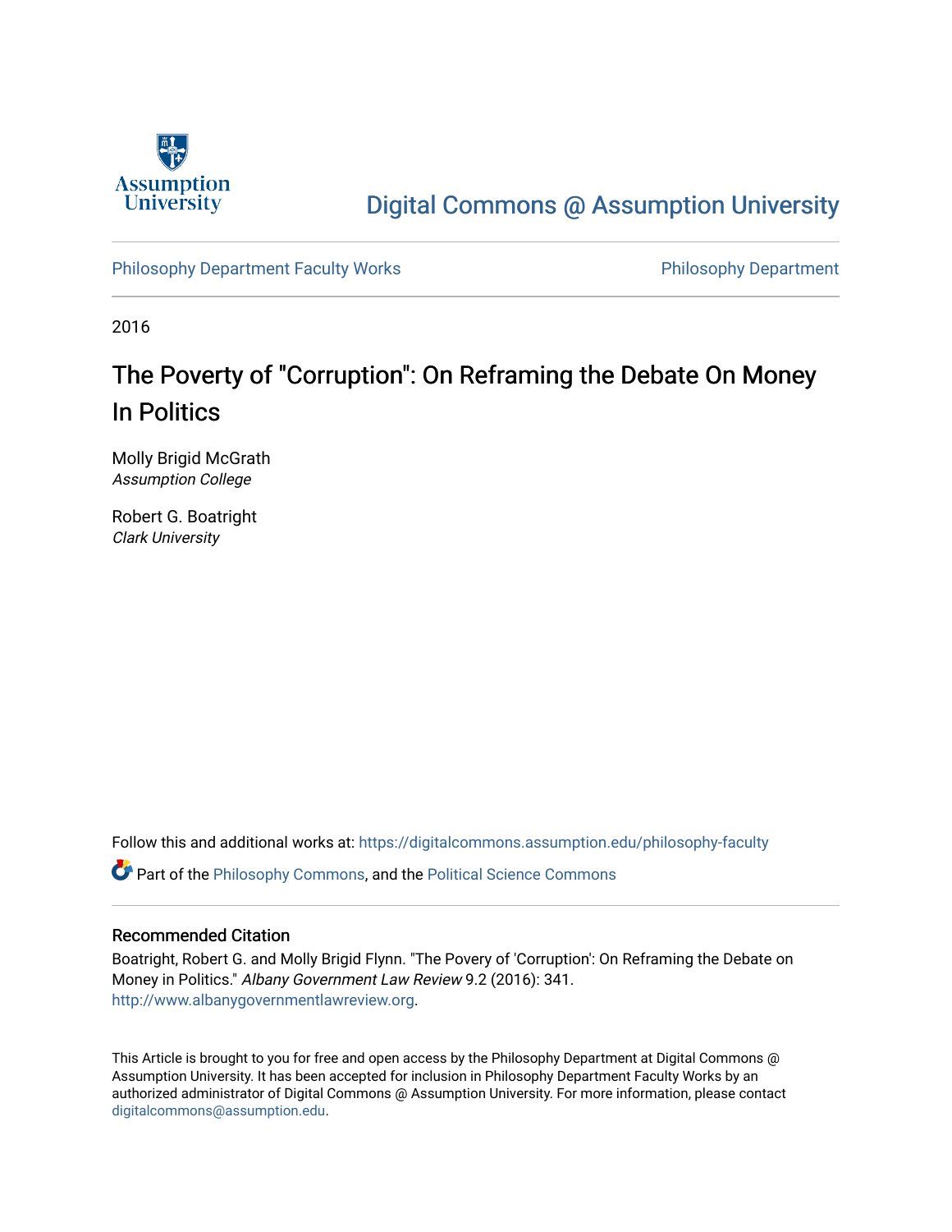Assumption University

# Digital Commons @ Assumption University

Philosophy Department Faculty Works

Philosophy Department

2016

## The Poverty of "Corruption": On Reframing the Debate On Money In Politics

Molly Brigid McGrath
*Assumption College*

Robert G. Boatright
*Clark University*

Follow this and additional works at: https://digitalcommons.assumption.edu/philosophy-faculty

Part of the Philosophy Commons, and the Political Science Commons

### Recommended Citation

Boatright, Robert G. and Molly Brigid Flynn. "The Povery of 'Corruption': On Reframing the Debate on Money in Politics." *Albany Government Law Review* 9.2 (2016): 341. http://www.albanygovernmentlawreview.org.

This Article is brought to you for free and open access by the Philosophy Department at Digital Commons @ Assumption University. It has been accepted for inclusion in Philosophy Department Faculty Works by an authorized administrator of Digital Commons @ Assumption University. For more information, please contact digitalcommons@assumption.edu.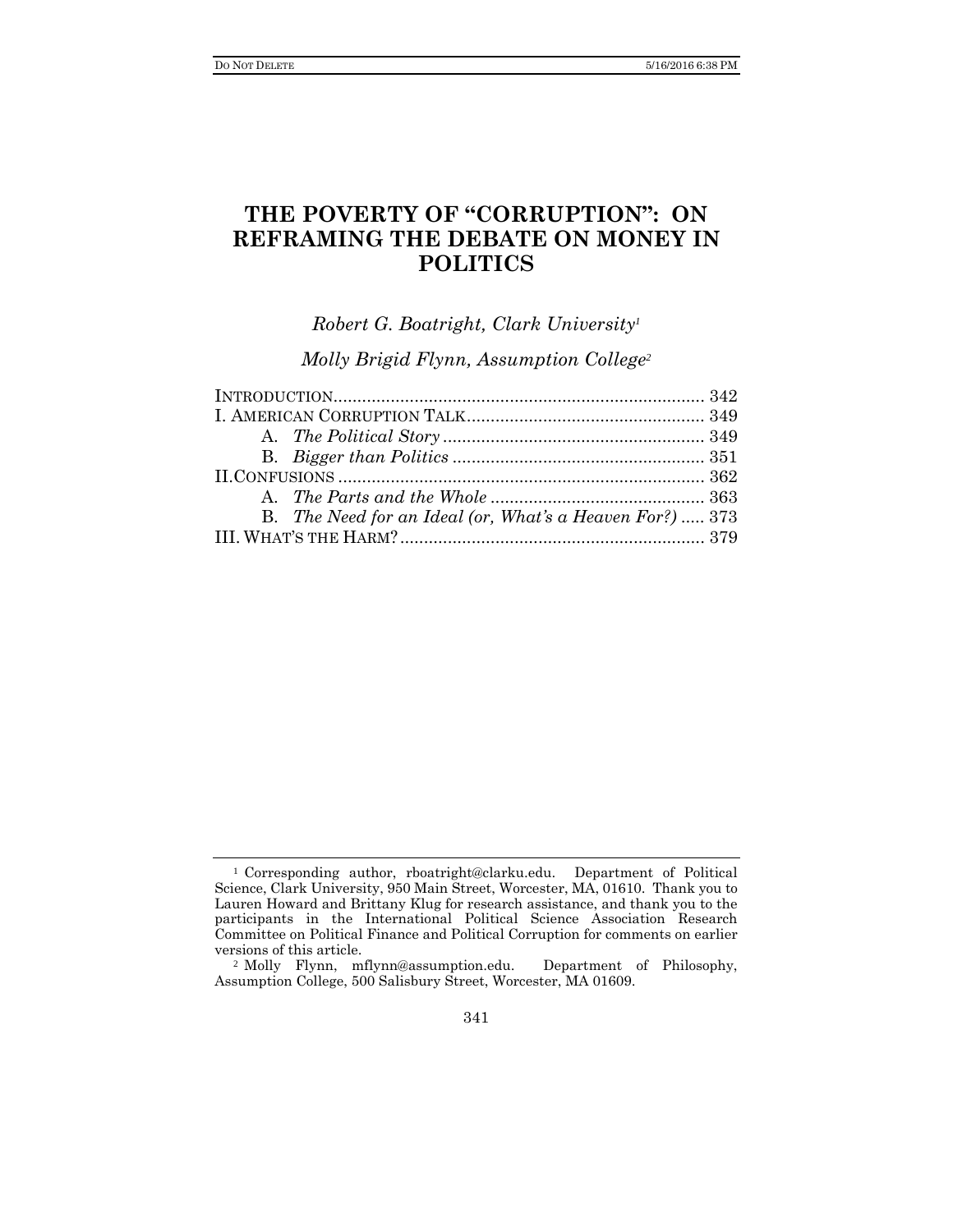# THE POVERTY OF "CORRUPTION": ON REFRAMING THE DEBATE ON MONEY IN POLITICS

*Robert G. Boatright, Clark University*[1]

*Molly Brigid Flynn, Assumption College*[2]

| | |
|---|---|
| INTRODUCTION | 342 |
| I. AMERICAN CORRUPTION TALK | 349 |
| A. *The Political Story* | 349 |
| B. *Bigger than Politics* | 351 |
| II. CONFUSIONS | 362 |
| A. *The Parts and the Whole* | 363 |
| B. *The Need for an Ideal (or, What's a Heaven For?)* | 373 |
| III. WHAT'S THE HARM? | 379 |

---

[1] Corresponding author, rboatright@clarku.edu. Department of Political Science, Clark University, 950 Main Street, Worcester, MA, 01610. Thank you to Lauren Howard and Brittany Klug for research assistance, and thank you to the participants in the International Political Science Association Research Committee on Political Finance and Political Corruption for comments on earlier versions of this article.

[2] Molly Flynn, mflynn@assumption.edu. Department of Philosophy, Assumption College, 500 Salisbury Street, Worcester, MA 01609.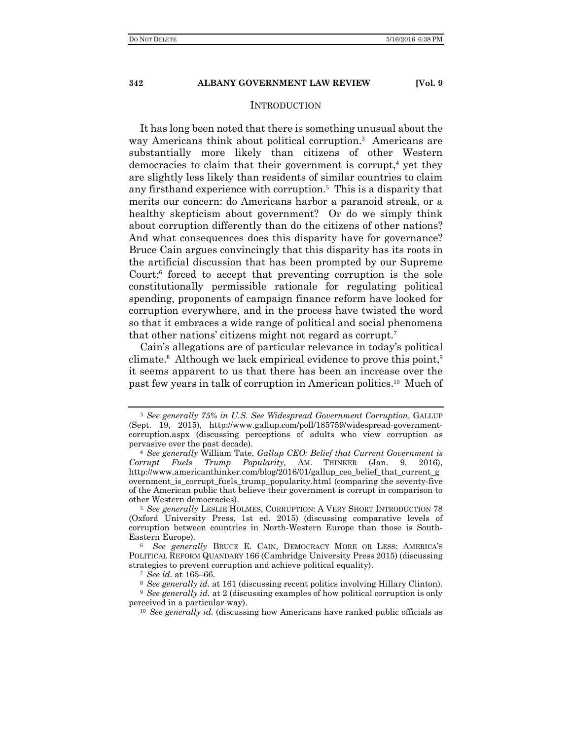## INTRODUCTION

It has long been noted that there is something unusual about the way Americans think about political corruption.[3] Americans are substantially more likely than citizens of other Western democracies to claim that their government is corrupt,[4] yet they are slightly less likely than residents of similar countries to claim any firsthand experience with corruption.[5] This is a disparity that merits our concern: do Americans harbor a paranoid streak, or a healthy skepticism about government? Or do we simply think about corruption differently than do the citizens of other nations? And what consequences does this disparity have for governance? Bruce Cain argues convincingly that this disparity has its roots in the artificial discussion that has been prompted by our Supreme Court;[6] forced to accept that preventing corruption is the sole constitutionally permissible rationale for regulating political spending, proponents of campaign finance reform have looked for corruption everywhere, and in the process have twisted the word so that it embraces a wide range of political and social phenomena that other nations' citizens might not regard as corrupt.[7]

Cain's allegations are of particular relevance in today's political climate.[8] Although we lack empirical evidence to prove this point,[9] it seems apparent to us that there has been an increase over the past few years in talk of corruption in American politics.[10] Much of

---

[3] *See generally 75% in U.S. See Widespread Government Corruption*, GALLUP (Sept. 19, 2015), http://www.gallup.com/poll/185759/widespread-government-corruption.aspx (discussing perceptions of adults who view corruption as pervasive over the past decade).

[4] *See generally* William Tate, *Gallup CEO: Belief that Current Government is Corrupt Fuels Trump Popularity,* AM. THINKER (Jan. 9, 2016), http://www.americanthinker.com/blog/2016/01/gallup_ceo_belief_that_current_government_is_corrupt_fuels_trump_popularity.html (comparing the seventy-five of the American public that believe their government is corrupt in comparison to other Western democracies).

[5] *See generally* LESLIE HOLMES, CORRUPTION: A VERY SHORT INTRODUCTION 78 (Oxford University Press, 1st ed. 2015) (discussing comparative levels of corruption between countries in North-Western Europe than those is South-Eastern Europe).

[6] *See generally* BRUCE E. CAIN, DEMOCRACY MORE OR LESS: AMERICA'S POLITICAL REFORM QUANDARY 166 (Cambridge University Press 2015) (discussing strategies to prevent corruption and achieve political equality).

[7] *See id.* at 165–66.

[8] *See generally id.* at 161 (discussing recent politics involving Hillary Clinton).

[9] *See generally id.* at 2 (discussing examples of how political corruption is only perceived in a particular way).

[10] *See generally id.* (discussing how Americans have ranked public officials as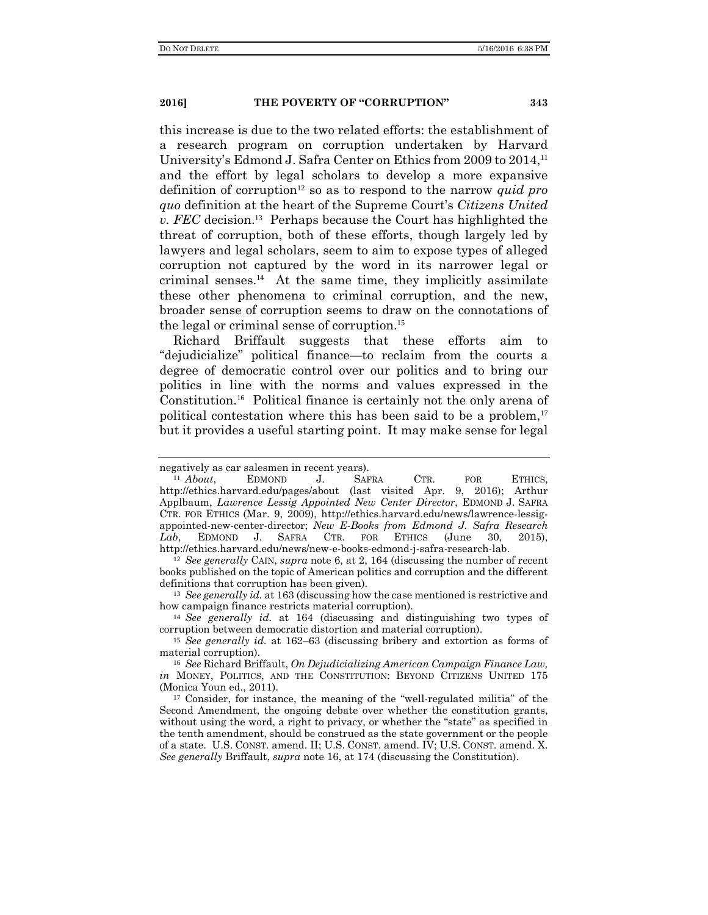this increase is due to the two related efforts: the establishment of a research program on corruption undertaken by Harvard University's Edmond J. Safra Center on Ethics from 2009 to 2014,[11] and the effort by legal scholars to develop a more expansive definition of corruption[12] so as to respond to the narrow *quid pro quo* definition at the heart of the Supreme Court's *Citizens United v. FEC* decision.[13] Perhaps because the Court has highlighted the threat of corruption, both of these efforts, though largely led by lawyers and legal scholars, seem to aim to expose types of alleged corruption not captured by the word in its narrower legal or criminal senses.[14] At the same time, they implicitly assimilate these other phenomena to criminal corruption, and the new, broader sense of corruption seems to draw on the connotations of the legal or criminal sense of corruption.[15]

Richard Briffault suggests that these efforts aim to "dejudicialize" political finance—to reclaim from the courts a degree of democratic control over our politics and to bring our politics in line with the norms and values expressed in the Constitution.[16] Political finance is certainly not the only arena of political contestation where this has been said to be a problem,[17] but it provides a useful starting point. It may make sense for legal

---

negatively as car salesmen in recent years).

[11] *About*, EDMOND J. SAFRA CTR. FOR ETHICS, http://ethics.harvard.edu/pages/about (last visited Apr. 9, 2016); Arthur Applbaum, *Lawrence Lessig Appointed New Center Director*, EDMOND J. SAFRA CTR. FOR ETHICS (Mar. 9, 2009), http://ethics.harvard.edu/news/lawrence-lessig-appointed-new-center-director; *New E-Books from Edmond J. Safra Research Lab*, EDMOND J. SAFRA CTR. FOR ETHICS (June 30, 2015), http://ethics.harvard.edu/news/new-e-books-edmond-j-safra-research-lab.

[12] *See generally* CAIN, *supra* note 6, at 2, 164 (discussing the number of recent books published on the topic of American politics and corruption and the different definitions that corruption has been given).

[13] *See generally id.* at 163 (discussing how the case mentioned is restrictive and how campaign finance restricts material corruption).

[14] *See generally id.* at 164 (discussing and distinguishing two types of corruption between democratic distortion and material corruption).

[15] *See generally id.* at 162–63 (discussing bribery and extortion as forms of material corruption).

[16] *See* Richard Briffault, *On Dejudicializing American Campaign Finance Law*, *in* MONEY, POLITICS, AND THE CONSTITUTION: BEYOND CITIZENS UNITED 175 (Monica Youn ed., 2011).

[17] Consider, for instance, the meaning of the "well-regulated militia" of the Second Amendment, the ongoing debate over whether the constitution grants, without using the word, a right to privacy, or whether the "state" as specified in the tenth amendment, should be construed as the state government or the people of a state. U.S. CONST. amend. II; U.S. CONST. amend. IV; U.S. CONST. amend. X. *See generally* Briffault, *supra* note 16, at 174 (discussing the Constitution).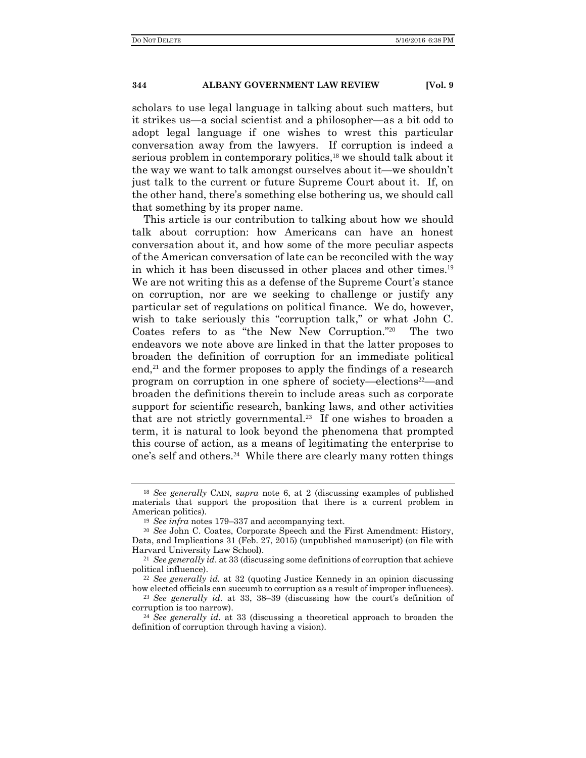scholars to use legal language in talking about such matters, but it strikes us—a social scientist and a philosopher—as a bit odd to adopt legal language if one wishes to wrest this particular conversation away from the lawyers. If corruption is indeed a serious problem in contemporary politics,[18] we should talk about it the way we want to talk amongst ourselves about it—we shouldn't just talk to the current or future Supreme Court about it. If, on the other hand, there's something else bothering us, we should call that something by its proper name.

This article is our contribution to talking about how we should talk about corruption: how Americans can have an honest conversation about it, and how some of the more peculiar aspects of the American conversation of late can be reconciled with the way in which it has been discussed in other places and other times.[19] We are not writing this as a defense of the Supreme Court's stance on corruption, nor are we seeking to challenge or justify any particular set of regulations on political finance. We do, however, wish to take seriously this "corruption talk," or what John C. Coates refers to as "the New New Corruption."[20] The two endeavors we note above are linked in that the latter proposes to broaden the definition of corruption for an immediate political end,[21] and the former proposes to apply the findings of a research program on corruption in one sphere of society—elections[22]—and broaden the definitions therein to include areas such as corporate support for scientific research, banking laws, and other activities that are not strictly governmental.[23] If one wishes to broaden a term, it is natural to look beyond the phenomena that prompted this course of action, as a means of legitimating the enterprise to one's self and others.[24] While there are clearly many rotten things

---

[18] *See generally* CAIN, *supra* note 6, at 2 (discussing examples of published materials that support the proposition that there is a current problem in American politics).

[19] *See infra* notes 179–337 and accompanying text.

[20] *See* John C. Coates, Corporate Speech and the First Amendment: History, Data, and Implications 31 (Feb. 27, 2015) (unpublished manuscript) (on file with Harvard University Law School).

[21] *See generally id.* at 33 (discussing some definitions of corruption that achieve political influence).

[22] *See generally id.* at 32 (quoting Justice Kennedy in an opinion discussing how elected officials can succumb to corruption as a result of improper influences).

[23] *See generally id.* at 33, 38–39 (discussing how the court's definition of corruption is too narrow).

[24] *See generally id.* at 33 (discussing a theoretical approach to broaden the definition of corruption through having a vision).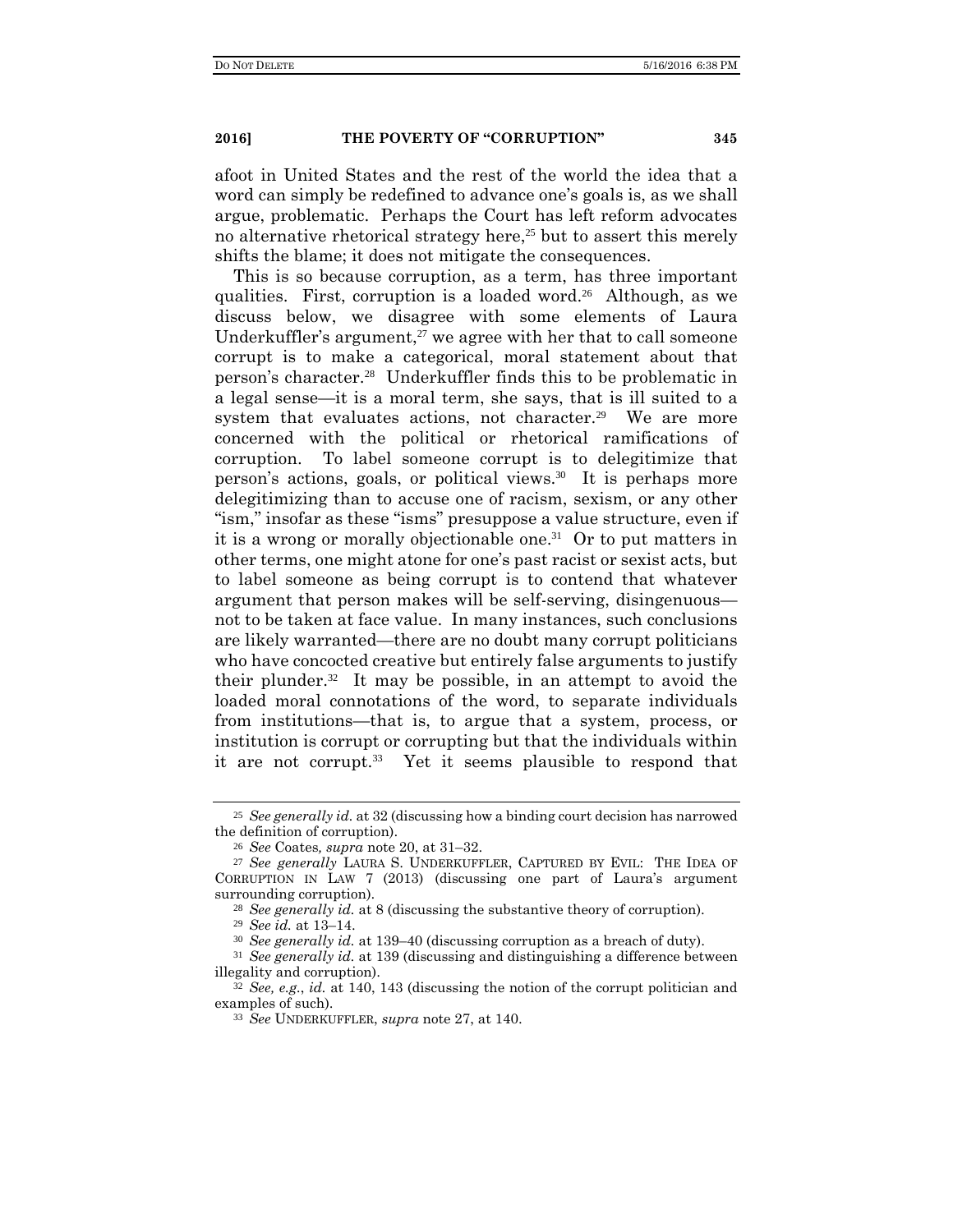afoot in United States and the rest of the world the idea that a word can simply be redefined to advance one's goals is, as we shall argue, problematic. Perhaps the Court has left reform advocates no alternative rhetorical strategy here,[25] but to assert this merely shifts the blame; it does not mitigate the consequences.

This is so because corruption, as a term, has three important qualities. First, corruption is a loaded word.[26] Although, as we discuss below, we disagree with some elements of Laura Underkuffler's argument,[27] we agree with her that to call someone corrupt is to make a categorical, moral statement about that person's character.[28] Underkuffler finds this to be problematic in a legal sense—it is a moral term, she says, that is ill suited to a system that evaluates actions, not character.[29] We are more concerned with the political or rhetorical ramifications of corruption. To label someone corrupt is to delegitimize that person's actions, goals, or political views.[30] It is perhaps more delegitimizing than to accuse one of racism, sexism, or any other "ism," insofar as these "isms" presuppose a value structure, even if it is a wrong or morally objectionable one.[31] Or to put matters in other terms, one might atone for one's past racist or sexist acts, but to label someone as being corrupt is to contend that whatever argument that person makes will be self-serving, disingenuous—not to be taken at face value. In many instances, such conclusions are likely warranted—there are no doubt many corrupt politicians who have concocted creative but entirely false arguments to justify their plunder.[32] It may be possible, in an attempt to avoid the loaded moral connotations of the word, to separate individuals from institutions—that is, to argue that a system, process, or institution is corrupt or corrupting but that the individuals within it are not corrupt.[33] Yet it seems plausible to respond that

---

[25] *See generally id.* at 32 (discussing how a binding court decision has narrowed the definition of corruption).

[26] *See* Coates*, supra* note 20, at 31–32.

[27] *See generally* LAURA S. UNDERKUFFLER, CAPTURED BY EVIL: THE IDEA OF CORRUPTION IN LAW 7 (2013) (discussing one part of Laura's argument surrounding corruption).

[28] *See generally id.* at 8 (discussing the substantive theory of corruption).

[29] *See id.* at 13–14.

[30] *See generally id.* at 139–40 (discussing corruption as a breach of duty).

[31] *See generally id.* at 139 (discussing and distinguishing a difference between illegality and corruption).

[32] *See, e.g.*, *id.* at 140, 143 (discussing the notion of the corrupt politician and examples of such).

[33] *See* UNDERKUFFLER, *supra* note 27, at 140.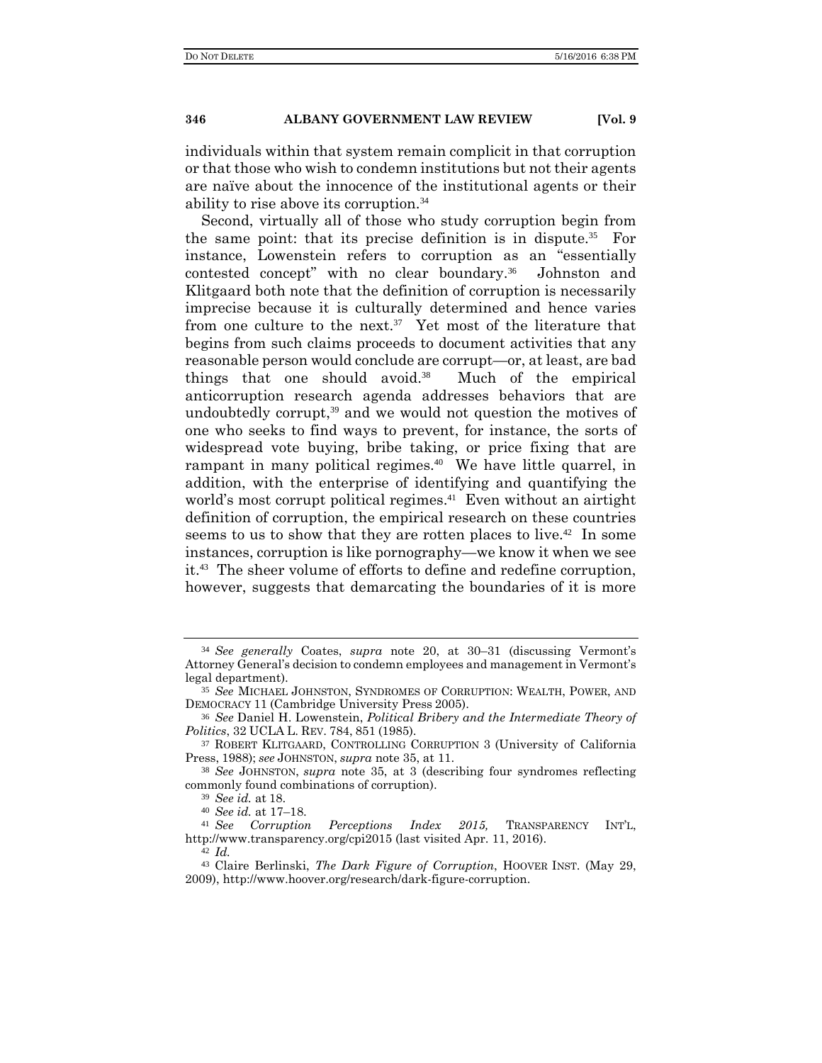individuals within that system remain complicit in that corruption or that those who wish to condemn institutions but not their agents are naïve about the innocence of the institutional agents or their ability to rise above its corruption.[34]

Second, virtually all of those who study corruption begin from the same point: that its precise definition is in dispute.[35] For instance, Lowenstein refers to corruption as an "essentially contested concept" with no clear boundary.[36] Johnston and Klitgaard both note that the definition of corruption is necessarily imprecise because it is culturally determined and hence varies from one culture to the next.[37] Yet most of the literature that begins from such claims proceeds to document activities that any reasonable person would conclude are corrupt—or, at least, are bad things that one should avoid.[38] Much of the empirical anticorruption research agenda addresses behaviors that are undoubtedly corrupt,[39] and we would not question the motives of one who seeks to find ways to prevent, for instance, the sorts of widespread vote buying, bribe taking, or price fixing that are rampant in many political regimes.[40] We have little quarrel, in addition, with the enterprise of identifying and quantifying the world's most corrupt political regimes.[41] Even without an airtight definition of corruption, the empirical research on these countries seems to us to show that they are rotten places to live.[42] In some instances, corruption is like pornography—we know it when we see it.[43] The sheer volume of efforts to define and redefine corruption, however, suggests that demarcating the boundaries of it is more

---

[34] *See generally* Coates, *supra* note 20, at 30–31 (discussing Vermont's Attorney General's decision to condemn employees and management in Vermont's legal department).

[35] *See* MICHAEL JOHNSTON, SYNDROMES OF CORRUPTION: WEALTH, POWER, AND DEMOCRACY 11 (Cambridge University Press 2005).

[36] *See* Daniel H. Lowenstein, *Political Bribery and the Intermediate Theory of Politics*, 32 UCLA L. REV. 784, 851 (1985).

[37] ROBERT KLITGAARD, CONTROLLING CORRUPTION 3 (University of California Press, 1988); *see* JOHNSTON, *supra* note 35, at 11.

[38] *See* JOHNSTON, *supra* note 35, at 3 (describing four syndromes reflecting commonly found combinations of corruption).

[39] *See id.* at 18.

[40] *See id.* at 17–18.

[41] *See Corruption Perceptions Index 2015,* TRANSPARENCY INT'L, http://www.transparency.org/cpi2015 (last visited Apr. 11, 2016).

[42] *Id.*

[43] Claire Berlinski, *The Dark Figure of Corruption*, HOOVER INST. (May 29, 2009), http://www.hoover.org/research/dark-figure-corruption.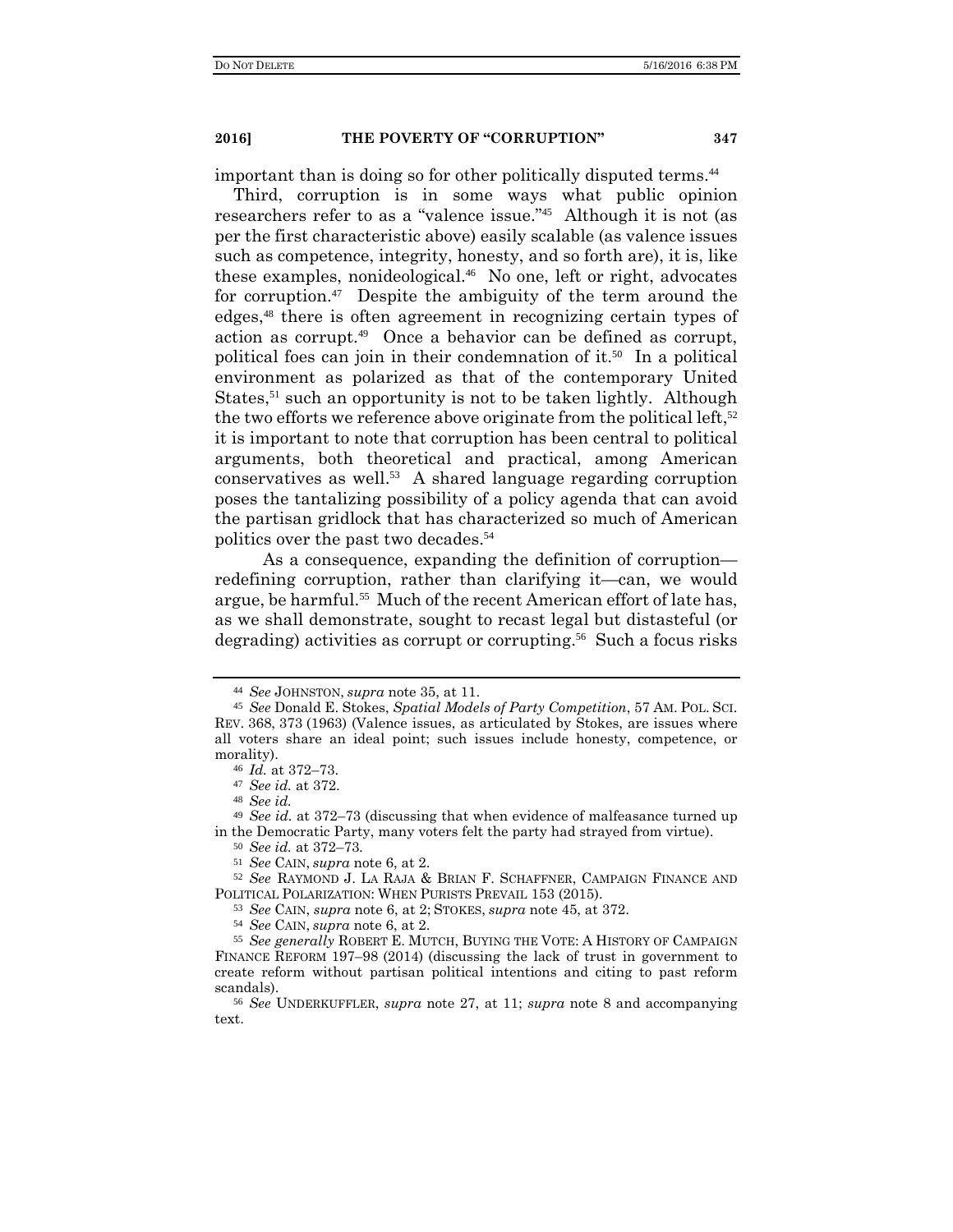important than is doing so for other politically disputed terms.[44]

Third, corruption is in some ways what public opinion researchers refer to as a "valence issue."[45] Although it is not (as per the first characteristic above) easily scalable (as valence issues such as competence, integrity, honesty, and so forth are), it is, like these examples, nonideological.[46] No one, left or right, advocates for corruption.[47] Despite the ambiguity of the term around the edges,[48] there is often agreement in recognizing certain types of action as corrupt.[49] Once a behavior can be defined as corrupt, political foes can join in their condemnation of it.[50] In a political environment as polarized as that of the contemporary United States,[51] such an opportunity is not to be taken lightly. Although the two efforts we reference above originate from the political left,[52] it is important to note that corruption has been central to political arguments, both theoretical and practical, among American conservatives as well.[53] A shared language regarding corruption poses the tantalizing possibility of a policy agenda that can avoid the partisan gridlock that has characterized so much of American politics over the past two decades.[54]

As a consequence, expanding the definition of corruption—redefining corruption, rather than clarifying it—can, we would argue, be harmful.[55] Much of the recent American effort of late has, as we shall demonstrate, sought to recast legal but distasteful (or degrading) activities as corrupt or corrupting.[56] Such a focus risks

---

[44] *See* JOHNSTON, *supra* note 35, at 11.

[45] *See* Donald E. Stokes, *Spatial Models of Party Competition*, 57 AM. POL. SCI. REV. 368, 373 (1963) (Valence issues, as articulated by Stokes, are issues where all voters share an ideal point; such issues include honesty, competence, or morality).

[46] *Id.* at 372–73.

[47] *See id.* at 372.

[48] *See id.*

[49] *See id.* at 372–73 (discussing that when evidence of malfeasance turned up in the Democratic Party, many voters felt the party had strayed from virtue).

[50] *See id.* at 372–73.

[51] *See* CAIN, *supra* note 6, at 2.

[52] *See* RAYMOND J. LA RAJA & BRIAN F. SCHAFFNER, CAMPAIGN FINANCE AND POLITICAL POLARIZATION: WHEN PURISTS PREVAIL 153 (2015).

[53] *See* CAIN, *supra* note 6, at 2; STOKES, *supra* note 45, at 372.

[54] *See* CAIN, *supra* note 6, at 2.

[55] *See generally* ROBERT E. MUTCH, BUYING THE VOTE: A HISTORY OF CAMPAIGN FINANCE REFORM 197–98 (2014) (discussing the lack of trust in government to create reform without partisan political intentions and citing to past reform scandals).

[56] *See* UNDERKUFFLER, *supra* note 27, at 11; *supra* note 8 and accompanying text.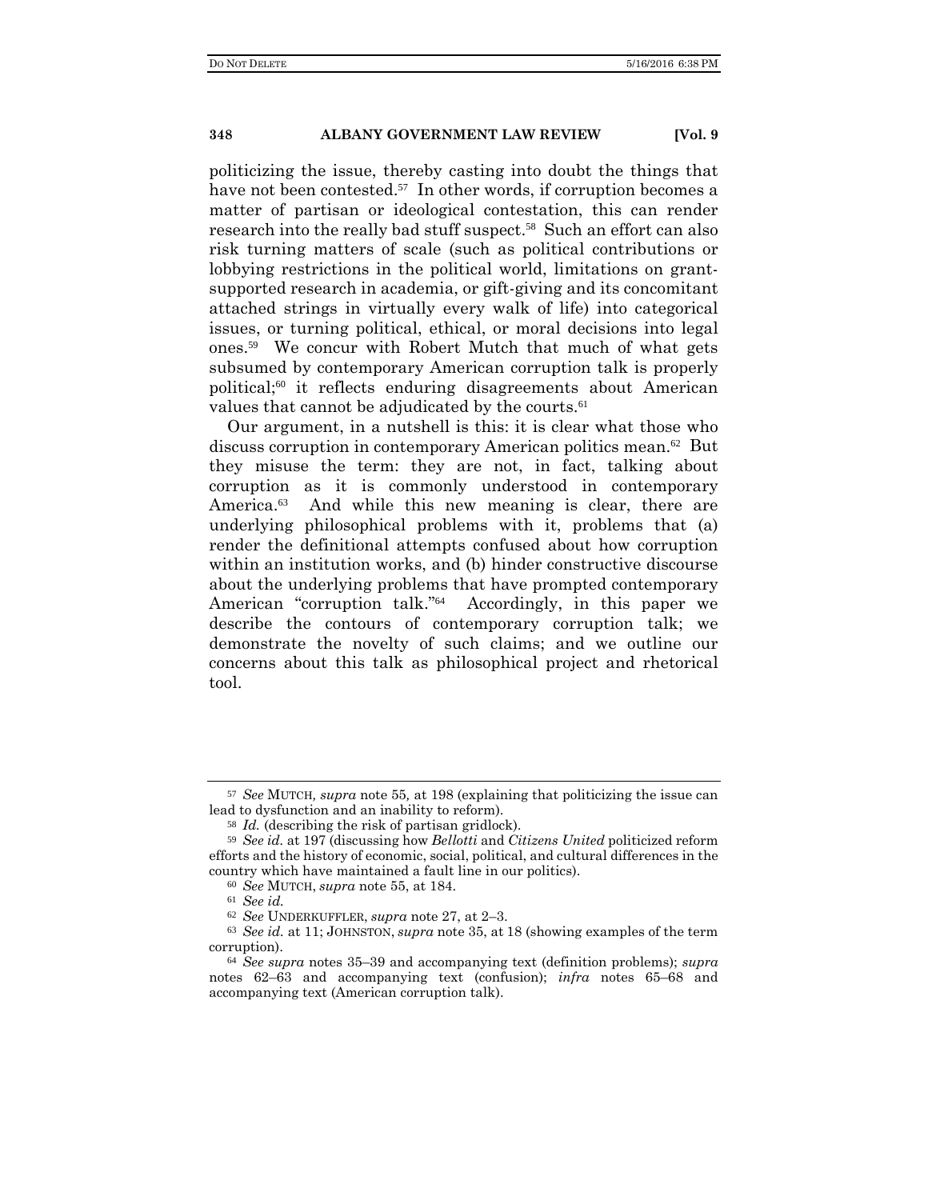politicizing the issue, thereby casting into doubt the things that have not been contested.[57] In other words, if corruption becomes a matter of partisan or ideological contestation, this can render research into the really bad stuff suspect.[58] Such an effort can also risk turning matters of scale (such as political contributions or lobbying restrictions in the political world, limitations on grant-supported research in academia, or gift-giving and its concomitant attached strings in virtually every walk of life) into categorical issues, or turning political, ethical, or moral decisions into legal ones.[59] We concur with Robert Mutch that much of what gets subsumed by contemporary American corruption talk is properly political;[60] it reflects enduring disagreements about American values that cannot be adjudicated by the courts.[61]

Our argument, in a nutshell is this: it is clear what those who discuss corruption in contemporary American politics mean.[62] But they misuse the term: they are not, in fact, talking about corruption as it is commonly understood in contemporary America.[63] And while this new meaning is clear, there are underlying philosophical problems with it, problems that (a) render the definitional attempts confused about how corruption within an institution works, and (b) hinder constructive discourse about the underlying problems that have prompted contemporary American "corruption talk."[64] Accordingly, in this paper we describe the contours of contemporary corruption talk; we demonstrate the novelty of such claims; and we outline our concerns about this talk as philosophical project and rhetorical tool.

---

[57] *See* MUTCH, *supra* note 55, at 198 (explaining that politicizing the issue can lead to dysfunction and an inability to reform).

[58] *Id.* (describing the risk of partisan gridlock).

[59] *See id.* at 197 (discussing how *Bellotti* and *Citizens United* politicized reform efforts and the history of economic, social, political, and cultural differences in the country which have maintained a fault line in our politics).

[60] *See* MUTCH, *supra* note 55, at 184.

[61] *See id.*

[62] *See* UNDERKUFFLER, *supra* note 27, at 2–3.

[63] *See id.* at 11; JOHNSTON, *supra* note 35, at 18 (showing examples of the term corruption).

[64] *See supra* notes 35–39 and accompanying text (definition problems); *supra* notes 62–63 and accompanying text (confusion); *infra* notes 65–68 and accompanying text (American corruption talk).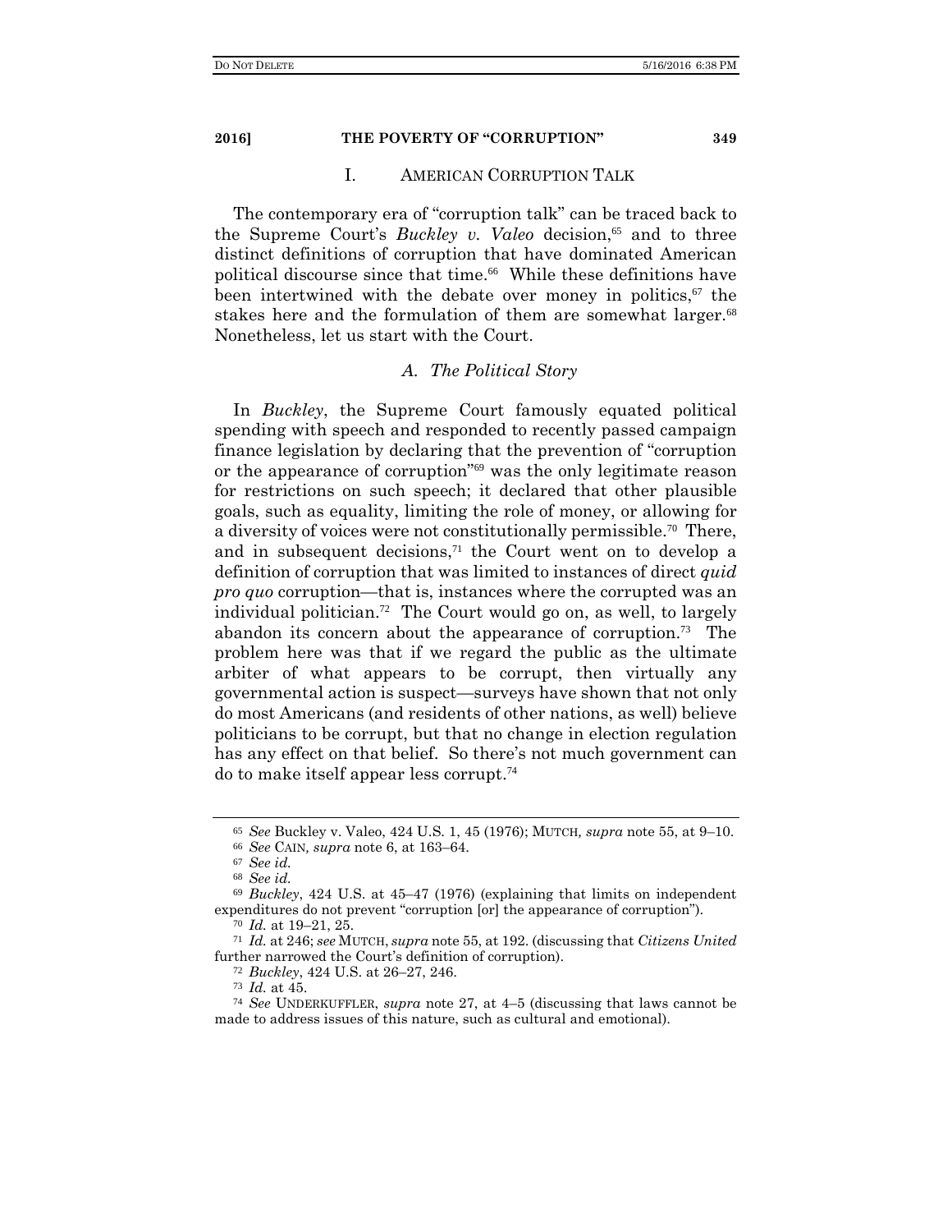## I. AMERICAN CORRUPTION TALK

The contemporary era of "corruption talk" can be traced back to the Supreme Court's *Buckley v. Valeo* decision,[65] and to three distinct definitions of corruption that have dominated American political discourse since that time.[66] While these definitions have been intertwined with the debate over money in politics,[67] the stakes here and the formulation of them are somewhat larger.[68] Nonetheless, let us start with the Court.

### *A. The Political Story*

In *Buckley*, the Supreme Court famously equated political spending with speech and responded to recently passed campaign finance legislation by declaring that the prevention of "corruption or the appearance of corruption"[69] was the only legitimate reason for restrictions on such speech; it declared that other plausible goals, such as equality, limiting the role of money, or allowing for a diversity of voices were not constitutionally permissible.[70] There, and in subsequent decisions,[71] the Court went on to develop a definition of corruption that was limited to instances of direct *quid pro quo* corruption—that is, instances where the corrupted was an individual politician.[72] The Court would go on, as well, to largely abandon its concern about the appearance of corruption.[73] The problem here was that if we regard the public as the ultimate arbiter of what appears to be corrupt, then virtually any governmental action is suspect—surveys have shown that not only do most Americans (and residents of other nations, as well) believe politicians to be corrupt, but that no change in election regulation has any effect on that belief. So there's not much government can do to make itself appear less corrupt.[74]

---

[65] *See* Buckley v. Valeo, 424 U.S. 1, 45 (1976); MUTCH*, supra* note 55, at 9–10.

[66] *See* CAIN*, supra* note 6, at 163–64.

[67] *See id.*

[68] *See id.*

[69] *Buckley*, 424 U.S. at 45–47 (1976) (explaining that limits on independent expenditures do not prevent "corruption [or] the appearance of corruption").

[70] *Id.* at 19–21, 25.

[71] *Id.* at 246; *see* MUTCH, *supra* note 55, at 192. (discussing that *Citizens United* further narrowed the Court's definition of corruption).

[72] *Buckley*, 424 U.S. at 26–27, 246.

[73] *Id.* at 45.

[74] *See* UNDERKUFFLER, *supra* note 27, at 4–5 (discussing that laws cannot be made to address issues of this nature, such as cultural and emotional).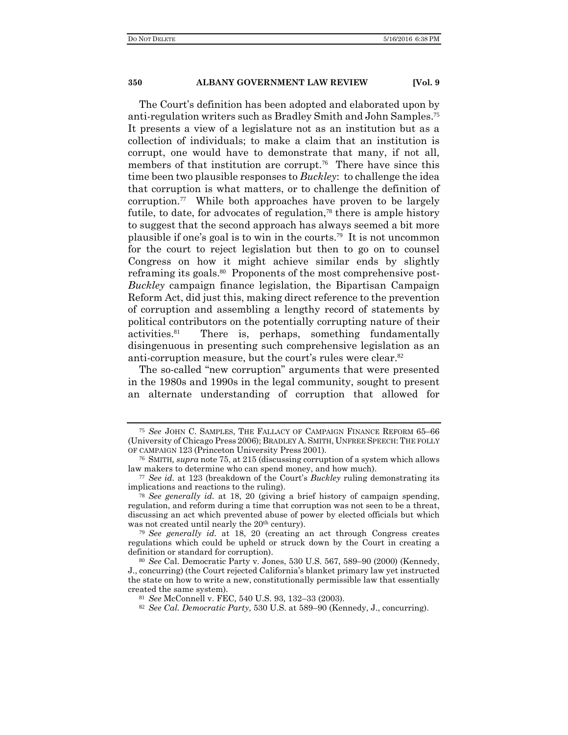The Court's definition has been adopted and elaborated upon by anti-regulation writers such as Bradley Smith and John Samples.[75] It presents a view of a legislature not as an institution but as a collection of individuals; to make a claim that an institution is corrupt, one would have to demonstrate that many, if not all, members of that institution are corrupt.[76] There have since this time been two plausible responses to *Buckley*: to challenge the idea that corruption is what matters, or to challenge the definition of corruption.[77] While both approaches have proven to be largely futile, to date, for advocates of regulation,[78] there is ample history to suggest that the second approach has always seemed a bit more plausible if one's goal is to win in the courts.[79] It is not uncommon for the court to reject legislation but then to go on to counsel Congress on how it might achieve similar ends by slightly reframing its goals.[80] Proponents of the most comprehensive post-*Buckley* campaign finance legislation, the Bipartisan Campaign Reform Act, did just this, making direct reference to the prevention of corruption and assembling a lengthy record of statements by political contributors on the potentially corrupting nature of their activities.[81] There is, perhaps, something fundamentally disingenuous in presenting such comprehensive legislation as an anti-corruption measure, but the court's rules were clear.[82]

The so-called "new corruption" arguments that were presented in the 1980s and 1990s in the legal community, sought to present an alternate understanding of corruption that allowed for

---

[75] *See* JOHN C. SAMPLES, THE FALLACY OF CAMPAIGN FINANCE REFORM 65–66 (University of Chicago Press 2006); BRADLEY A. SMITH, UNFREE SPEECH: THE FOLLY OF CAMPAIGN 123 (Princeton University Press 2001).

[76] SMITH*, supra* note 75, at 215 (discussing corruption of a system which allows law makers to determine who can spend money, and how much).

[77] *See id.* at 123 (breakdown of the Court's *Buckley* ruling demonstrating its implications and reactions to the ruling).

[78] *See generally id.* at 18, 20 (giving a brief history of campaign spending, regulation, and reform during a time that corruption was not seen to be a threat, discussing an act which prevented abuse of power by elected officials but which was not created until nearly the 20th century).

[79] *See generally id.* at 18, 20 (creating an act through Congress creates regulations which could be upheld or struck down by the Court in creating a definition or standard for corruption).

[80] *See* Cal. Democratic Party v. Jones, 530 U.S. 567, 589–90 (2000) (Kennedy, J., concurring) (the Court rejected California's blanket primary law yet instructed the state on how to write a new, constitutionally permissible law that essentially created the same system).

[81] *See* McConnell v. FEC, 540 U.S. 93, 132–33 (2003).

[82] *See Cal. Democratic Party*, 530 U.S. at 589–90 (Kennedy, J., concurring).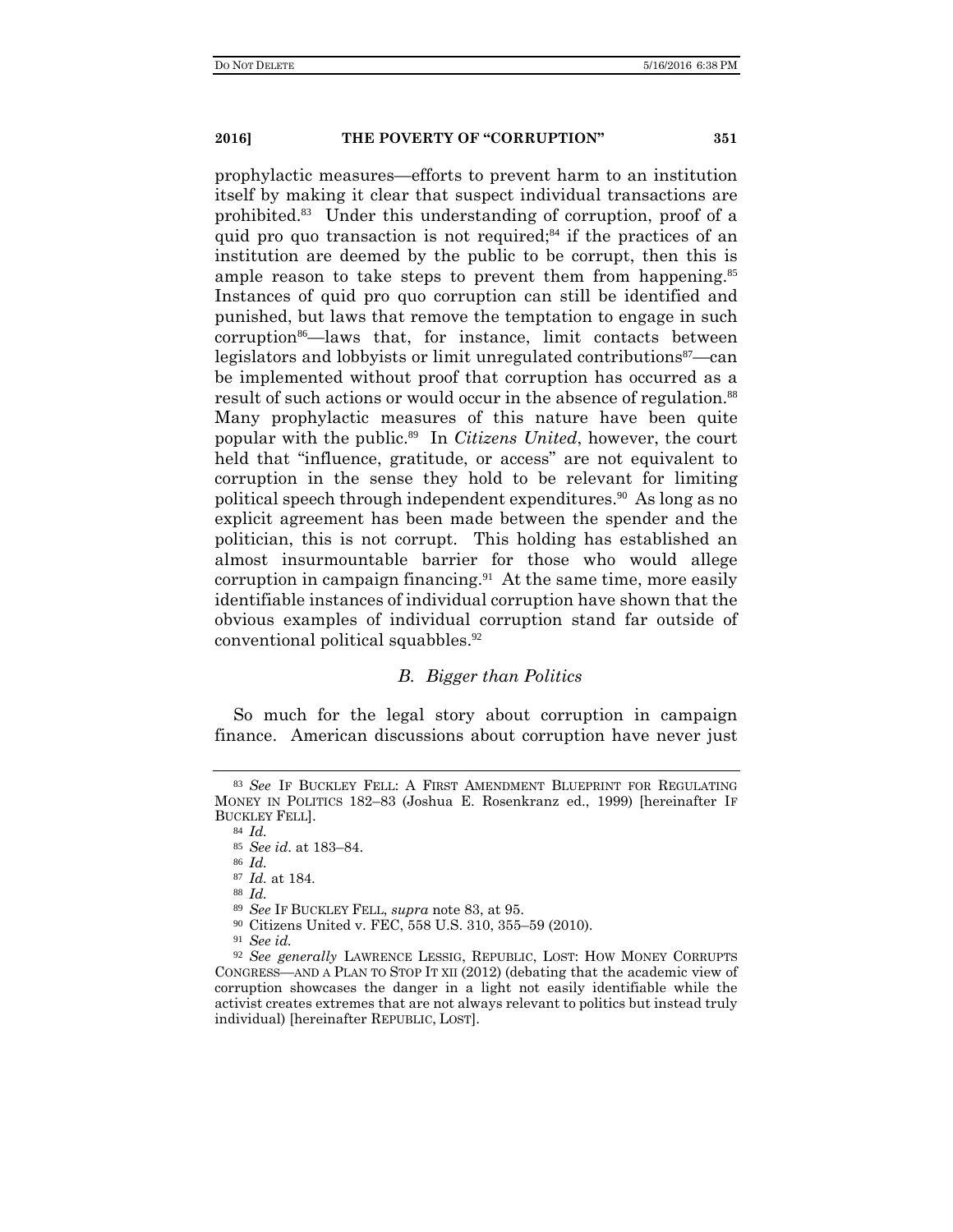prophylactic measures—efforts to prevent harm to an institution itself by making it clear that suspect individual transactions are prohibited.[83] Under this understanding of corruption, proof of a quid pro quo transaction is not required;[84] if the practices of an institution are deemed by the public to be corrupt, then this is ample reason to take steps to prevent them from happening.[85] Instances of quid pro quo corruption can still be identified and punished, but laws that remove the temptation to engage in such corruption[86]—laws that, for instance, limit contacts between legislators and lobbyists or limit unregulated contributions[87]—can be implemented without proof that corruption has occurred as a result of such actions or would occur in the absence of regulation.[88] Many prophylactic measures of this nature have been quite popular with the public.[89] In *Citizens United*, however, the court held that "influence, gratitude, or access" are not equivalent to corruption in the sense they hold to be relevant for limiting political speech through independent expenditures.[90] As long as no explicit agreement has been made between the spender and the politician, this is not corrupt. This holding has established an almost insurmountable barrier for those who would allege corruption in campaign financing.[91] At the same time, more easily identifiable instances of individual corruption have shown that the obvious examples of individual corruption stand far outside of conventional political squabbles.[92]

### *B. Bigger than Politics*

So much for the legal story about corruption in campaign finance. American discussions about corruption have never just

---

[83] *See* IF BUCKLEY FELL: A FIRST AMENDMENT BLUEPRINT FOR REGULATING MONEY IN POLITICS 182–83 (Joshua E. Rosenkranz ed., 1999) [hereinafter IF BUCKLEY FELL].

[84] *Id.*

[85] *See id.* at 183–84.

[86] *Id.*

[87] *Id.* at 184.

[88] *Id.*

[89] *See* IF BUCKLEY FELL, *supra* note 83, at 95.

[90] Citizens United v. FEC, 558 U.S. 310, 355–59 (2010).

[91] *See id.*

[92] *See generally* LAWRENCE LESSIG, REPUBLIC, LOST: HOW MONEY CORRUPTS CONGRESS—AND A PLAN TO STOP IT XII (2012) (debating that the academic view of corruption showcases the danger in a light not easily identifiable while the activist creates extremes that are not always relevant to politics but instead truly individual) [hereinafter REPUBLIC, LOST].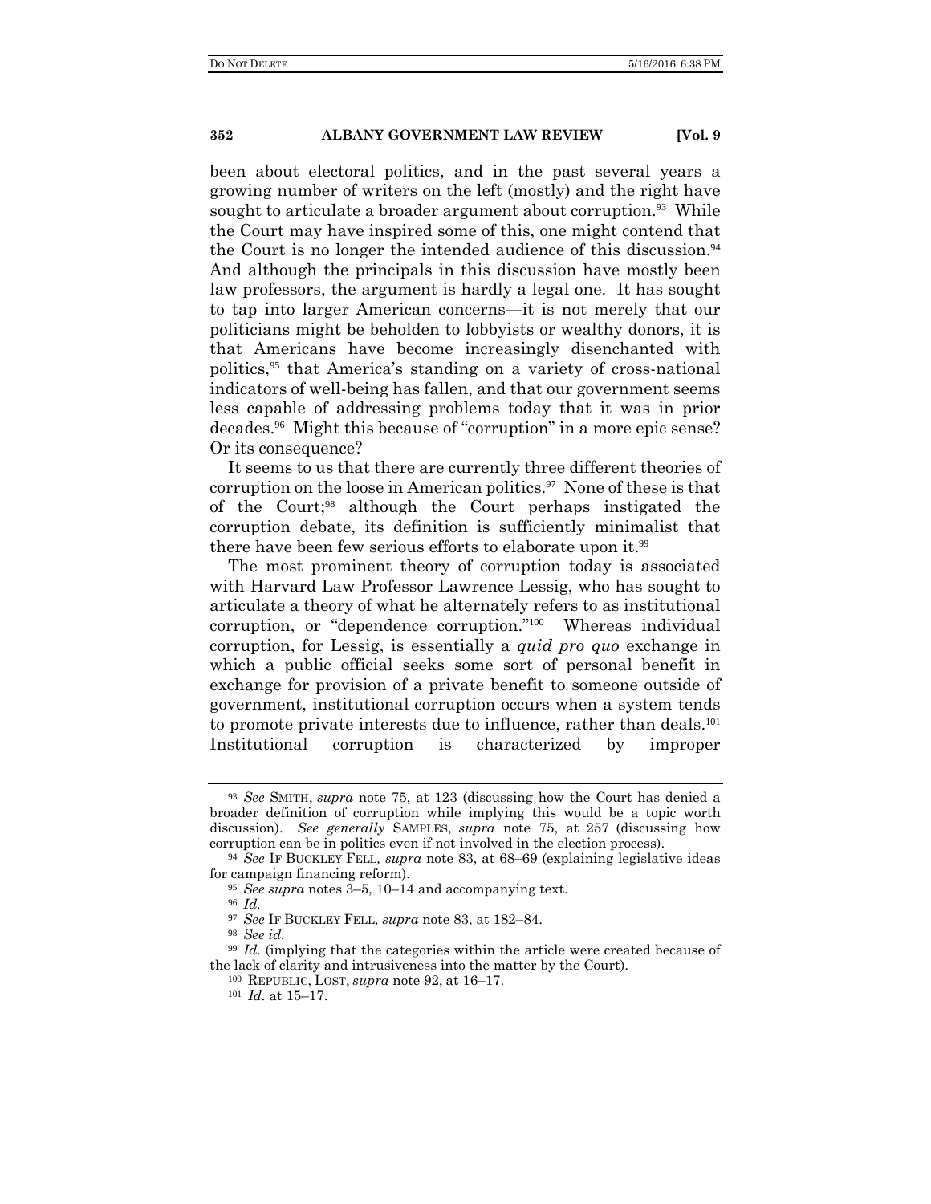been about electoral politics, and in the past several years a growing number of writers on the left (mostly) and the right have sought to articulate a broader argument about corruption.[93] While the Court may have inspired some of this, one might contend that the Court is no longer the intended audience of this discussion.[94] And although the principals in this discussion have mostly been law professors, the argument is hardly a legal one. It has sought to tap into larger American concerns—it is not merely that our politicians might be beholden to lobbyists or wealthy donors, it is that Americans have become increasingly disenchanted with politics,[95] that America's standing on a variety of cross-national indicators of well-being has fallen, and that our government seems less capable of addressing problems today that it was in prior decades.[96] Might this because of "corruption" in a more epic sense? Or its consequence?

It seems to us that there are currently three different theories of corruption on the loose in American politics.[97] None of these is that of the Court;[98] although the Court perhaps instigated the corruption debate, its definition is sufficiently minimalist that there have been few serious efforts to elaborate upon it.[99]

The most prominent theory of corruption today is associated with Harvard Law Professor Lawrence Lessig, who has sought to articulate a theory of what he alternately refers to as institutional corruption, or "dependence corruption."[100] Whereas individual corruption, for Lessig, is essentially a *quid pro quo* exchange in which a public official seeks some sort of personal benefit in exchange for provision of a private benefit to someone outside of government, institutional corruption occurs when a system tends to promote private interests due to influence, rather than deals.[101] Institutional corruption is characterized by improper

---

[93] *See* SMITH, *supra* note 75, at 123 (discussing how the Court has denied a broader definition of corruption while implying this would be a topic worth discussion). *See generally* SAMPLES, *supra* note 75, at 257 (discussing how corruption can be in politics even if not involved in the election process).

[94] *See* IF BUCKLEY FELL*, supra* note 83, at 68–69 (explaining legislative ideas for campaign financing reform).

[95] *See supra* notes 3–5, 10–14 and accompanying text.

[96] *Id.*

[97] *See* IF BUCKLEY FELL, *supra* note 83, at 182–84.

[98] *See id.*

[99] *Id.* (implying that the categories within the article were created because of the lack of clarity and intrusiveness into the matter by the Court).

[100] REPUBLIC, LOST, *supra* note 92, at 16–17.

[101] *Id.* at 15–17.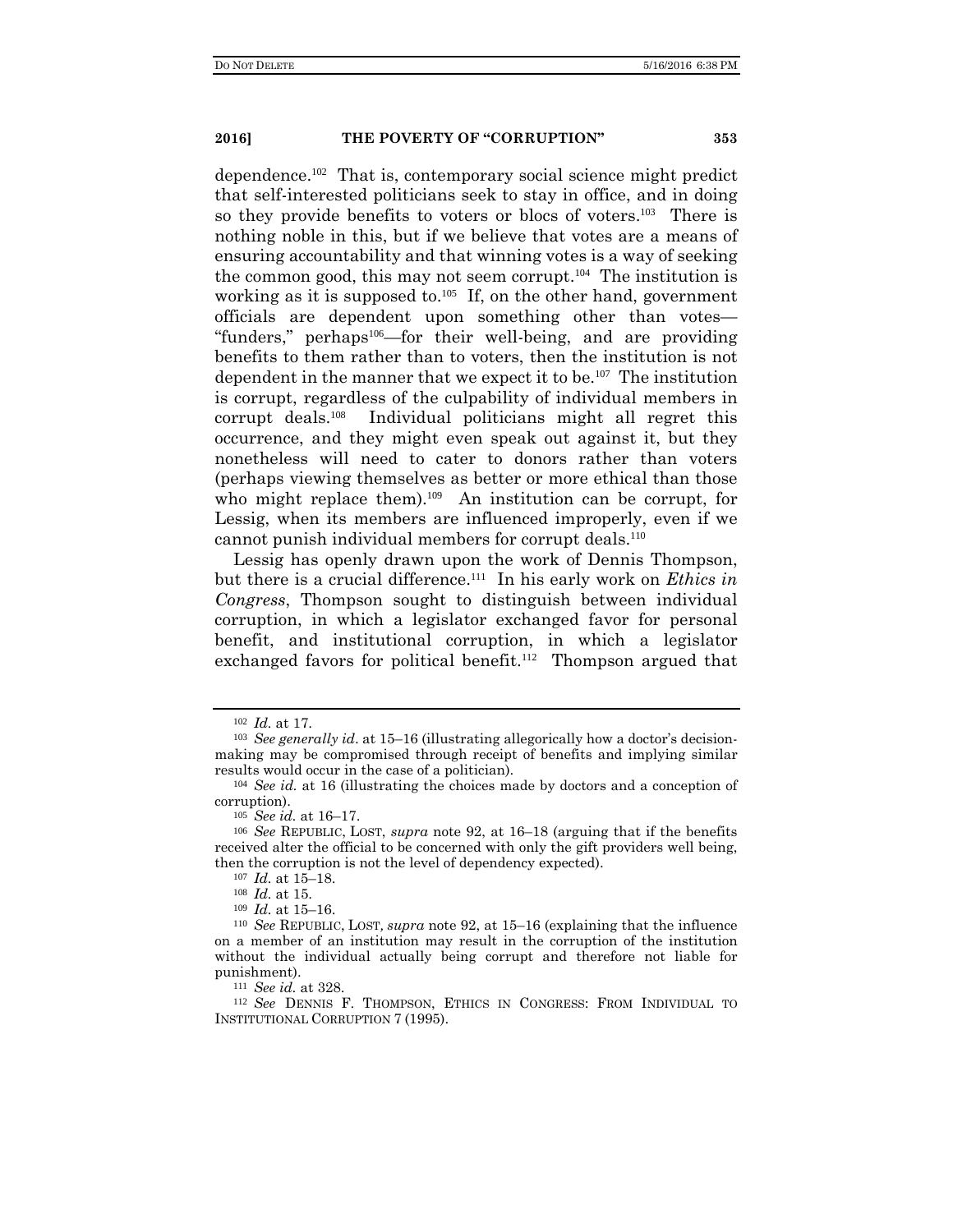dependence.[102] That is, contemporary social science might predict that self-interested politicians seek to stay in office, and in doing so they provide benefits to voters or blocs of voters.[103] There is nothing noble in this, but if we believe that votes are a means of ensuring accountability and that winning votes is a way of seeking the common good, this may not seem corrupt.[104] The institution is working as it is supposed to.[105] If, on the other hand, government officials are dependent upon something other than votes—"funders," perhaps[106]—for their well-being, and are providing benefits to them rather than to voters, then the institution is not dependent in the manner that we expect it to be.[107] The institution is corrupt, regardless of the culpability of individual members in corrupt deals.[108] Individual politicians might all regret this occurrence, and they might even speak out against it, but they nonetheless will need to cater to donors rather than voters (perhaps viewing themselves as better or more ethical than those who might replace them).[109] An institution can be corrupt, for Lessig, when its members are influenced improperly, even if we cannot punish individual members for corrupt deals.[110]

Lessig has openly drawn upon the work of Dennis Thompson, but there is a crucial difference.[111] In his early work on *Ethics in Congress*, Thompson sought to distinguish between individual corruption, in which a legislator exchanged favor for personal benefit, and institutional corruption, in which a legislator exchanged favors for political benefit.[112] Thompson argued that

---

[102] *Id.* at 17.

[103] *See generally id.* at 15–16 (illustrating allegorically how a doctor's decision-making may be compromised through receipt of benefits and implying similar results would occur in the case of a politician).

[104] *See id.* at 16 (illustrating the choices made by doctors and a conception of corruption).

[105] *See id.* at 16–17.

[106] *See* REPUBLIC, LOST, *supra* note 92, at 16–18 (arguing that if the benefits received alter the official to be concerned with only the gift providers well being, then the corruption is not the level of dependency expected).

[107] *Id.* at 15–18.

[108] *Id.* at 15.

[109] *Id.* at 15–16.

[110] *See* REPUBLIC, LOST*, supra* note 92, at 15–16 (explaining that the influence on a member of an institution may result in the corruption of the institution without the individual actually being corrupt and therefore not liable for punishment).

[111] *See id.* at 328.

[112] *See* DENNIS F. THOMPSON, ETHICS IN CONGRESS: FROM INDIVIDUAL TO INSTITUTIONAL CORRUPTION 7 (1995).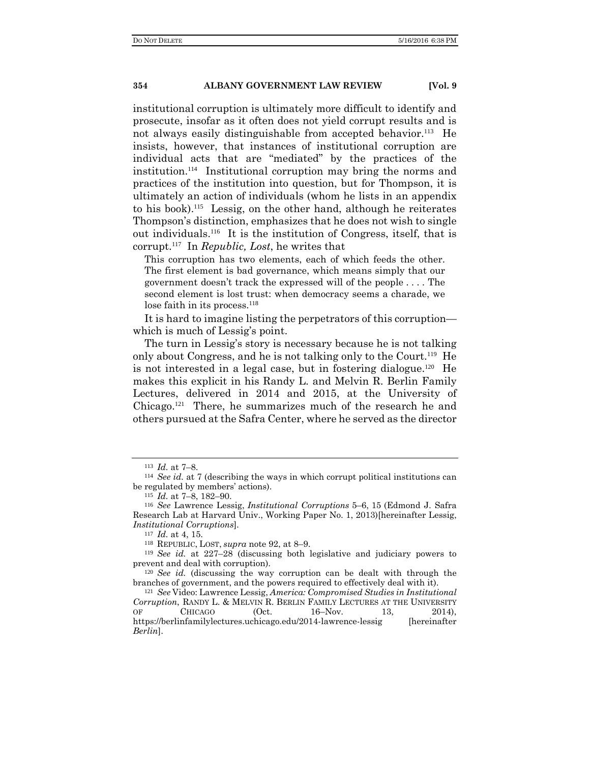institutional corruption is ultimately more difficult to identify and prosecute, insofar as it often does not yield corrupt results and is not always easily distinguishable from accepted behavior.[113] He insists, however, that instances of institutional corruption are individual acts that are "mediated" by the practices of the institution.[114] Institutional corruption may bring the norms and practices of the institution into question, but for Thompson, it is ultimately an action of individuals (whom he lists in an appendix to his book).[115] Lessig, on the other hand, although he reiterates Thompson's distinction, emphasizes that he does not wish to single out individuals.[116] It is the institution of Congress, itself, that is corrupt.[117] In *Republic, Lost*, he writes that

> This corruption has two elements, each of which feeds the other. The first element is bad governance, which means simply that our government doesn't track the expressed will of the people . . . . The second element is lost trust: when democracy seems a charade, we lose faith in its process.[118]

It is hard to imagine listing the perpetrators of this corruption—which is much of Lessig's point.

The turn in Lessig's story is necessary because he is not talking only about Congress, and he is not talking only to the Court.[119] He is not interested in a legal case, but in fostering dialogue.[120] He makes this explicit in his Randy L. and Melvin R. Berlin Family Lectures, delivered in 2014 and 2015, at the University of Chicago.[121] There, he summarizes much of the research he and others pursued at the Safra Center, where he served as the director

---

[113] *Id.* at 7–8.

[114] *See id.* at 7 (describing the ways in which corrupt political institutions can be regulated by members' actions).

[115] *Id.* at 7–8, 182–90.

[116] *See* Lawrence Lessig, *Institutional Corruptions* 5–6, 15 (Edmond J. Safra Research Lab at Harvard Univ., Working Paper No. 1, 2013)[hereinafter Lessig, *Institutional Corruptions*].

[117] *Id.* at 4, 15.

[118] REPUBLIC, LOST, *supra* note 92, at 8–9.

[119] *See id.* at 227–28 (discussing both legislative and judiciary powers to prevent and deal with corruption).

[120] *See id.* (discussing the way corruption can be dealt with through the branches of government, and the powers required to effectively deal with it).

[121] *See* Video: Lawrence Lessig, *America: Compromised Studies in Institutional Corruption*, RANDY L. & MELVIN R. BERLIN FAMILY LECTURES AT THE UNIVERSITY OF CHICAGO (Oct. 16–Nov. 13, 2014), https://berlinfamilylectures.uchicago.edu/2014-lawrence-lessig [hereinafter *Berlin*].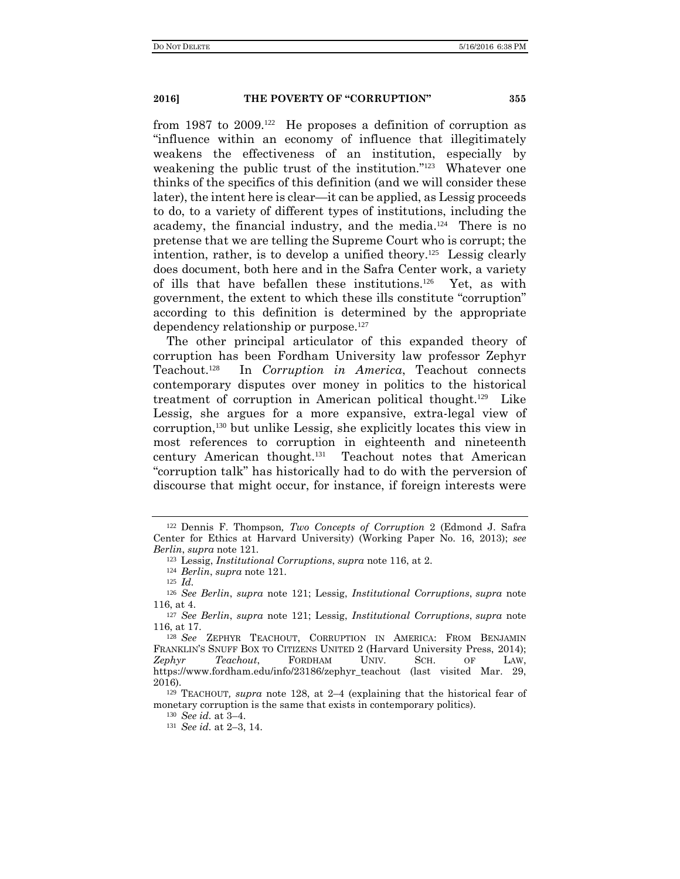from 1987 to 2009.[122] He proposes a definition of corruption as "influence within an economy of influence that illegitimately weakens the effectiveness of an institution, especially by weakening the public trust of the institution."[123] Whatever one thinks of the specifics of this definition (and we will consider these later), the intent here is clear—it can be applied, as Lessig proceeds to do, to a variety of different types of institutions, including the academy, the financial industry, and the media.[124] There is no pretense that we are telling the Supreme Court who is corrupt; the intention, rather, is to develop a unified theory.[125] Lessig clearly does document, both here and in the Safra Center work, a variety of ills that have befallen these institutions.[126] Yet, as with government, the extent to which these ills constitute "corruption" according to this definition is determined by the appropriate dependency relationship or purpose.[127]

The other principal articulator of this expanded theory of corruption has been Fordham University law professor Zephyr Teachout.[128] In *Corruption in America*, Teachout connects contemporary disputes over money in politics to the historical treatment of corruption in American political thought.[129] Like Lessig, she argues for a more expansive, extra-legal view of corruption,[130] but unlike Lessig, she explicitly locates this view in most references to corruption in eighteenth and nineteenth century American thought.[131] Teachout notes that American "corruption talk" has historically had to do with the perversion of discourse that might occur, for instance, if foreign interests were

---

[122] Dennis F. Thompson, *Two Concepts of Corruption* 2 (Edmond J. Safra Center for Ethics at Harvard University) (Working Paper No. 16, 2013); *see Berlin*, *supra* note 121.

[123] Lessig, *Institutional Corruptions*, *supra* note 116, at 2.

[124] *Berlin*, *supra* note 121.

[125] *Id.*

[126] *See Berlin*, *supra* note 121; Lessig, *Institutional Corruptions*, *supra* note 116, at 4.

[127] *See Berlin*, *supra* note 121; Lessig, *Institutional Corruptions*, *supra* note 116, at 17.

[128] *See* ZEPHYR TEACHOUT, CORRUPTION IN AMERICA: FROM BENJAMIN FRANKLIN'S SNUFF BOX TO CITIZENS UNITED 2 (Harvard University Press, 2014); *Zephyr Teachout*, FORDHAM UNIV. SCH. OF LAW, https://www.fordham.edu/info/23186/zephyr_teachout (last visited Mar. 29, 2016).

[129] TEACHOUT, *supra* note 128, at 2–4 (explaining that the historical fear of monetary corruption is the same that exists in contemporary politics).

[130] *See id.* at 3–4.

[131] *See id.* at 2–3, 14.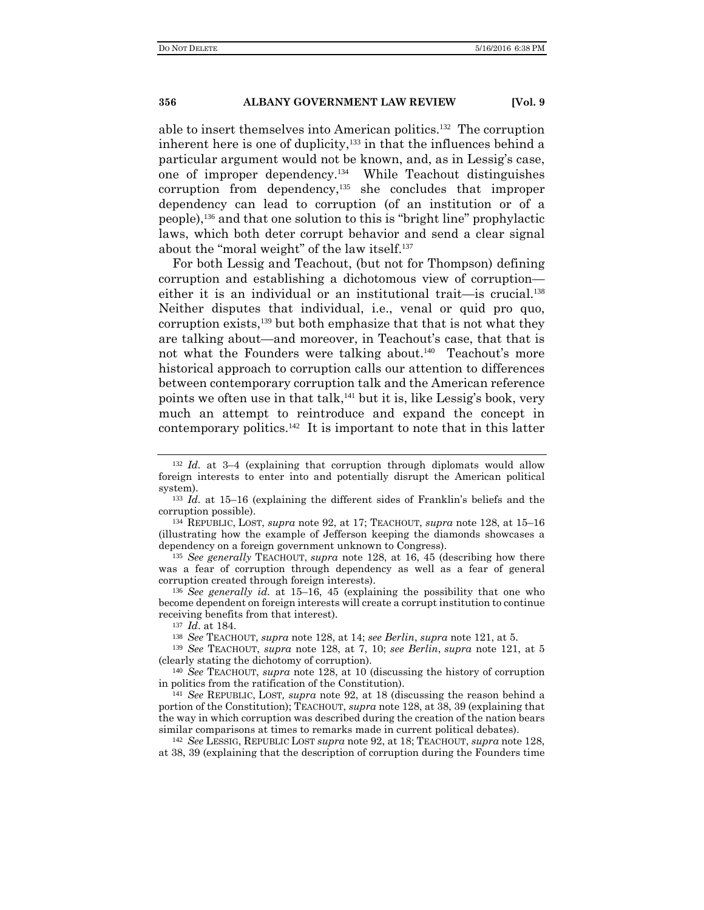able to insert themselves into American politics.[132] The corruption inherent here is one of duplicity,[133] in that the influences behind a particular argument would not be known, and, as in Lessig's case, one of improper dependency.[134] While Teachout distinguishes corruption from dependency,[135] she concludes that improper dependency can lead to corruption (of an institution or of a people),[136] and that one solution to this is "bright line" prophylactic laws, which both deter corrupt behavior and send a clear signal about the "moral weight" of the law itself.[137]

For both Lessig and Teachout, (but not for Thompson) defining corruption and establishing a dichotomous view of corruption—either it is an individual or an institutional trait—is crucial.[138] Neither disputes that individual, i.e., venal or quid pro quo, corruption exists,[139] but both emphasize that that is not what they are talking about—and moreover, in Teachout's case, that that is not what the Founders were talking about.[140] Teachout's more historical approach to corruption calls our attention to differences between contemporary corruption talk and the American reference points we often use in that talk,[141] but it is, like Lessig's book, very much an attempt to reintroduce and expand the concept in contemporary politics.[142] It is important to note that in this latter

---

[132] *Id.* at 3–4 (explaining that corruption through diplomats would allow foreign interests to enter into and potentially disrupt the American political system).

[133] *Id.* at 15–16 (explaining the different sides of Franklin's beliefs and the corruption possible).

[134] REPUBLIC, LOST, *supra* note 92, at 17; TEACHOUT, *supra* note 128, at 15–16 (illustrating how the example of Jefferson keeping the diamonds showcases a dependency on a foreign government unknown to Congress).

[135] *See generally* TEACHOUT, *supra* note 128, at 16, 45 (describing how there was a fear of corruption through dependency as well as a fear of general corruption created through foreign interests).

[136] *See generally id.* at 15–16, 45 (explaining the possibility that one who become dependent on foreign interests will create a corrupt institution to continue receiving benefits from that interest).

[137] *Id*. at 184.

[138] *See* TEACHOUT, *supra* note 128, at 14; *see Berlin*, *supra* note 121, at 5.

[139] *See* TEACHOUT, *supra* note 128, at 7, 10; *see Berlin*, *supra* note 121, at 5 (clearly stating the dichotomy of corruption).

[140] *See* TEACHOUT, *supra* note 128, at 10 (discussing the history of corruption in politics from the ratification of the Constitution).

[141] *See* REPUBLIC, LOST, *supra* note 92, at 18 (discussing the reason behind a portion of the Constitution); TEACHOUT, *supra* note 128, at 38, 39 (explaining that the way in which corruption was described during the creation of the nation bears similar comparisons at times to remarks made in current political debates).

[142] *See* LESSIG, REPUBLIC LOST *supra* note 92, at 18; TEACHOUT, *supra* note 128, at 38, 39 (explaining that the description of corruption during the Founders time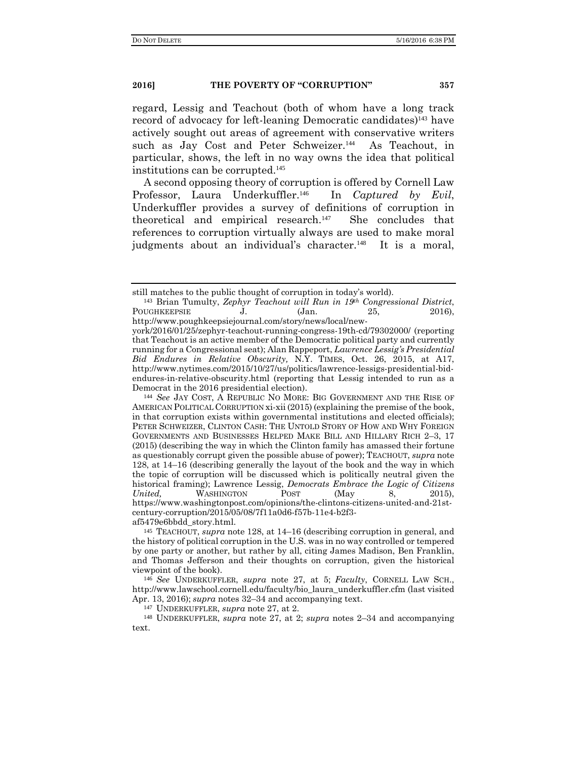regard, Lessig and Teachout (both of whom have a long track record of advocacy for left-leaning Democratic candidates)[143] have actively sought out areas of agreement with conservative writers such as Jay Cost and Peter Schweizer.[144] As Teachout, in particular, shows, the left in no way owns the idea that political institutions can be corrupted.[145]

A second opposing theory of corruption is offered by Cornell Law Professor, Laura Underkuffler.[146] In *Captured by Evil*, Underkuffler provides a survey of definitions of corruption in theoretical and empirical research.[147] She concludes that references to corruption virtually always are used to make moral judgments about an individual's character.[148] It is a moral,

---

still matches to the public thought of corruption in today's world).

[143] Brian Tumulty, *Zephyr Teachout will Run in 19th Congressional District*, POUGHKEEPSIE J. (Jan. 25, 2016), http://www.poughkeepsiejournal.com/story/news/local/new-york/2016/01/25/zephyr-teachout-running-congress-19th-cd/79302000/ (reporting that Teachout is an active member of the Democratic political party and currently running for a Congressional seat); Alan Rappeport, *Lawrence Lessig's Presidential Bid Endures in Relative Obscurity,* N.Y. TIMES, Oct. 26, 2015, at A17, http://www.nytimes.com/2015/10/27/us/politics/lawrence-lessigs-presidential-bid-endures-in-relative-obscurity.html (reporting that Lessig intended to run as a Democrat in the 2016 presidential election).

[144] *See* JAY COST, A REPUBLIC NO MORE: BIG GOVERNMENT AND THE RISE OF AMERICAN POLITICAL CORRUPTION xi-xii (2015) (explaining the premise of the book, in that corruption exists within governmental institutions and elected officials); PETER SCHWEIZER, CLINTON CASH: THE UNTOLD STORY OF HOW AND WHY FOREIGN GOVERNMENTS AND BUSINESSES HELPED MAKE BILL AND HILLARY RICH 2–3, 17 (2015) (describing the way in which the Clinton family has amassed their fortune as questionably corrupt given the possible abuse of power); TEACHOUT, *supra* note 128, at 14–16 (describing generally the layout of the book and the way in which the topic of corruption will be discussed which is politically neutral given the historical framing); Lawrence Lessig, *Democrats Embrace the Logic of Citizens United,* WASHINGTON POST (May 8, 2015), https://www.washingtonpost.com/opinions/the-clintons-citizens-united-and-21st-century-corruption/2015/05/08/7f11a0d6-f57b-11e4-b2f3-af5479e6bbdd_story.html.

[145] TEACHOUT, *supra* note 128, at 14–16 (describing corruption in general, and the history of political corruption in the U.S. was in no way controlled or tempered by one party or another, but rather by all, citing James Madison, Ben Franklin, and Thomas Jefferson and their thoughts on corruption, given the historical viewpoint of the book).

[146] *See* UNDERKUFFLER, *supra* note 27, at 5; *Faculty*, CORNELL LAW SCH., http://www.lawschool.cornell.edu/faculty/bio_laura_underkuffler.cfm (last visited Apr. 13, 2016); *supra* notes 32–34 and accompanying text.

[147] UNDERKUFFLER, *supra* note 27, at 2.

[148] UNDERKUFFLER, *supra* note 27, at 2; *supra* notes 2–34 and accompanying text.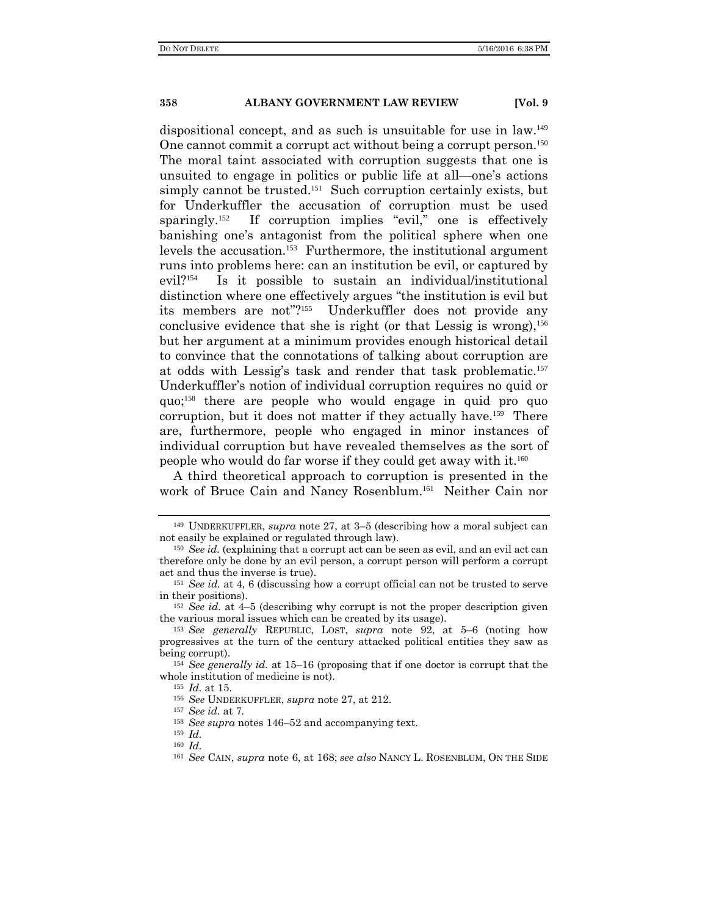dispositional concept, and as such is unsuitable for use in law.[149] One cannot commit a corrupt act without being a corrupt person.[150] The moral taint associated with corruption suggests that one is unsuited to engage in politics or public life at all—one's actions simply cannot be trusted.[151] Such corruption certainly exists, but for Underkuffler the accusation of corruption must be used sparingly.[152] If corruption implies "evil," one is effectively banishing one's antagonist from the political sphere when one levels the accusation.[153] Furthermore, the institutional argument runs into problems here: can an institution be evil, or captured by evil?[154] Is it possible to sustain an individual/institutional distinction where one effectively argues "the institution is evil but its members are not"?[155] Underkuffler does not provide any conclusive evidence that she is right (or that Lessig is wrong),[156] but her argument at a minimum provides enough historical detail to convince that the connotations of talking about corruption are at odds with Lessig's task and render that task problematic.[157] Underkuffler's notion of individual corruption requires no quid or quo;[158] there are people who would engage in quid pro quo corruption, but it does not matter if they actually have.[159] There are, furthermore, people who engaged in minor instances of individual corruption but have revealed themselves as the sort of people who would do far worse if they could get away with it.[160]

A third theoretical approach to corruption is presented in the work of Bruce Cain and Nancy Rosenblum.[161] Neither Cain nor

---

[149] UNDERKUFFLER, *supra* note 27, at 3–5 (describing how a moral subject can not easily be explained or regulated through law).

[150] *See id.* (explaining that a corrupt act can be seen as evil, and an evil act can therefore only be done by an evil person, a corrupt person will perform a corrupt act and thus the inverse is true).

[151] *See id.* at 4, 6 (discussing how a corrupt official can not be trusted to serve in their positions).

[152] *See id.* at 4–5 (describing why corrupt is not the proper description given the various moral issues which can be created by its usage).

[153] *See generally* REPUBLIC, LOST, *supra* note 92, at 5–6 (noting how progressives at the turn of the century attacked political entities they saw as being corrupt).

[154] *See generally id.* at 15–16 (proposing that if one doctor is corrupt that the whole institution of medicine is not).

[155] *Id.* at 15.

[156] *See* UNDERKUFFLER, *supra* note 27, at 212.

[157] *See id.* at 7.

[158] *See supra* notes 146–52 and accompanying text.

[159] *Id.*

[160] *Id.*

[161] *See* CAIN, *supra* note 6, at 168; *see also* NANCY L. ROSENBLUM, ON THE SIDE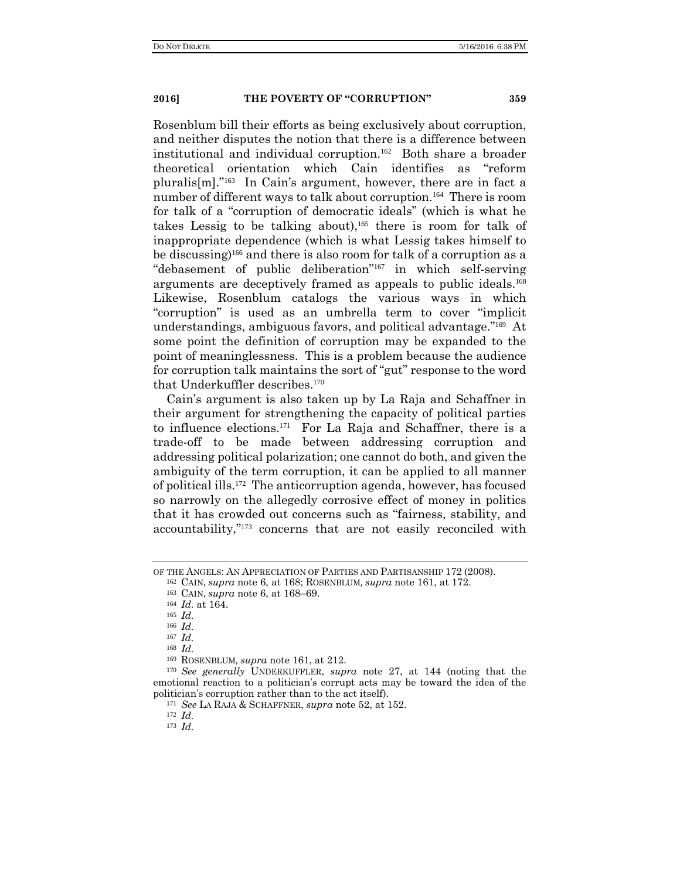Rosenblum bill their efforts as being exclusively about corruption, and neither disputes the notion that there is a difference between institutional and individual corruption.[162] Both share a broader theoretical orientation which Cain identifies as "reform pluralis[m]."[163] In Cain's argument, however, there are in fact a number of different ways to talk about corruption.[164] There is room for talk of a "corruption of democratic ideals" (which is what he takes Lessig to be talking about),[165] there is room for talk of inappropriate dependence (which is what Lessig takes himself to be discussing)[166] and there is also room for talk of a corruption as a "debasement of public deliberation"[167] in which self-serving arguments are deceptively framed as appeals to public ideals.[168] Likewise, Rosenblum catalogs the various ways in which "corruption" is used as an umbrella term to cover "implicit understandings, ambiguous favors, and political advantage."[169] At some point the definition of corruption may be expanded to the point of meaninglessness. This is a problem because the audience for corruption talk maintains the sort of "gut" response to the word that Underkuffler describes.[170]

Cain's argument is also taken up by La Raja and Schaffner in their argument for strengthening the capacity of political parties to influence elections.[171] For La Raja and Schaffner, there is a trade-off to be made between addressing corruption and addressing political polarization; one cannot do both, and given the ambiguity of the term corruption, it can be applied to all manner of political ills.[172] The anticorruption agenda, however, has focused so narrowly on the allegedly corrosive effect of money in politics that it has crowded out concerns such as "fairness, stability, and accountability,"[173] concerns that are not easily reconciled with

---

OF THE ANGELS: AN APPRECIATION OF PARTIES AND PARTISANSHIP 172 (2008).

[162] CAIN, *supra* note 6, at 168; ROSENBLUM, *supra* note 161, at 172.

[163] CAIN, *supra* note 6, at 168–69.

[164] *Id.* at 164.

[165] *Id.*

[166] *Id.*

[167] *Id.*

[168] *Id.*

[169] ROSENBLUM, *supra* note 161, at 212.

[170] *See generally* UNDERKUFFLER, *supra* note 27, at 144 (noting that the emotional reaction to a politician's corrupt acts may be toward the idea of the politician's corruption rather than to the act itself).

[171] *See* LA RAJA & SCHAFFNER, *supra* note 52, at 152.

[172] *Id.*

[173] *Id.*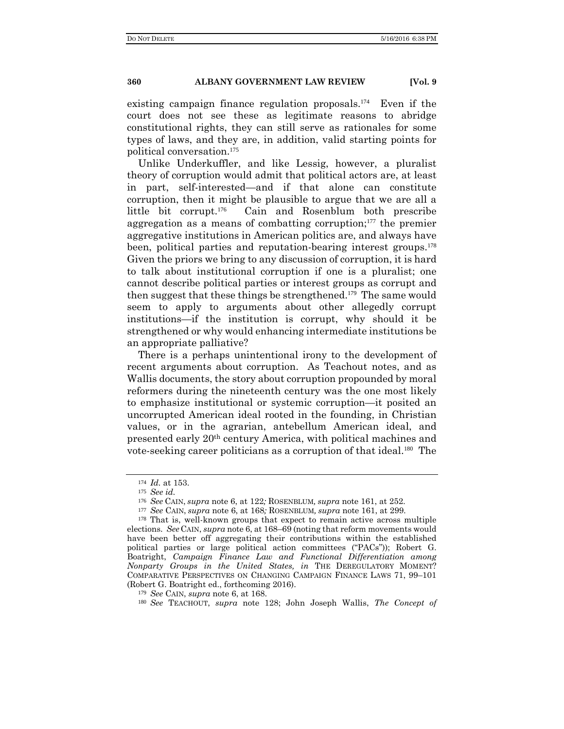existing campaign finance regulation proposals.[174] Even if the court does not see these as legitimate reasons to abridge constitutional rights, they can still serve as rationales for some types of laws, and they are, in addition, valid starting points for political conversation.[175]

Unlike Underkuffler, and like Lessig, however, a pluralist theory of corruption would admit that political actors are, at least in part, self-interested—and if that alone can constitute corruption, then it might be plausible to argue that we are all a little bit corrupt.[176] Cain and Rosenblum both prescribe aggregation as a means of combatting corruption;[177] the premier aggregative institutions in American politics are, and always have been, political parties and reputation-bearing interest groups.[178] Given the priors we bring to any discussion of corruption, it is hard to talk about institutional corruption if one is a pluralist; one cannot describe political parties or interest groups as corrupt and then suggest that these things be strengthened.[179] The same would seem to apply to arguments about other allegedly corrupt institutions—if the institution is corrupt, why should it be strengthened or why would enhancing intermediate institutions be an appropriate palliative?

There is a perhaps unintentional irony to the development of recent arguments about corruption. As Teachout notes, and as Wallis documents, the story about corruption propounded by moral reformers during the nineteenth century was the one most likely to emphasize institutional or systemic corruption—it posited an uncorrupted American ideal rooted in the founding, in Christian values, or in the agrarian, antebellum American ideal, and presented early 20th century America, with political machines and vote-seeking career politicians as a corruption of that ideal.[180] The

---

[174] *Id.* at 153.

[175] *See id.*

[176] *See* CAIN, *supra* note 6, at 122*;* ROSENBLUM*, supra* note 161, at 252.

[177] *See* CAIN, *supra* note 6, at 168*;* ROSENBLUM*, supra* note 161, at 299.

[178] That is, well-known groups that expect to remain active across multiple elections. *See* CAIN, *supra* note 6, at 168–69 (noting that reform movements would have been better off aggregating their contributions within the established political parties or large political action committees ("PACs")); Robert G. Boatright, *Campaign Finance Law and Functional Differentiation among Nonparty Groups in the United States, in* THE DEREGULATORY MOMENT? COMPARATIVE PERSPECTIVES ON CHANGING CAMPAIGN FINANCE LAWS 71, 99–101 (Robert G. Boatright ed., forthcoming 2016).

[179] *See* CAIN, *supra* note 6, at 168.

[180] *See* TEACHOUT, *supra* note 128; John Joseph Wallis, *The Concept of*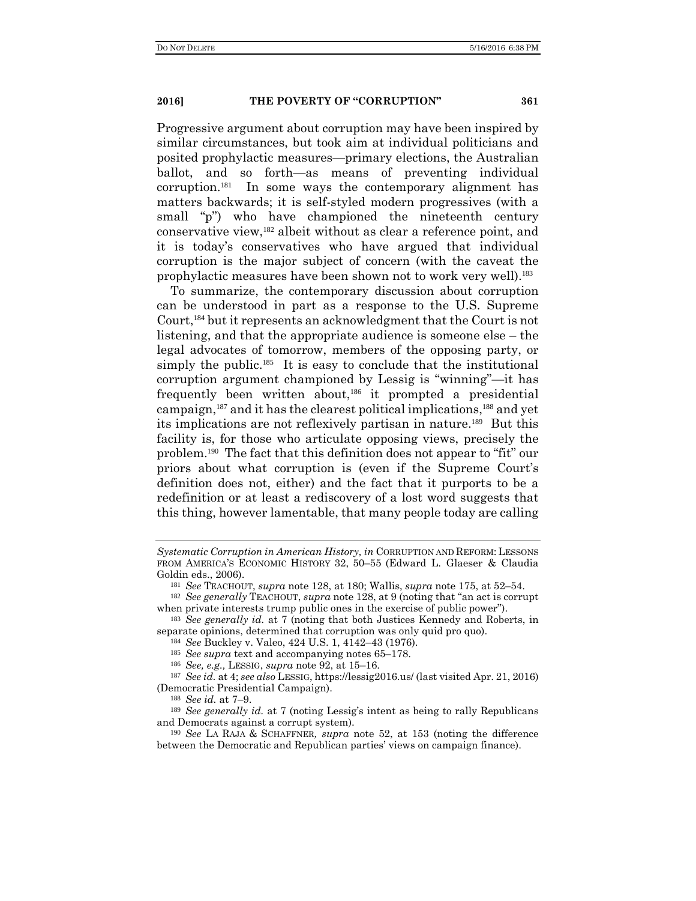Progressive argument about corruption may have been inspired by similar circumstances, but took aim at individual politicians and posited prophylactic measures—primary elections, the Australian ballot, and so forth—as means of preventing individual corruption.[181] In some ways the contemporary alignment has matters backwards; it is self-styled modern progressives (with a small "p") who have championed the nineteenth century conservative view,[182] albeit without as clear a reference point, and it is today's conservatives who have argued that individual corruption is the major subject of concern (with the caveat the prophylactic measures have been shown not to work very well).[183]

To summarize, the contemporary discussion about corruption can be understood in part as a response to the U.S. Supreme Court,[184] but it represents an acknowledgment that the Court is not listening, and that the appropriate audience is someone else – the legal advocates of tomorrow, members of the opposing party, or simply the public.[185] It is easy to conclude that the institutional corruption argument championed by Lessig is "winning"—it has frequently been written about,[186] it prompted a presidential campaign,[187] and it has the clearest political implications,[188] and yet its implications are not reflexively partisan in nature.[189] But this facility is, for those who articulate opposing views, precisely the problem.[190] The fact that this definition does not appear to "fit" our priors about what corruption is (even if the Supreme Court's definition does not, either) and the fact that it purports to be a redefinition or at least a rediscovery of a lost word suggests that this thing, however lamentable, that many people today are calling

---

*Systematic Corruption in American History, in* CORRUPTION AND REFORM: LESSONS FROM AMERICA'S ECONOMIC HISTORY 32, 50–55 (Edward L. Glaeser & Claudia Goldin eds., 2006).

[181] *See* TEACHOUT, *supra* note 128, at 180; Wallis, *supra* note 175, at 52–54.

[182] *See generally* TEACHOUT, *supra* note 128, at 9 (noting that "an act is corrupt when private interests trump public ones in the exercise of public power").

[183] *See generally id.* at 7 (noting that both Justices Kennedy and Roberts, in separate opinions, determined that corruption was only quid pro quo).

[184] *See* Buckley v. Valeo, 424 U.S. 1, 4142–43 (1976).

[185] *See supra* text and accompanying notes 65–178.

[186] *See, e.g.,* LESSIG, *supra* note 92, at 15–16.

[187] *See id.* at 4; *see also* LESSIG, https://lessig2016.us/ (last visited Apr. 21, 2016) (Democratic Presidential Campaign).

[188] *See id.* at 7–9.

[189] *See generally id.* at 7 (noting Lessig's intent as being to rally Republicans and Democrats against a corrupt system).

[190] *See* LA RAJA & SCHAFFNER, *supra* note 52, at 153 (noting the difference between the Democratic and Republican parties' views on campaign finance).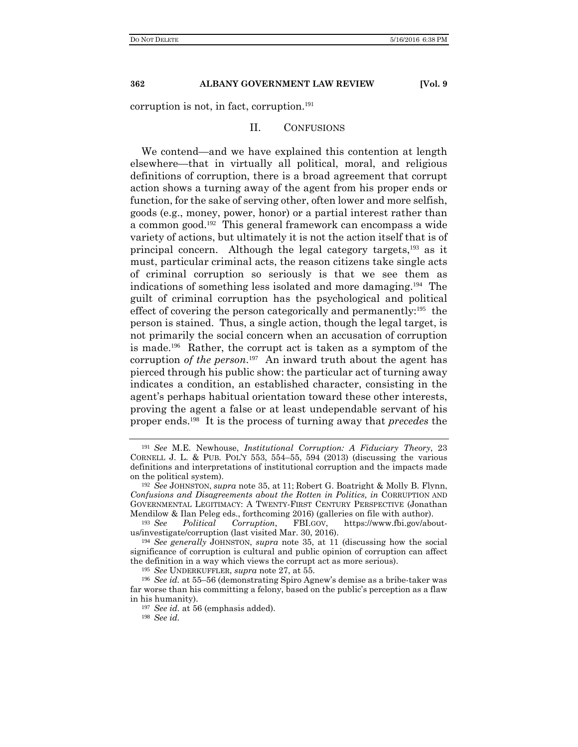corruption is not, in fact, corruption.[191]

## II. CONFUSIONS

We contend—and we have explained this contention at length elsewhere—that in virtually all political, moral, and religious definitions of corruption, there is a broad agreement that corrupt action shows a turning away of the agent from his proper ends or function, for the sake of serving other, often lower and more selfish, goods (e.g., money, power, honor) or a partial interest rather than a common good.[192] This general framework can encompass a wide variety of actions, but ultimately it is not the action itself that is of principal concern. Although the legal category targets,[193] as it must, particular criminal acts, the reason citizens take single acts of criminal corruption so seriously is that we see them as indications of something less isolated and more damaging.[194] The guilt of criminal corruption has the psychological and political effect of covering the person categorically and permanently:[195] the person is stained. Thus, a single action, though the legal target, is not primarily the social concern when an accusation of corruption is made.[196] Rather, the corrupt act is taken as a symptom of the corruption *of the person*.[197] An inward truth about the agent has pierced through his public show: the particular act of turning away indicates a condition, an established character, consisting in the agent's perhaps habitual orientation toward these other interests, proving the agent a false or at least undependable servant of his proper ends.[198] It is the process of turning away that *precedes* the

---

[191] *See* M.E. Newhouse, *Institutional Corruption: A Fiduciary Theory*, 23 CORNELL J. L. & PUB. POL'Y 553, 554–55, 594 (2013) (discussing the various definitions and interpretations of institutional corruption and the impacts made on the political system).

[192] *See* JOHNSTON, *supra* note 35, at 11; Robert G. Boatright & Molly B. Flynn, *Confusions and Disagreements about the Rotten in Politics, in* CORRUPTION AND GOVERNMENTAL LEGITIMACY: A TWENTY-FIRST CENTURY PERSPECTIVE (Jonathan Mendilow & Ilan Peleg eds., forthcoming 2016) (galleries on file with author).

[193] *See* *Political Corruption*, FBI.GOV, https://www.fbi.gov/about-us/investigate/corruption (last visited Mar. 30, 2016).

[194] *See generally* JOHNSTON, *supra* note 35, at 11 (discussing how the social significance of corruption is cultural and public opinion of corruption can affect the definition in a way which views the corrupt act as more serious).

[195] *See* UNDERKUFFLER, *supra* note 27, at 55.

[196] *See id.* at 55–56 (demonstrating Spiro Agnew's demise as a bribe-taker was far worse than his committing a felony, based on the public's perception as a flaw in his humanity).

[197] *See id.* at 56 (emphasis added).

[198] *See id.*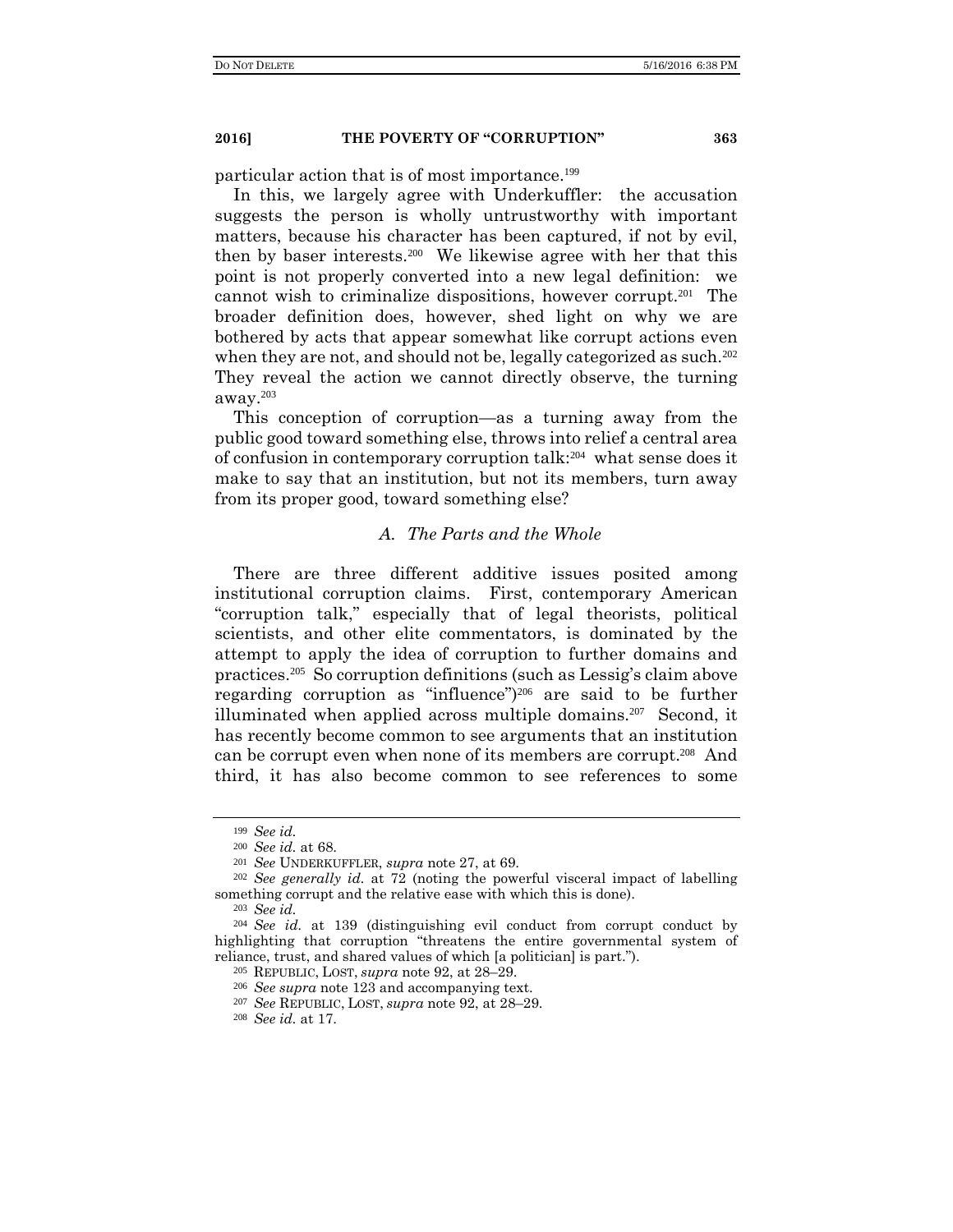particular action that is of most importance.[199]

In this, we largely agree with Underkuffler: the accusation suggests the person is wholly untrustworthy with important matters, because his character has been captured, if not by evil, then by baser interests.[200] We likewise agree with her that this point is not properly converted into a new legal definition: we cannot wish to criminalize dispositions, however corrupt.[201] The broader definition does, however, shed light on why we are bothered by acts that appear somewhat like corrupt actions even when they are not, and should not be, legally categorized as such.[202] They reveal the action we cannot directly observe, the turning away.[203]

This conception of corruption—as a turning away from the public good toward something else, throws into relief a central area of confusion in contemporary corruption talk:[204] what sense does it make to say that an institution, but not its members, turn away from its proper good, toward something else?

### *A. The Parts and the Whole*

There are three different additive issues posited among institutional corruption claims. First, contemporary American "corruption talk," especially that of legal theorists, political scientists, and other elite commentators, is dominated by the attempt to apply the idea of corruption to further domains and practices.[205] So corruption definitions (such as Lessig's claim above regarding corruption as "influence")[206] are said to be further illuminated when applied across multiple domains.[207] Second, it has recently become common to see arguments that an institution can be corrupt even when none of its members are corrupt.[208] And third, it has also become common to see references to some

---

[199] *See id.*

[200] *See id.* at 68.

[201] *See* UNDERKUFFLER, *supra* note 27, at 69.

[202] *See generally id.* at 72 (noting the powerful visceral impact of labelling something corrupt and the relative ease with which this is done).

[203] *See id.*

[204] *See id.* at 139 (distinguishing evil conduct from corrupt conduct by highlighting that corruption "threatens the entire governmental system of reliance, trust, and shared values of which [a politician] is part.").

[205] REPUBLIC, LOST, *supra* note 92, at 28–29.

[206] *See supra* note 123 and accompanying text.

[207] *See* REPUBLIC, LOST, *supra* note 92, at 28–29.

[208] *See id.* at 17.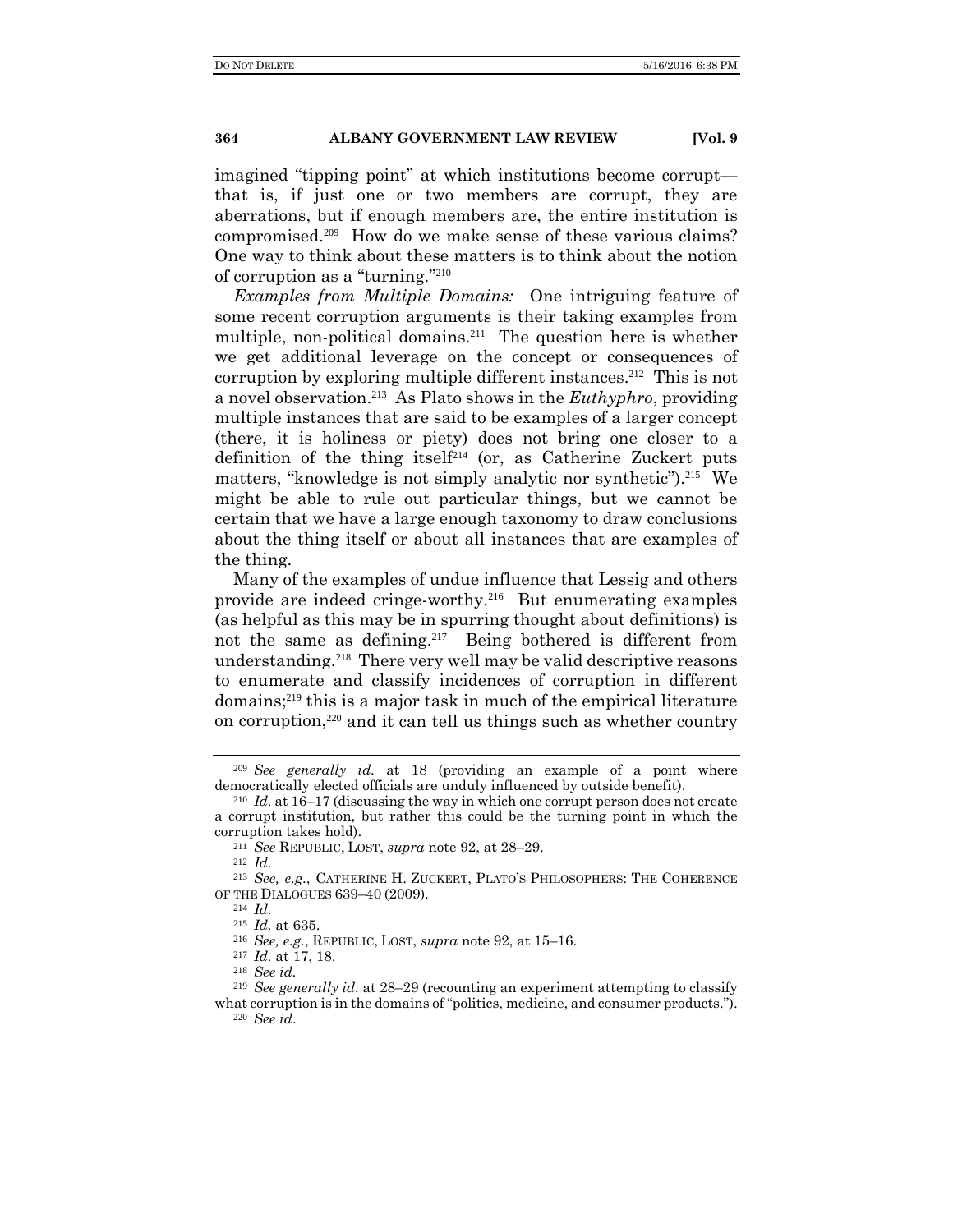imagined "tipping point" at which institutions become corrupt—that is, if just one or two members are corrupt, they are aberrations, but if enough members are, the entire institution is compromised.[209] How do we make sense of these various claims? One way to think about these matters is to think about the notion of corruption as a "turning."[210]

*Examples from Multiple Domains:* One intriguing feature of some recent corruption arguments is their taking examples from multiple, non-political domains.[211] The question here is whether we get additional leverage on the concept or consequences of corruption by exploring multiple different instances.[212] This is not a novel observation.[213] As Plato shows in the *Euthyphro*, providing multiple instances that are said to be examples of a larger concept (there, it is holiness or piety) does not bring one closer to a definition of the thing itself[214] (or, as Catherine Zuckert puts matters, "knowledge is not simply analytic nor synthetic").[215] We might be able to rule out particular things, but we cannot be certain that we have a large enough taxonomy to draw conclusions about the thing itself or about all instances that are examples of the thing.

Many of the examples of undue influence that Lessig and others provide are indeed cringe-worthy.[216] But enumerating examples (as helpful as this may be in spurring thought about definitions) is not the same as defining.[217] Being bothered is different from understanding.[218] There very well may be valid descriptive reasons to enumerate and classify incidences of corruption in different domains;[219] this is a major task in much of the empirical literature on corruption,[220] and it can tell us things such as whether country

---

[209] *See generally id.* at 18 (providing an example of a point where democratically elected officials are unduly influenced by outside benefit).

[210] *Id.* at 16–17 (discussing the way in which one corrupt person does not create a corrupt institution, but rather this could be the turning point in which the corruption takes hold).

[211] *See* REPUBLIC, LOST, *supra* note 92, at 28–29.

[212] *Id.*

[213] *See, e.g.*, CATHERINE H. ZUCKERT, PLATO'S PHILOSOPHERS: THE COHERENCE OF THE DIALOGUES 639–40 (2009).

[214] *Id.*

[215] *Id.* at 635.

[216] *See, e.g.*, REPUBLIC, LOST, *supra* note 92, at 15–16.

[217] *Id.* at 17, 18.

[218] *See id.*

[219] *See generally id.* at 28–29 (recounting an experiment attempting to classify what corruption is in the domains of "politics, medicine, and consumer products.").

[220] *See id.*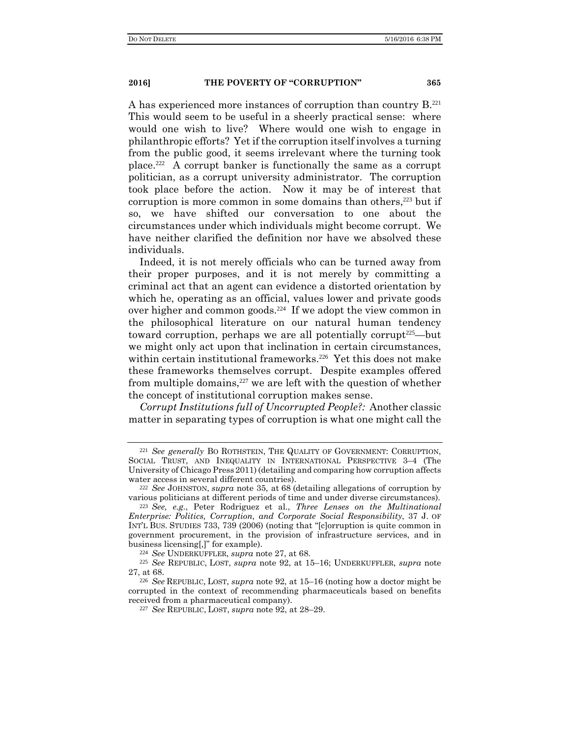A has experienced more instances of corruption than country B.[221] This would seem to be useful in a sheerly practical sense: where would one wish to live? Where would one wish to engage in philanthropic efforts? Yet if the corruption itself involves a turning from the public good, it seems irrelevant where the turning took place.[222] A corrupt banker is functionally the same as a corrupt politician, as a corrupt university administrator. The corruption took place before the action. Now it may be of interest that corruption is more common in some domains than others,[223] but if so, we have shifted our conversation to one about the circumstances under which individuals might become corrupt. We have neither clarified the definition nor have we absolved these individuals.

Indeed, it is not merely officials who can be turned away from their proper purposes, and it is not merely by committing a criminal act that an agent can evidence a distorted orientation by which he, operating as an official, values lower and private goods over higher and common goods.[224] If we adopt the view common in the philosophical literature on our natural human tendency toward corruption, perhaps we are all potentially corrupt[225]—but we might only act upon that inclination in certain circumstances, within certain institutional frameworks.[226] Yet this does not make these frameworks themselves corrupt. Despite examples offered from multiple domains,[227] we are left with the question of whether the concept of institutional corruption makes sense.

*Corrupt Institutions full of Uncorrupted People?:* Another classic matter in separating types of corruption is what one might call the

---

[221] *See generally* BO ROTHSTEIN, THE QUALITY OF GOVERNMENT: CORRUPTION, SOCIAL TRUST, AND INEQUALITY IN INTERNATIONAL PERSPECTIVE 3–4 (The University of Chicago Press 2011) (detailing and comparing how corruption affects water access in several different countries).

[222] *See* JOHNSTON, *supra* note 35, at 68 (detailing allegations of corruption by various politicians at different periods of time and under diverse circumstances).

[223] *See, e.g.*, Peter Rodriguez et al., *Three Lenses on the Multinational Enterprise: Politics, Corruption, and Corporate Social Responsibility*, 37 J. OF INT'L BUS. STUDIES 733, 739 (2006) (noting that "[c]orruption is quite common in government procurement, in the provision of infrastructure services, and in business licensing[,]" for example).

[224] *See* UNDERKUFFLER, *supra* note 27, at 68.

[225] *See* REPUBLIC, LOST, *supra* note 92, at 15–16; UNDERKUFFLER, *supra* note 27, at 68.

[226] *See* REPUBLIC, LOST, *supra* note 92, at 15–16 (noting how a doctor might be corrupted in the context of recommending pharmaceuticals based on benefits received from a pharmaceutical company).

[227] *See* REPUBLIC, LOST, *supra* note 92, at 28–29.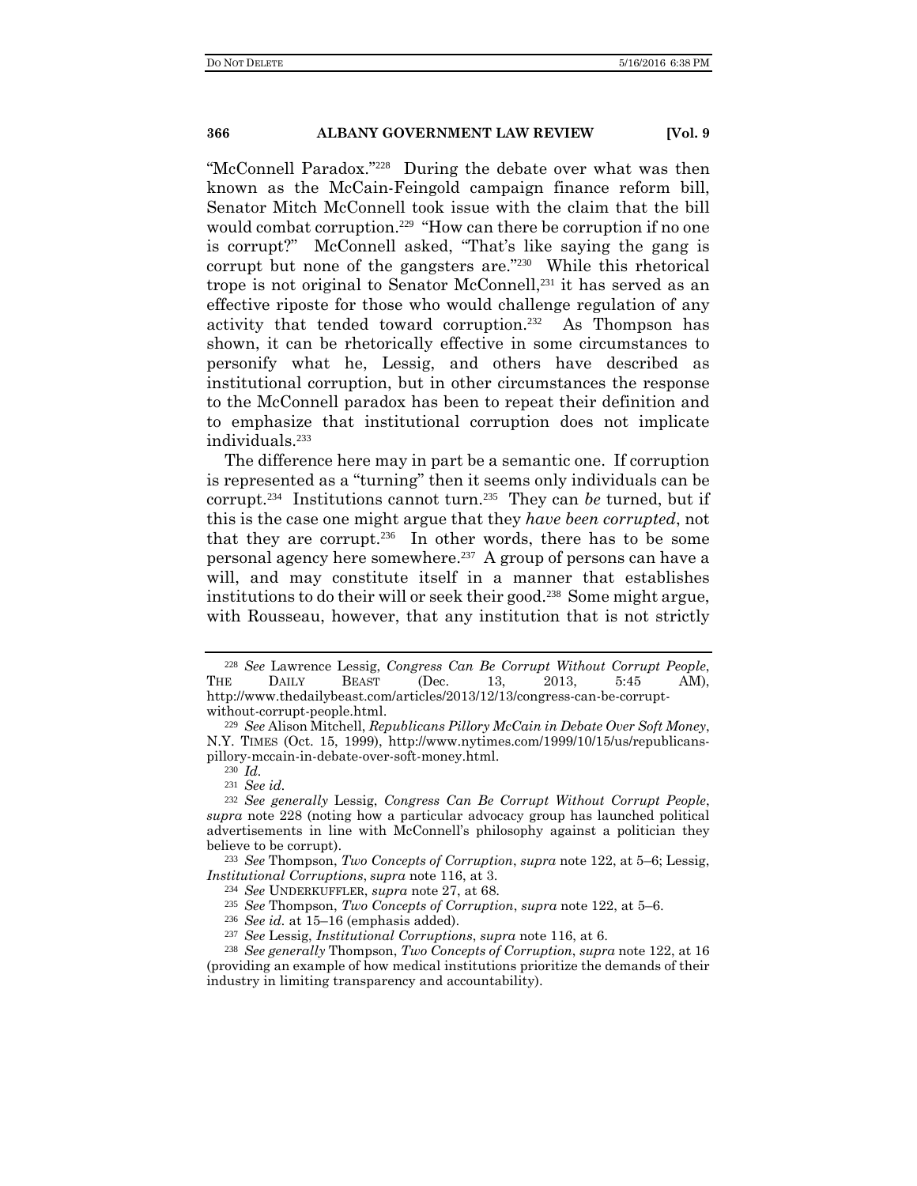"McConnell Paradox."[228] During the debate over what was then known as the McCain-Feingold campaign finance reform bill, Senator Mitch McConnell took issue with the claim that the bill would combat corruption.[229] "How can there be corruption if no one is corrupt?" McConnell asked, "That's like saying the gang is corrupt but none of the gangsters are."[230] While this rhetorical trope is not original to Senator McConnell,[231] it has served as an effective riposte for those who would challenge regulation of any activity that tended toward corruption.[232] As Thompson has shown, it can be rhetorically effective in some circumstances to personify what he, Lessig, and others have described as institutional corruption, but in other circumstances the response to the McConnell paradox has been to repeat their definition and to emphasize that institutional corruption does not implicate individuals.[233]

The difference here may in part be a semantic one. If corruption is represented as a "turning" then it seems only individuals can be corrupt.[234] Institutions cannot turn.[235] They can *be* turned, but if this is the case one might argue that they *have been corrupted*, not that they are corrupt.[236] In other words, there has to be some personal agency here somewhere.[237] A group of persons can have a will, and may constitute itself in a manner that establishes institutions to do their will or seek their good.[238] Some might argue, with Rousseau, however, that any institution that is not strictly

---

[228] *See* Lawrence Lessig, *Congress Can Be Corrupt Without Corrupt People*, THE DAILY BEAST (Dec. 13, 2013, 5:45 AM), http://www.thedailybeast.com/articles/2013/12/13/congress-can-be-corrupt-without-corrupt-people.html.

[229] *See* Alison Mitchell, *Republicans Pillory McCain in Debate Over Soft Money*, N.Y. TIMES (Oct. 15, 1999), http://www.nytimes.com/1999/10/15/us/republicans-pillory-mccain-in-debate-over-soft-money.html.

[230] *Id.*

[231] *See id.*

[232] *See generally* Lessig, *Congress Can Be Corrupt Without Corrupt People*, *supra* note 228 (noting how a particular advocacy group has launched political advertisements in line with McConnell's philosophy against a politician they believe to be corrupt).

[233] *See* Thompson, *Two Concepts of Corruption*, *supra* note 122, at 5–6; Lessig, *Institutional Corruptions*, *supra* note 116, at 3.

[234] *See* UNDERKUFFLER, *supra* note 27, at 68.

[235] *See* Thompson, *Two Concepts of Corruption*, *supra* note 122, at 5–6.

[236] *See id.* at 15–16 (emphasis added).

[237] *See* Lessig, *Institutional Corruptions*, *supra* note 116, at 6.

[238] *See generally* Thompson, *Two Concepts of Corruption*, *supra* note 122, at 16 (providing an example of how medical institutions prioritize the demands of their industry in limiting transparency and accountability).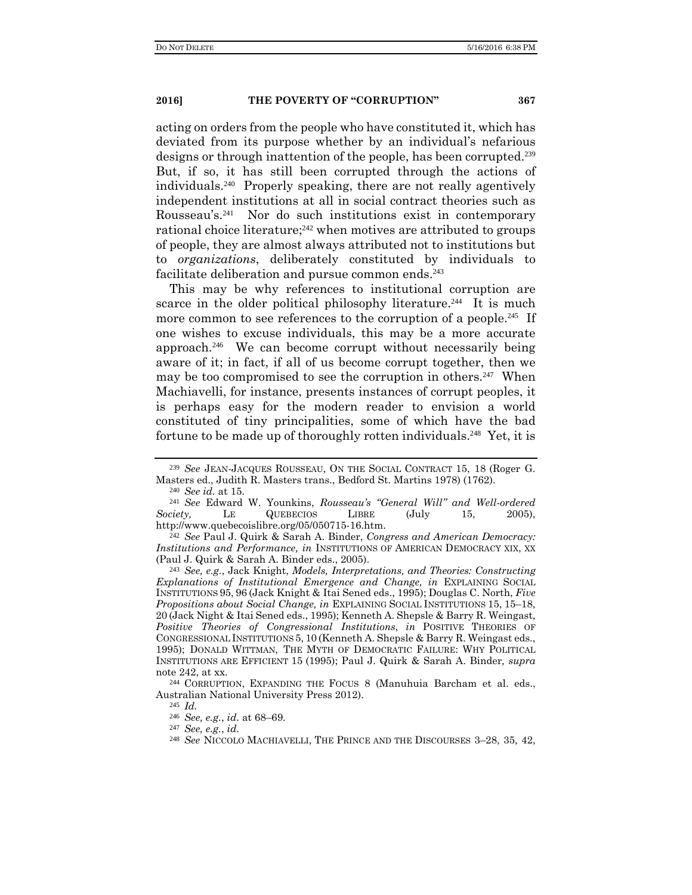acting on orders from the people who have constituted it, which has deviated from its purpose whether by an individual's nefarious designs or through inattention of the people, has been corrupted.[239] But, if so, it has still been corrupted through the actions of individuals.[240] Properly speaking, there are not really agentively independent institutions at all in social contract theories such as Rousseau's.[241] Nor do such institutions exist in contemporary rational choice literature;[242] when motives are attributed to groups of people, they are almost always attributed not to institutions but to *organizations*, deliberately constituted by individuals to facilitate deliberation and pursue common ends.[243]

This may be why references to institutional corruption are scarce in the older political philosophy literature.[244] It is much more common to see references to the corruption of a people.[245] If one wishes to excuse individuals, this may be a more accurate approach.[246] We can become corrupt without necessarily being aware of it; in fact, if all of us become corrupt together, then we may be too compromised to see the corruption in others.[247] When Machiavelli, for instance, presents instances of corrupt peoples, it is perhaps easy for the modern reader to envision a world constituted of tiny principalities, some of which have the bad fortune to be made up of thoroughly rotten individuals.[248] Yet, it is

---

[239] *See* JEAN-JACQUES ROUSSEAU, ON THE SOCIAL CONTRACT 15, 18 (Roger G. Masters ed., Judith R. Masters trans., Bedford St. Martins 1978) (1762).

[240] *See id.* at 15.

[241] *See* Edward W. Younkins, *Rousseau's "General Will" and Well-ordered Society,* LE QUEBECIOS LIBRE (July 15, 2005), http://www.quebecoislibre.org/05/050715-16.htm.

[242] *See* Paul J. Quirk & Sarah A. Binder, *Congress and American Democracy: Institutions and Performance, in* INSTITUTIONS OF AMERICAN DEMOCRACY XIX, XX (Paul J. Quirk & Sarah A. Binder eds., 2005).

[243] *See, e.g.*, Jack Knight, *Models, Interpretations, and Theories: Constructing Explanations of Institutional Emergence and Change, in* EXPLAINING SOCIAL INSTITUTIONS 95, 96 (Jack Knight & Itai Sened eds., 1995); Douglas C. North, *Five Propositions about Social Change, in* EXPLAINING SOCIAL INSTITUTIONS 15, 15–18, 20 (Jack Night & Itai Sened eds., 1995); Kenneth A. Shepsle & Barry R. Weingast, *Positive Theories of Congressional Institutions*, *in* POSITIVE THEORIES OF CONGRESSIONAL INSTITUTIONS 5, 10 (Kenneth A. Shepsle & Barry R. Weingast eds., 1995); DONALD WITTMAN, THE MYTH OF DEMOCRATIC FAILURE: WHY POLITICAL INSTITUTIONS ARE EFFICIENT 15 (1995); Paul J. Quirk & Sarah A. Binder*, supra* note 242, at xx.

[244] CORRUPTION, EXPANDING THE FOCUS 8 (Manuhuia Barcham et al. eds., Australian National University Press 2012).

[245] *Id.*

[246] *See, e.g.*, *id.* at 68–69.

[247] *See, e.g.*, *id.*

[248] *See* NICCOLO MACHIAVELLI, THE PRINCE AND THE DISCOURSES 3–28, 35, 42,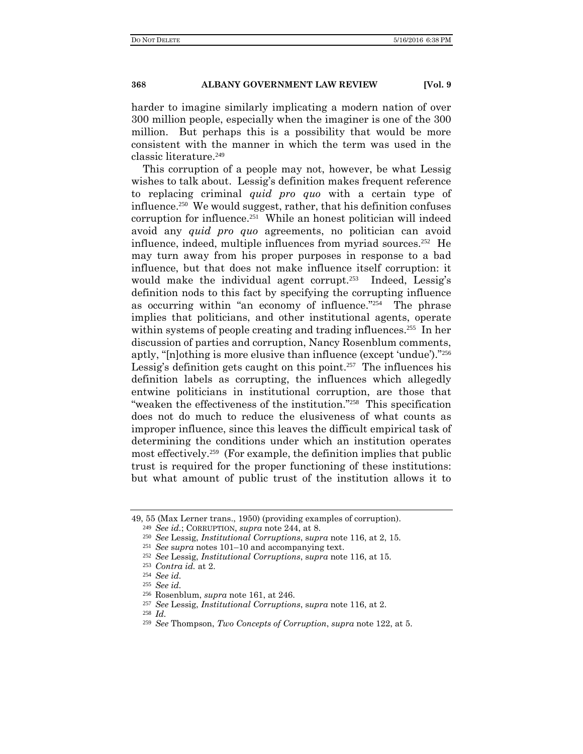harder to imagine similarly implicating a modern nation of over 300 million people, especially when the imaginer is one of the 300 million. But perhaps this is a possibility that would be more consistent with the manner in which the term was used in the classic literature.[249]

This corruption of a people may not, however, be what Lessig wishes to talk about. Lessig's definition makes frequent reference to replacing criminal *quid pro quo* with a certain type of influence.[250] We would suggest, rather, that his definition confuses corruption for influence.[251] While an honest politician will indeed avoid any *quid pro quo* agreements, no politician can avoid influence, indeed, multiple influences from myriad sources.[252] He may turn away from his proper purposes in response to a bad influence, but that does not make influence itself corruption: it would make the individual agent corrupt.[253] Indeed, Lessig's definition nods to this fact by specifying the corrupting influence as occurring within "an economy of influence."[254] The phrase implies that politicians, and other institutional agents, operate within systems of people creating and trading influences.[255] In her discussion of parties and corruption, Nancy Rosenblum comments, aptly, "[n]othing is more elusive than influence (except 'undue')."[256] Lessig's definition gets caught on this point.[257] The influences his definition labels as corrupting, the influences which allegedly entwine politicians in institutional corruption, are those that "weaken the effectiveness of the institution."[258] This specification does not do much to reduce the elusiveness of what counts as improper influence, since this leaves the difficult empirical task of determining the conditions under which an institution operates most effectively.[259] (For example, the definition implies that public trust is required for the proper functioning of these institutions: but what amount of public trust of the institution allows it to

---

49, 55 (Max Lerner trans., 1950) (providing examples of corruption).

[249] *See id.*; CORRUPTION, *supra* note 244, at 8.

[250] *See* Lessig, *Institutional Corruptions*, *supra* note 116, at 2, 15.

[251] *See supra* notes 101–10 and accompanying text.

[252] *See* Lessig, *Institutional Corruptions*, *supra* note 116, at 15.

[253] *Contra id.* at 2.

[254] *See id.*

[255] *See id.*

[256] Rosenblum, *supra* note 161, at 246.

[257] *See* Lessig, *Institutional Corruptions*, *supra* note 116, at 2.

[258] *Id.*

[259] *See* Thompson, *Two Concepts of Corruption*, *supra* note 122, at 5.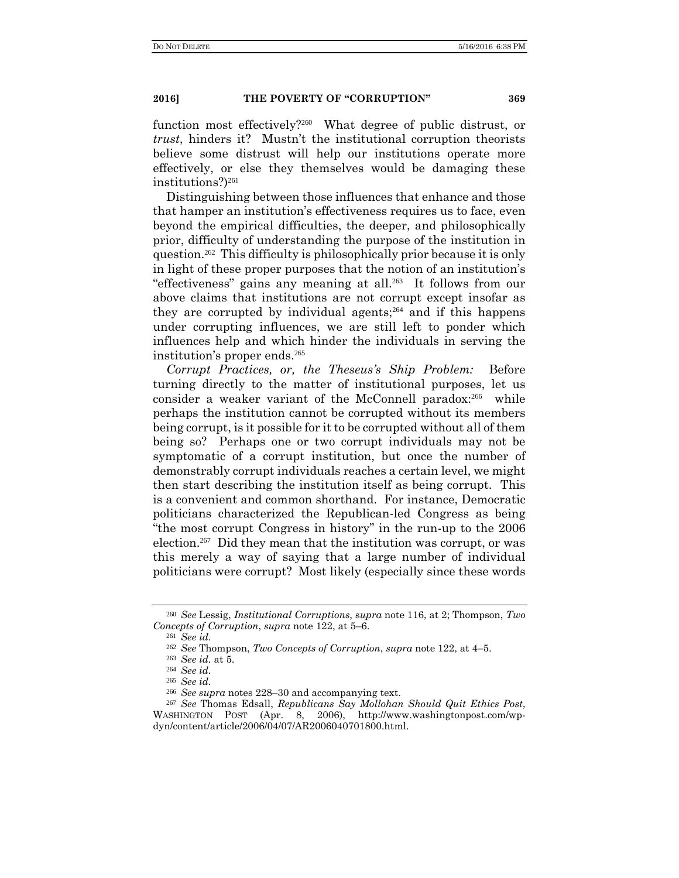function most effectively?[260] What degree of public distrust, or *trust*, hinders it? Mustn't the institutional corruption theorists believe some distrust will help our institutions operate more effectively, or else they themselves would be damaging these institutions?)[261]

Distinguishing between those influences that enhance and those that hamper an institution's effectiveness requires us to face, even beyond the empirical difficulties, the deeper, and philosophically prior, difficulty of understanding the purpose of the institution in question.[262] This difficulty is philosophically prior because it is only in light of these proper purposes that the notion of an institution's "effectiveness" gains any meaning at all.[263] It follows from our above claims that institutions are not corrupt except insofar as they are corrupted by individual agents;[264] and if this happens under corrupting influences, we are still left to ponder which influences help and which hinder the individuals in serving the institution's proper ends.[265]

*Corrupt Practices, or, the Theseus's Ship Problem:* Before turning directly to the matter of institutional purposes, let us consider a weaker variant of the McConnell paradox:[266] while perhaps the institution cannot be corrupted without its members being corrupt, is it possible for it to be corrupted without all of them being so? Perhaps one or two corrupt individuals may not be symptomatic of a corrupt institution, but once the number of demonstrably corrupt individuals reaches a certain level, we might then start describing the institution itself as being corrupt. This is a convenient and common shorthand. For instance, Democratic politicians characterized the Republican-led Congress as being "the most corrupt Congress in history" in the run-up to the 2006 election.[267] Did they mean that the institution was corrupt, or was this merely a way of saying that a large number of individual politicians were corrupt? Most likely (especially since these words

---

[260] *See* Lessig, *Institutional Corruptions*, *supra* note 116, at 2; Thompson, *Two Concepts of Corruption*, *supra* note 122, at 5–6.

[261] *See id.*

[262] *See* Thompson, *Two Concepts of Corruption*, *supra* note 122, at 4–5.

[263] *See id.* at 5.

[264] *See id.*

[265] *See id.*

[266] *See supra* notes 228–30 and accompanying text.

[267] *See* Thomas Edsall, *Republicans Say Mollohan Should Quit Ethics Post*, WASHINGTON POST (Apr. 8, 2006), http://www.washingtonpost.com/wp-dyn/content/article/2006/04/07/AR2006040701800.html.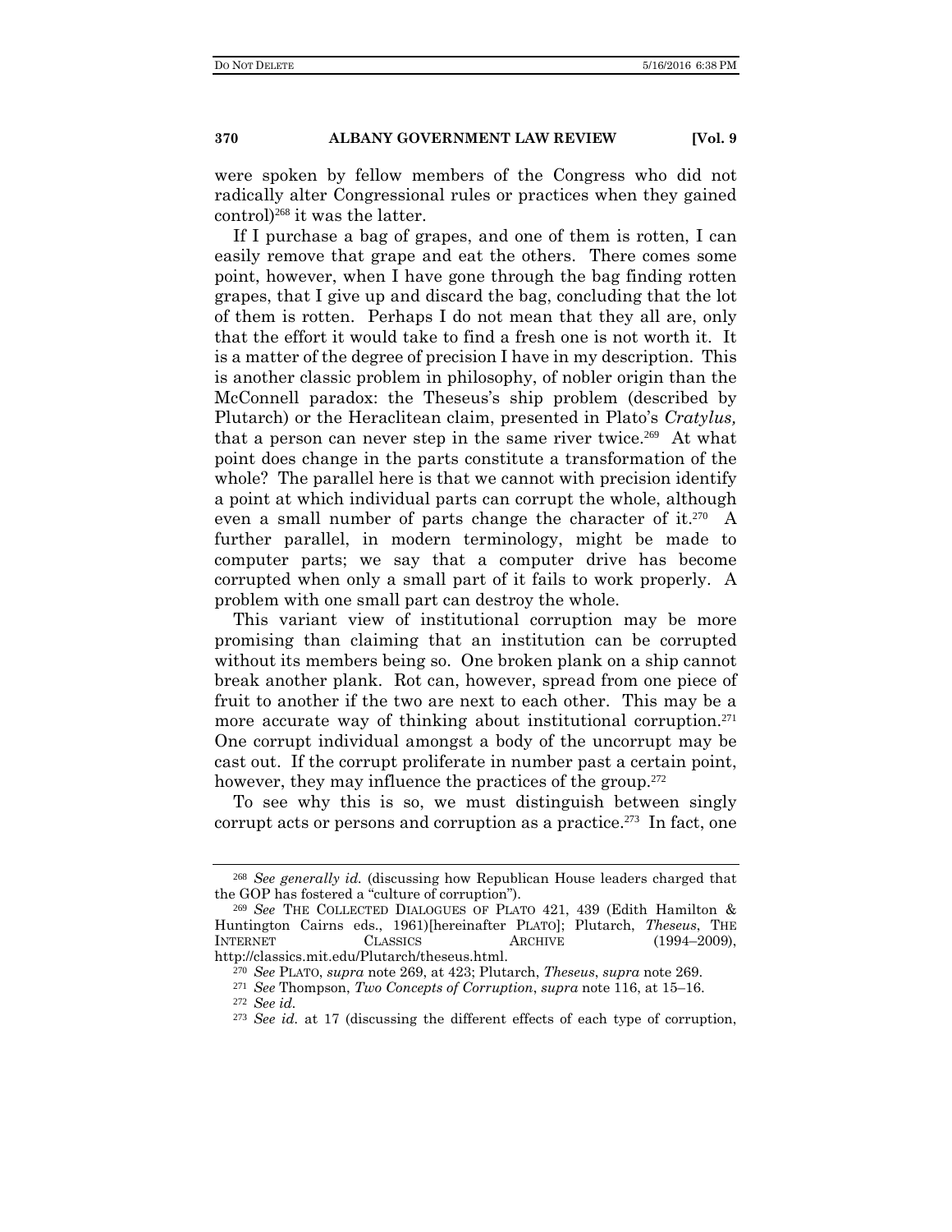were spoken by fellow members of the Congress who did not radically alter Congressional rules or practices when they gained control)[268] it was the latter.

If I purchase a bag of grapes, and one of them is rotten, I can easily remove that grape and eat the others. There comes some point, however, when I have gone through the bag finding rotten grapes, that I give up and discard the bag, concluding that the lot of them is rotten. Perhaps I do not mean that they all are, only that the effort it would take to find a fresh one is not worth it. It is a matter of the degree of precision I have in my description. This is another classic problem in philosophy, of nobler origin than the McConnell paradox: the Theseus's ship problem (described by Plutarch) or the Heraclitean claim, presented in Plato's *Cratylus,* that a person can never step in the same river twice.[269] At what point does change in the parts constitute a transformation of the whole? The parallel here is that we cannot with precision identify a point at which individual parts can corrupt the whole, although even a small number of parts change the character of it.[270] A further parallel, in modern terminology, might be made to computer parts; we say that a computer drive has become corrupted when only a small part of it fails to work properly. A problem with one small part can destroy the whole.

This variant view of institutional corruption may be more promising than claiming that an institution can be corrupted without its members being so. One broken plank on a ship cannot break another plank. Rot can, however, spread from one piece of fruit to another if the two are next to each other. This may be a more accurate way of thinking about institutional corruption.[271] One corrupt individual amongst a body of the uncorrupt may be cast out. If the corrupt proliferate in number past a certain point, however, they may influence the practices of the group.[272]

To see why this is so, we must distinguish between singly corrupt acts or persons and corruption as a practice.[273] In fact, one

---

[268] *See generally id.* (discussing how Republican House leaders charged that the GOP has fostered a "culture of corruption").

[269] *See* THE COLLECTED DIALOGUES OF PLATO 421, 439 (Edith Hamilton & Huntington Cairns eds., 1961)[hereinafter PLATO]; Plutarch, *Theseus*, THE INTERNET CLASSICS ARCHIVE (1994–2009), http://classics.mit.edu/Plutarch/theseus.html.

[270] *See* PLATO, *supra* note 269, at 423; Plutarch, *Theseus*, *supra* note 269.

[271] *See* Thompson, *Two Concepts of Corruption*, *supra* note 116, at 15–16.

[272] *See id.*

[273] *See id.* at 17 (discussing the different effects of each type of corruption,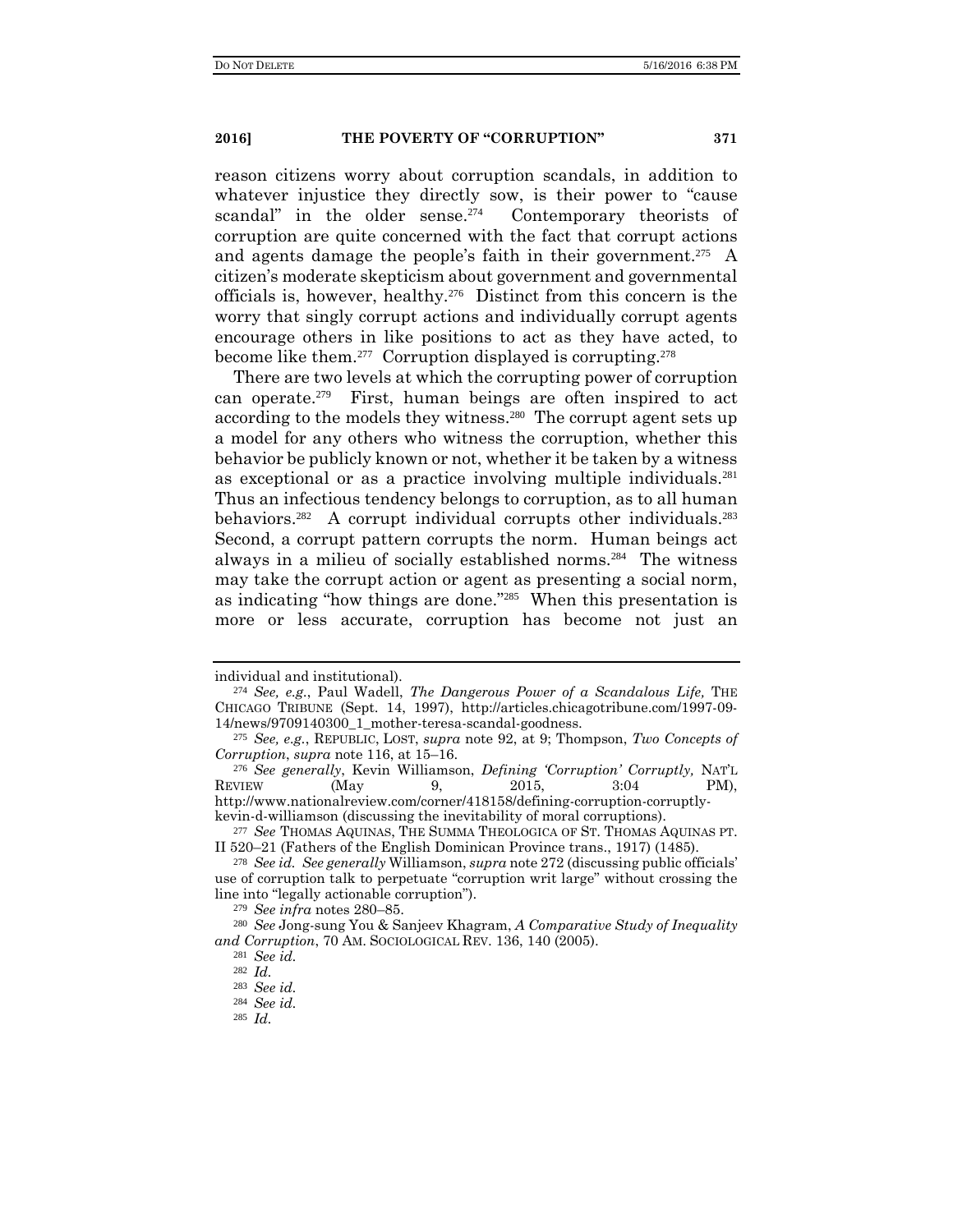reason citizens worry about corruption scandals, in addition to whatever injustice they directly sow, is their power to "cause scandal" in the older sense.[274] Contemporary theorists of corruption are quite concerned with the fact that corrupt actions and agents damage the people's faith in their government.[275] A citizen's moderate skepticism about government and governmental officials is, however, healthy.[276] Distinct from this concern is the worry that singly corrupt actions and individually corrupt agents encourage others in like positions to act as they have acted, to become like them.[277] Corruption displayed is corrupting.[278]

There are two levels at which the corrupting power of corruption can operate.[279] First, human beings are often inspired to act according to the models they witness.[280] The corrupt agent sets up a model for any others who witness the corruption, whether this behavior be publicly known or not, whether it be taken by a witness as exceptional or as a practice involving multiple individuals.[281] Thus an infectious tendency belongs to corruption, as to all human behaviors.[282] A corrupt individual corrupts other individuals.[283] Second, a corrupt pattern corrupts the norm. Human beings act always in a milieu of socially established norms.[284] The witness may take the corrupt action or agent as presenting a social norm, as indicating "how things are done."[285] When this presentation is more or less accurate, corruption has become not just an

---

individual and institutional).

[274] *See, e.g.*, Paul Wadell, *The Dangerous Power of a Scandalous Life,* THE CHICAGO TRIBUNE (Sept. 14, 1997), http://articles.chicagotribune.com/1997-09-14/news/9709140300_1_mother-teresa-scandal-goodness.

[275] *See, e.g.*, REPUBLIC, LOST, *supra* note 92, at 9; Thompson, *Two Concepts of Corruption*, *supra* note 116, at 15–16.

[276] *See generally*, Kevin Williamson, *Defining 'Corruption' Corruptly,* NAT'L REVIEW (May 9, 2015, 3:04 PM), http://www.nationalreview.com/corner/418158/defining-corruption-corruptly-kevin-d-williamson (discussing the inevitability of moral corruptions).

[277] *See* THOMAS AQUINAS, THE SUMMA THEOLOGICA OF ST. THOMAS AQUINAS PT. II 520–21 (Fathers of the English Dominican Province trans., 1917) (1485).

[278] *See id. See generally* Williamson, *supra* note 272 (discussing public officials' use of corruption talk to perpetuate "corruption writ large" without crossing the line into "legally actionable corruption").

[279] *See infra* notes 280–85.

[280] *See* Jong-sung You & Sanjeev Khagram, *A Comparative Study of Inequality and Corruption*, 70 AM. SOCIOLOGICAL REV. 136, 140 (2005).

[281] *See id.*

[282] *Id.*

[283] *See id.*

[284] *See id.*

[285] *Id.*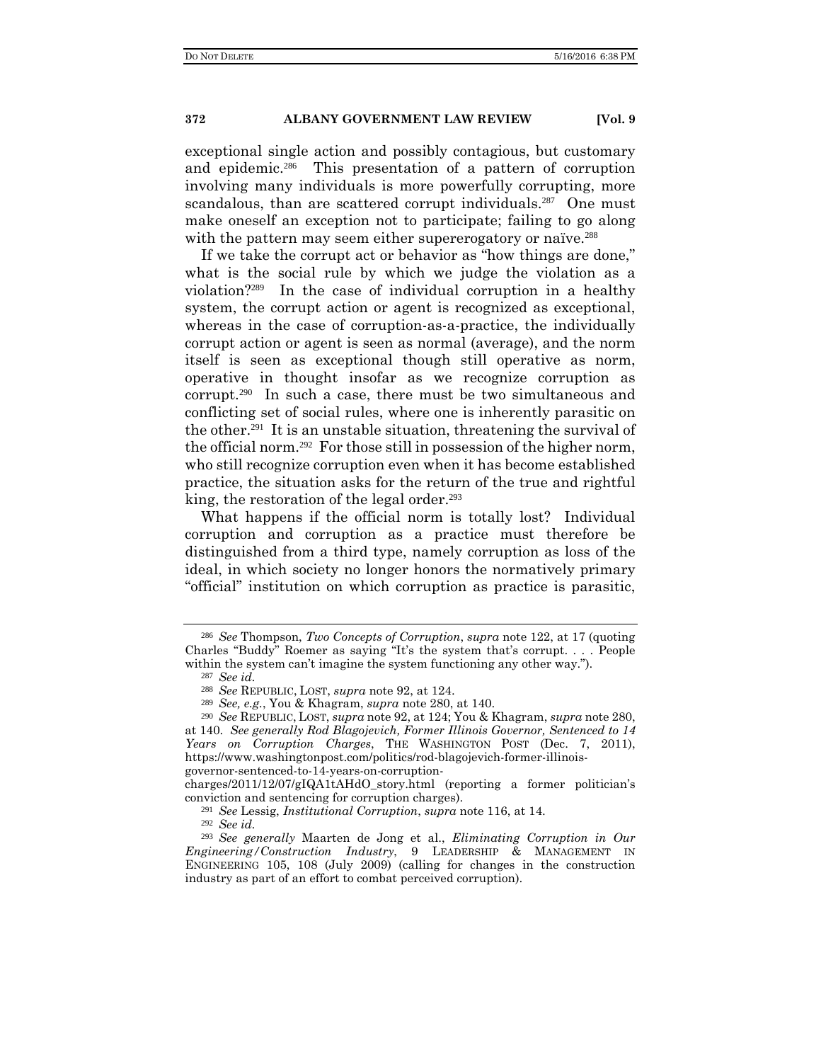exceptional single action and possibly contagious, but customary and epidemic.[286] This presentation of a pattern of corruption involving many individuals is more powerfully corrupting, more scandalous, than are scattered corrupt individuals.[287] One must make oneself an exception not to participate; failing to go along with the pattern may seem either supererogatory or naïve.[288]

If we take the corrupt act or behavior as "how things are done," what is the social rule by which we judge the violation as a violation?[289] In the case of individual corruption in a healthy system, the corrupt action or agent is recognized as exceptional, whereas in the case of corruption-as-a-practice, the individually corrupt action or agent is seen as normal (average), and the norm itself is seen as exceptional though still operative as norm, operative in thought insofar as we recognize corruption as corrupt.[290] In such a case, there must be two simultaneous and conflicting set of social rules, where one is inherently parasitic on the other.[291] It is an unstable situation, threatening the survival of the official norm.[292] For those still in possession of the higher norm, who still recognize corruption even when it has become established practice, the situation asks for the return of the true and rightful king, the restoration of the legal order.[293]

What happens if the official norm is totally lost? Individual corruption and corruption as a practice must therefore be distinguished from a third type, namely corruption as loss of the ideal, in which society no longer honors the normatively primary "official" institution on which corruption as practice is parasitic,

---

[286] *See* Thompson, *Two Concepts of Corruption*, *supra* note 122, at 17 (quoting Charles "Buddy" Roemer as saying "It's the system that's corrupt. . . . People within the system can't imagine the system functioning any other way.").

[287] *See id.*

[288] *See* REPUBLIC, LOST, *supra* note 92, at 124.

[289] *See, e.g.*, You & Khagram, *supra* note 280, at 140.

[290] *See* REPUBLIC, LOST, *supra* note 92, at 124; You & Khagram, *supra* note 280, at 140. *See generally Rod Blagojevich, Former Illinois Governor, Sentenced to 14 Years on Corruption Charges*, THE WASHINGTON POST (Dec. 7, 2011), https://www.washingtonpost.com/politics/rod-blagojevich-former-illinois-governor-sentenced-to-14-years-on-corruption-charges/2011/12/07/gIQA1tAHdO_story.html (reporting a former politician's conviction and sentencing for corruption charges).

[291] *See* Lessig, *Institutional Corruption*, *supra* note 116, at 14.

[292] *See id.*

[293] *See generally* Maarten de Jong et al., *Eliminating Corruption in Our Engineering/Construction Industry*, 9 LEADERSHIP & MANAGEMENT IN ENGINEERING 105, 108 (July 2009) (calling for changes in the construction industry as part of an effort to combat perceived corruption).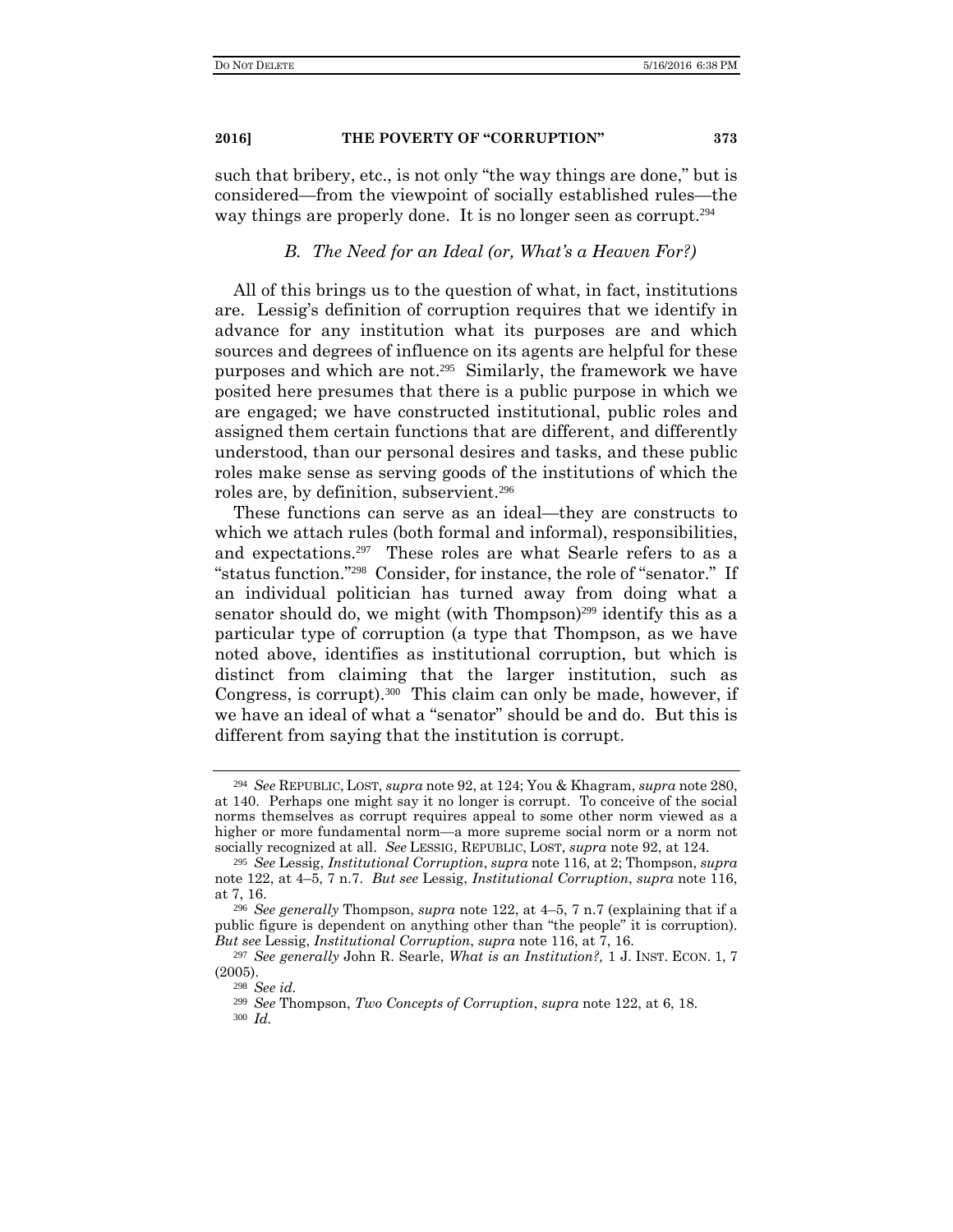such that bribery, etc., is not only "the way things are done," but is considered—from the viewpoint of socially established rules—the way things are properly done. It is no longer seen as corrupt.[294]

### *B. The Need for an Ideal (or, What's a Heaven For?)*

All of this brings us to the question of what, in fact, institutions are. Lessig's definition of corruption requires that we identify in advance for any institution what its purposes are and which sources and degrees of influence on its agents are helpful for these purposes and which are not.[295] Similarly, the framework we have posited here presumes that there is a public purpose in which we are engaged; we have constructed institutional, public roles and assigned them certain functions that are different, and differently understood, than our personal desires and tasks, and these public roles make sense as serving goods of the institutions of which the roles are, by definition, subservient.[296]

These functions can serve as an ideal—they are constructs to which we attach rules (both formal and informal), responsibilities, and expectations.[297] These roles are what Searle refers to as a "status function."[298] Consider, for instance, the role of "senator." If an individual politician has turned away from doing what a senator should do, we might (with Thompson)[299] identify this as a particular type of corruption (a type that Thompson, as we have noted above, identifies as institutional corruption, but which is distinct from claiming that the larger institution, such as Congress, is corrupt).[300] This claim can only be made, however, if we have an ideal of what a "senator" should be and do. But this is different from saying that the institution is corrupt.

---

[294] *See* REPUBLIC, LOST, *supra* note 92, at 124; You & Khagram, *supra* note 280, at 140. Perhaps one might say it no longer is corrupt. To conceive of the social norms themselves as corrupt requires appeal to some other norm viewed as a higher or more fundamental norm—a more supreme social norm or a norm not socially recognized at all. *See* LESSIG, REPUBLIC, LOST, *supra* note 92, at 124.

[295] *See* Lessig, *Institutional Corruption*, *supra* note 116, at 2; Thompson, *supra* note 122, at 4–5, 7 n.7. *But see* Lessig, *Institutional Corruption*, *supra* note 116, at 7, 16.

[296] *See generally* Thompson, *supra* note 122, at 4–5, 7 n.7 (explaining that if a public figure is dependent on anything other than "the people" it is corruption). *But see* Lessig, *Institutional Corruption*, *supra* note 116, at 7, 16.

[297] *See generally* John R. Searle, *What is an Institution?*, 1 J. INST. ECON. 1, 7 (2005).

[298] *See id.*

[299] *See* Thompson, *Two Concepts of Corruption*, *supra* note 122, at 6, 18.

[300] *Id.*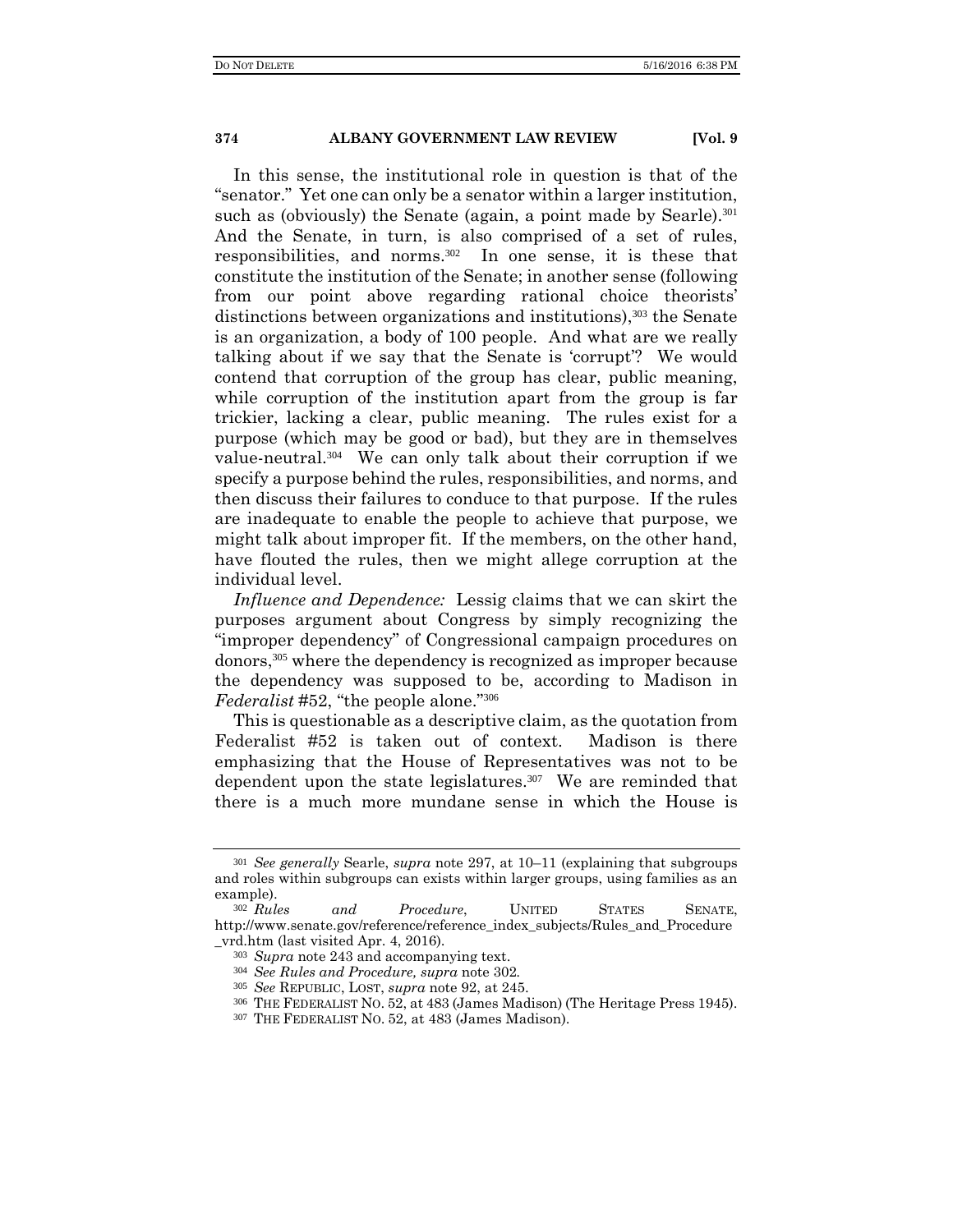In this sense, the institutional role in question is that of the "senator." Yet one can only be a senator within a larger institution, such as (obviously) the Senate (again, a point made by Searle).[301] And the Senate, in turn, is also comprised of a set of rules, responsibilities, and norms.[302] In one sense, it is these that constitute the institution of the Senate; in another sense (following from our point above regarding rational choice theorists' distinctions between organizations and institutions),[303] the Senate is an organization, a body of 100 people. And what are we really talking about if we say that the Senate is 'corrupt'? We would contend that corruption of the group has clear, public meaning, while corruption of the institution apart from the group is far trickier, lacking a clear, public meaning. The rules exist for a purpose (which may be good or bad), but they are in themselves value-neutral.[304] We can only talk about their corruption if we specify a purpose behind the rules, responsibilities, and norms, and then discuss their failures to conduce to that purpose. If the rules are inadequate to enable the people to achieve that purpose, we might talk about improper fit. If the members, on the other hand, have flouted the rules, then we might allege corruption at the individual level.

*Influence and Dependence:* Lessig claims that we can skirt the purposes argument about Congress by simply recognizing the "improper dependency" of Congressional campaign procedures on donors,[305] where the dependency is recognized as improper because the dependency was supposed to be, according to Madison in *Federalist* #52, "the people alone."[306]

This is questionable as a descriptive claim, as the quotation from Federalist #52 is taken out of context. Madison is there emphasizing that the House of Representatives was not to be dependent upon the state legislatures.[307] We are reminded that there is a much more mundane sense in which the House is

---

[301] *See generally* Searle, *supra* note 297, at 10–11 (explaining that subgroups and roles within subgroups can exists within larger groups, using families as an example).

[302] *Rules and Procedure*, UNITED STATES SENATE, http://www.senate.gov/reference/reference_index_subjects/Rules_and_Procedure_vrd.htm (last visited Apr. 4, 2016).

[303] *Supra* note 243 and accompanying text.

[304] *See Rules and Procedure, supra* note 302.

[305] *See* REPUBLIC, LOST, *supra* note 92, at 245.

[306] THE FEDERALIST NO. 52, at 483 (James Madison) (The Heritage Press 1945).

[307] THE FEDERALIST NO. 52, at 483 (James Madison).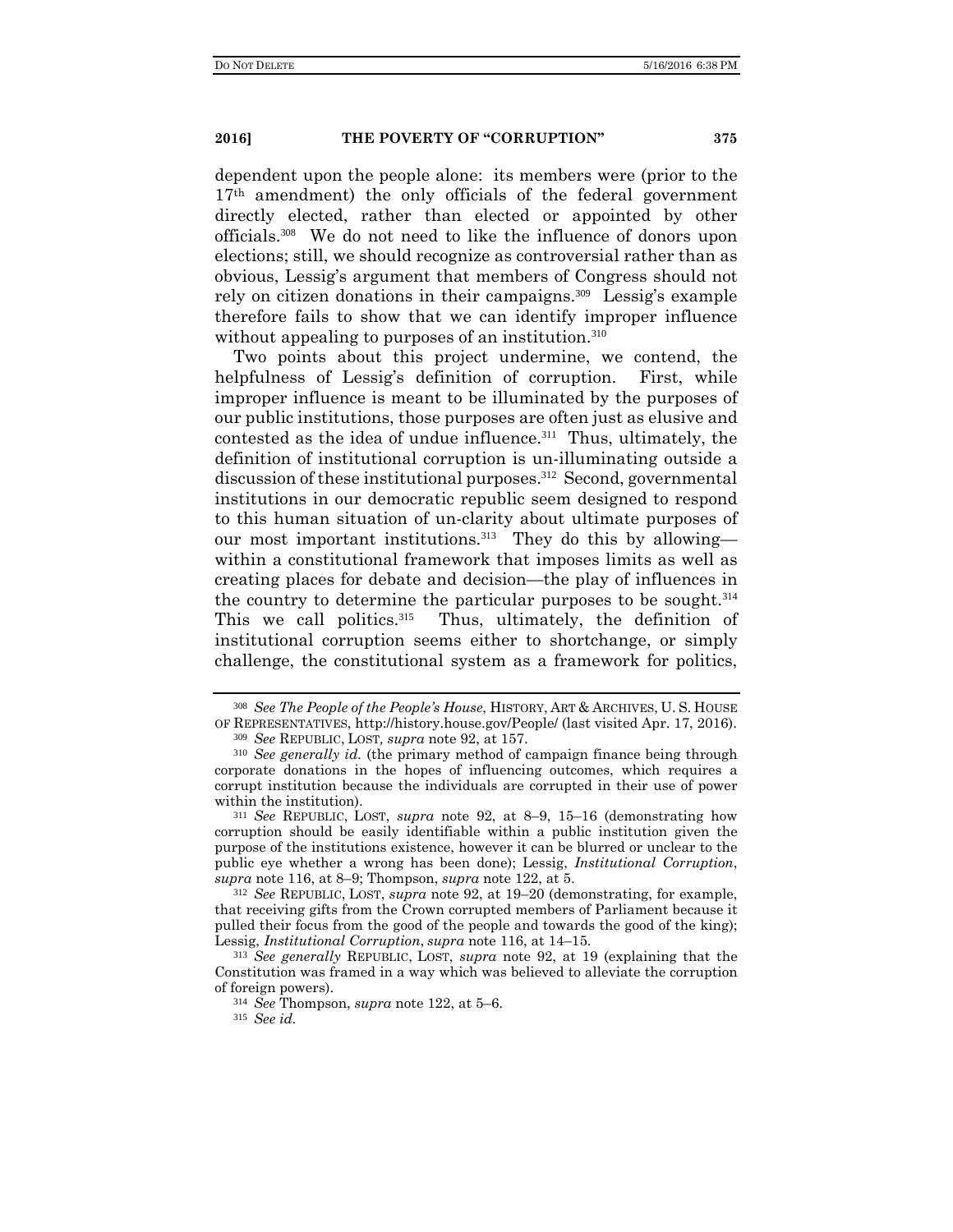dependent upon the people alone: its members were (prior to the 17th amendment) the only officials of the federal government directly elected, rather than elected or appointed by other officials.[308] We do not need to like the influence of donors upon elections; still, we should recognize as controversial rather than as obvious, Lessig's argument that members of Congress should not rely on citizen donations in their campaigns.[309] Lessig's example therefore fails to show that we can identify improper influence without appealing to purposes of an institution.[310]

Two points about this project undermine, we contend, the helpfulness of Lessig's definition of corruption. First, while improper influence is meant to be illuminated by the purposes of our public institutions, those purposes are often just as elusive and contested as the idea of undue influence.[311] Thus, ultimately, the definition of institutional corruption is un-illuminating outside a discussion of these institutional purposes.[312] Second, governmental institutions in our democratic republic seem designed to respond to this human situation of un-clarity about ultimate purposes of our most important institutions.[313] They do this by allowing—within a constitutional framework that imposes limits as well as creating places for debate and decision—the play of influences in the country to determine the particular purposes to be sought.[314] This we call politics.[315] Thus, ultimately, the definition of institutional corruption seems either to shortchange, or simply challenge, the constitutional system as a framework for politics,

---

[308] *See The People of the People's House*, HISTORY, ART & ARCHIVES, U. S. HOUSE OF REPRESENTATIVES, http://history.house.gov/People/ (last visited Apr. 17, 2016).

[309] *See* REPUBLIC, LOST, *supra* note 92, at 157.

[310] *See generally id.* (the primary method of campaign finance being through corporate donations in the hopes of influencing outcomes, which requires a corrupt institution because the individuals are corrupted in their use of power within the institution).

[311] *See* REPUBLIC, LOST, *supra* note 92, at 8–9, 15–16 (demonstrating how corruption should be easily identifiable within a public institution given the purpose of the institutions existence, however it can be blurred or unclear to the public eye whether a wrong has been done); Lessig, *Institutional Corruption*, *supra* note 116, at 8–9; Thompson, *supra* note 122, at 5.

[312] *See* REPUBLIC, LOST, *supra* note 92, at 19–20 (demonstrating, for example, that receiving gifts from the Crown corrupted members of Parliament because it pulled their focus from the good of the people and towards the good of the king); Lessig, *Institutional Corruption*, *supra* note 116, at 14–15.

[313] *See generally* REPUBLIC, LOST, *supra* note 92, at 19 (explaining that the Constitution was framed in a way which was believed to alleviate the corruption of foreign powers).

[314] *See* Thompson, *supra* note 122, at 5–6.

[315] *See id.*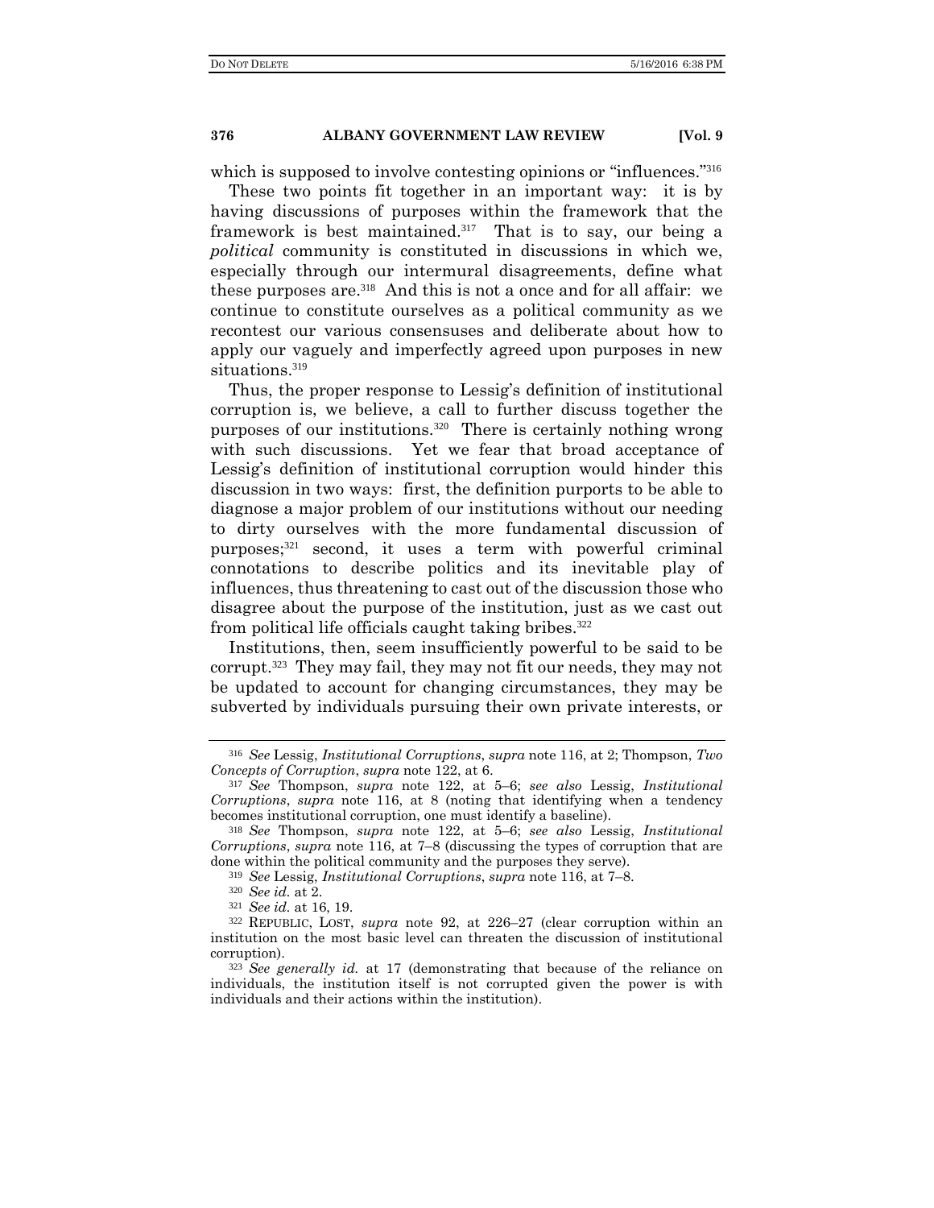which is supposed to involve contesting opinions or "influences."[316]

These two points fit together in an important way: it is by having discussions of purposes within the framework that the framework is best maintained.[317] That is to say, our being a *political* community is constituted in discussions in which we, especially through our intermural disagreements, define what these purposes are.[318] And this is not a once and for all affair: we continue to constitute ourselves as a political community as we recontest our various consensuses and deliberate about how to apply our vaguely and imperfectly agreed upon purposes in new situations.[319]

Thus, the proper response to Lessig's definition of institutional corruption is, we believe, a call to further discuss together the purposes of our institutions.[320] There is certainly nothing wrong with such discussions. Yet we fear that broad acceptance of Lessig's definition of institutional corruption would hinder this discussion in two ways: first, the definition purports to be able to diagnose a major problem of our institutions without our needing to dirty ourselves with the more fundamental discussion of purposes;[321] second, it uses a term with powerful criminal connotations to describe politics and its inevitable play of influences, thus threatening to cast out of the discussion those who disagree about the purpose of the institution, just as we cast out from political life officials caught taking bribes.[322]

Institutions, then, seem insufficiently powerful to be said to be corrupt.[323] They may fail, they may not fit our needs, they may not be updated to account for changing circumstances, they may be subverted by individuals pursuing their own private interests, or

---

[316] *See* Lessig, *Institutional Corruptions*, *supra* note 116, at 2; Thompson, *Two Concepts of Corruption*, *supra* note 122, at 6.

[317] *See* Thompson, *supra* note 122, at 5–6; *see also* Lessig, *Institutional Corruptions*, *supra* note 116, at 8 (noting that identifying when a tendency becomes institutional corruption, one must identify a baseline).

[318] *See* Thompson, *supra* note 122, at 5–6; *see also* Lessig, *Institutional Corruptions*, *supra* note 116, at 7–8 (discussing the types of corruption that are done within the political community and the purposes they serve).

[319] *See* Lessig, *Institutional Corruptions*, *supra* note 116, at 7–8.

[320] *See id.* at 2.

[321] *See id.* at 16, 19.

[322] REPUBLIC, LOST, *supra* note 92, at 226–27 (clear corruption within an institution on the most basic level can threaten the discussion of institutional corruption).

[323] *See generally id.* at 17 (demonstrating that because of the reliance on individuals, the institution itself is not corrupted given the power is with individuals and their actions within the institution).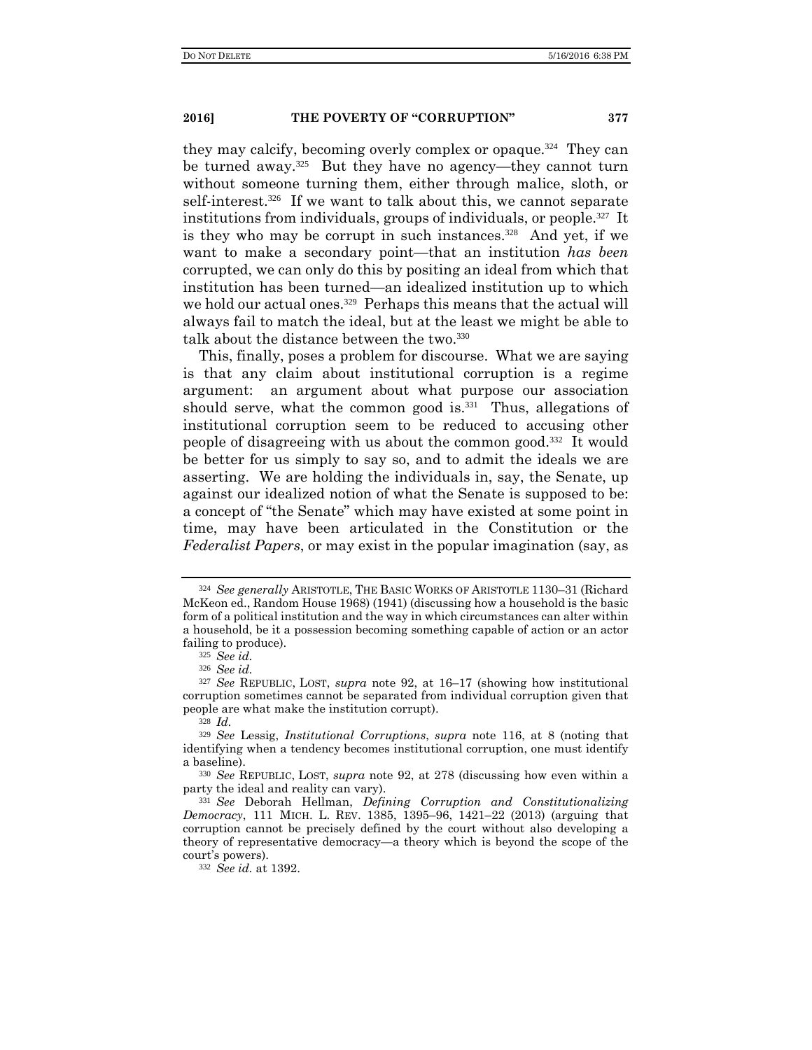they may calcify, becoming overly complex or opaque.[324] They can be turned away.[325] But they have no agency—they cannot turn without someone turning them, either through malice, sloth, or self-interest.[326] If we want to talk about this, we cannot separate institutions from individuals, groups of individuals, or people.[327] It is they who may be corrupt in such instances.[328] And yet, if we want to make a secondary point—that an institution *has been* corrupted, we can only do this by positing an ideal from which that institution has been turned—an idealized institution up to which we hold our actual ones.[329] Perhaps this means that the actual will always fail to match the ideal, but at the least we might be able to talk about the distance between the two.[330]

This, finally, poses a problem for discourse. What we are saying is that any claim about institutional corruption is a regime argument: an argument about what purpose our association should serve, what the common good is.[331] Thus, allegations of institutional corruption seem to be reduced to accusing other people of disagreeing with us about the common good.[332] It would be better for us simply to say so, and to admit the ideals we are asserting. We are holding the individuals in, say, the Senate, up against our idealized notion of what the Senate is supposed to be: a concept of "the Senate" which may have existed at some point in time, may have been articulated in the Constitution or the *Federalist Papers*, or may exist in the popular imagination (say, as

---

[324] *See generally* ARISTOTLE, THE BASIC WORKS OF ARISTOTLE 1130–31 (Richard McKeon ed., Random House 1968) (1941) (discussing how a household is the basic form of a political institution and the way in which circumstances can alter within a household, be it a possession becoming something capable of action or an actor failing to produce).

[325] *See id.*

[326] *See id.*

[327] *See* REPUBLIC, LOST, *supra* note 92, at 16–17 (showing how institutional corruption sometimes cannot be separated from individual corruption given that people are what make the institution corrupt).

[328] *Id.*

[329] *See* Lessig, *Institutional Corruptions*, *supra* note 116, at 8 (noting that identifying when a tendency becomes institutional corruption, one must identify a baseline).

[330] *See* REPUBLIC, LOST, *supra* note 92, at 278 (discussing how even within a party the ideal and reality can vary).

[331] *See* Deborah Hellman, *Defining Corruption and Constitutionalizing Democracy*, 111 MICH. L. REV. 1385, 1395–96, 1421–22 (2013) (arguing that corruption cannot be precisely defined by the court without also developing a theory of representative democracy—a theory which is beyond the scope of the court's powers).

[332] *See id.* at 1392.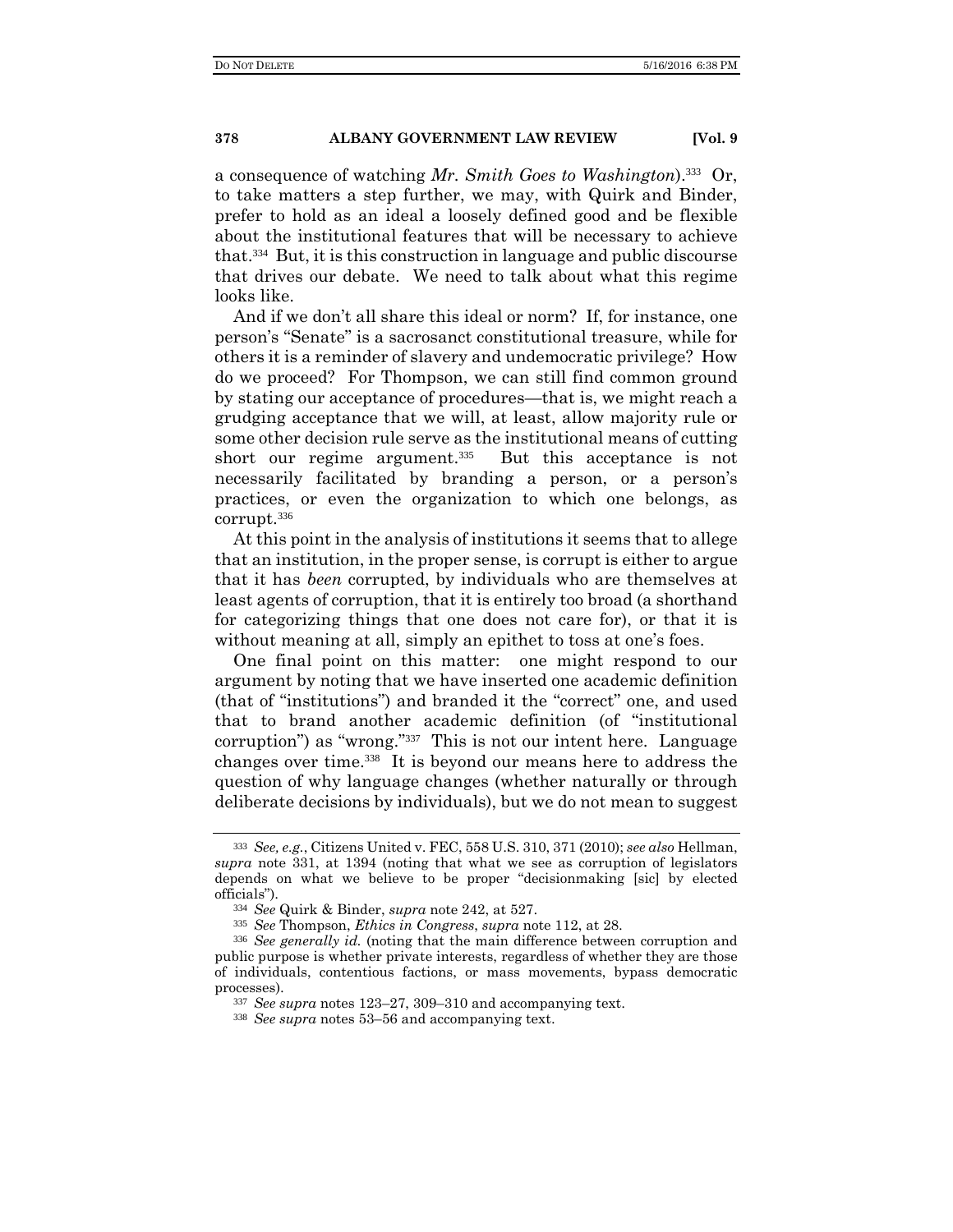a consequence of watching *Mr. Smith Goes to Washington*).[333] Or, to take matters a step further, we may, with Quirk and Binder, prefer to hold as an ideal a loosely defined good and be flexible about the institutional features that will be necessary to achieve that.[334] But, it is this construction in language and public discourse that drives our debate. We need to talk about what this regime looks like.

And if we don't all share this ideal or norm? If, for instance, one person's "Senate" is a sacrosanct constitutional treasure, while for others it is a reminder of slavery and undemocratic privilege? How do we proceed? For Thompson, we can still find common ground by stating our acceptance of procedures—that is, we might reach a grudging acceptance that we will, at least, allow majority rule or some other decision rule serve as the institutional means of cutting short our regime argument.[335] But this acceptance is not necessarily facilitated by branding a person, or a person's practices, or even the organization to which one belongs, as corrupt.[336]

At this point in the analysis of institutions it seems that to allege that an institution, in the proper sense, is corrupt is either to argue that it has *been* corrupted, by individuals who are themselves at least agents of corruption, that it is entirely too broad (a shorthand for categorizing things that one does not care for), or that it is without meaning at all, simply an epithet to toss at one's foes.

One final point on this matter: one might respond to our argument by noting that we have inserted one academic definition (that of "institutions") and branded it the "correct" one, and used that to brand another academic definition (of "institutional corruption") as "wrong."[337] This is not our intent here. Language changes over time.[338] It is beyond our means here to address the question of why language changes (whether naturally or through deliberate decisions by individuals), but we do not mean to suggest

---

[333] *See, e.g.*, Citizens United v. FEC, 558 U.S. 310, 371 (2010); *see also* Hellman, *supra* note 331, at 1394 (noting that what we see as corruption of legislators depends on what we believe to be proper "decisionmaking [sic] by elected officials").

[334] *See* Quirk & Binder, *supra* note 242, at 527.

[335] *See* Thompson, *Ethics in Congress*, *supra* note 112, at 28.

[336] *See generally id.* (noting that the main difference between corruption and public purpose is whether private interests, regardless of whether they are those of individuals, contentious factions, or mass movements, bypass democratic processes).

[337] *See supra* notes 123–27, 309–310 and accompanying text.

[338] *See supra* notes 53–56 and accompanying text.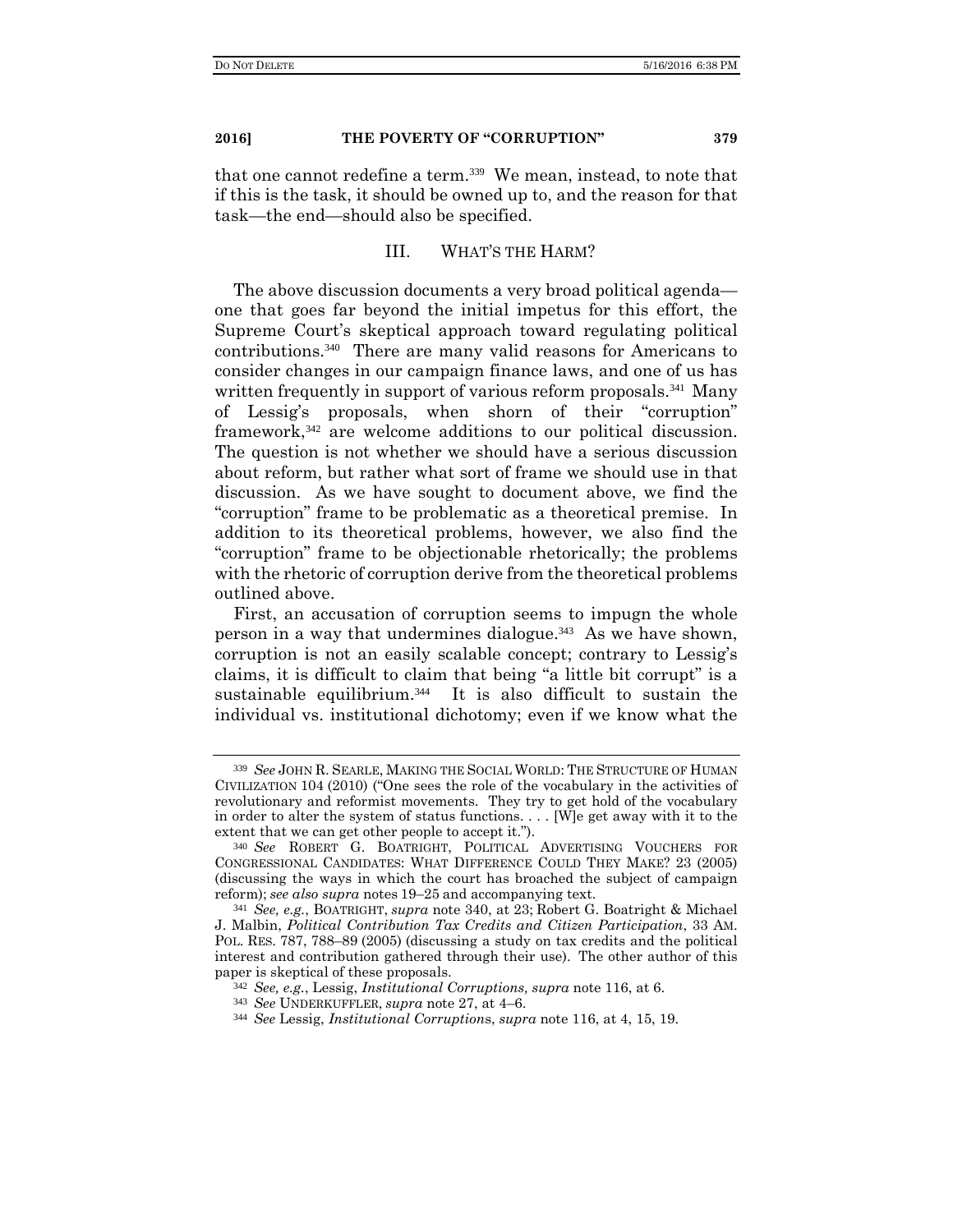that one cannot redefine a term.[339] We mean, instead, to note that if this is the task, it should be owned up to, and the reason for that task—the end—should also be specified.

## III. WHAT'S THE HARM?

The above discussion documents a very broad political agenda—one that goes far beyond the initial impetus for this effort, the Supreme Court's skeptical approach toward regulating political contributions.[340] There are many valid reasons for Americans to consider changes in our campaign finance laws, and one of us has written frequently in support of various reform proposals.[341] Many of Lessig's proposals, when shorn of their "corruption" framework,[342] are welcome additions to our political discussion. The question is not whether we should have a serious discussion about reform, but rather what sort of frame we should use in that discussion. As we have sought to document above, we find the "corruption" frame to be problematic as a theoretical premise. In addition to its theoretical problems, however, we also find the "corruption" frame to be objectionable rhetorically; the problems with the rhetoric of corruption derive from the theoretical problems outlined above.

First, an accusation of corruption seems to impugn the whole person in a way that undermines dialogue.[343] As we have shown, corruption is not an easily scalable concept; contrary to Lessig's claims, it is difficult to claim that being "a little bit corrupt" is a sustainable equilibrium.[344] It is also difficult to sustain the individual vs. institutional dichotomy; even if we know what the

---

[339] *See* JOHN R. SEARLE, MAKING THE SOCIAL WORLD: THE STRUCTURE OF HUMAN CIVILIZATION 104 (2010) ("One sees the role of the vocabulary in the activities of revolutionary and reformist movements. They try to get hold of the vocabulary in order to alter the system of status functions. . . . [W]e get away with it to the extent that we can get other people to accept it.").

[340] *See* ROBERT G. BOATRIGHT, POLITICAL ADVERTISING VOUCHERS FOR CONGRESSIONAL CANDIDATES: WHAT DIFFERENCE COULD THEY MAKE? 23 (2005) (discussing the ways in which the court has broached the subject of campaign reform); *see also supra* notes 19–25 and accompanying text.

[341] *See, e.g.*, BOATRIGHT, *supra* note 340, at 23; Robert G. Boatright & Michael J. Malbin, *Political Contribution Tax Credits and Citizen Participation*, 33 AM. POL. RES. 787, 788–89 (2005) (discussing a study on tax credits and the political interest and contribution gathered through their use). The other author of this paper is skeptical of these proposals.

[342] *See, e.g.*, Lessig, *Institutional Corruptions, supra* note 116, at 6.

[343] *See* UNDERKUFFLER, *supra* note 27, at 4–6.

[344] *See* Lessig, *Institutional Corruptions*, *supra* note 116, at 4, 15, 19.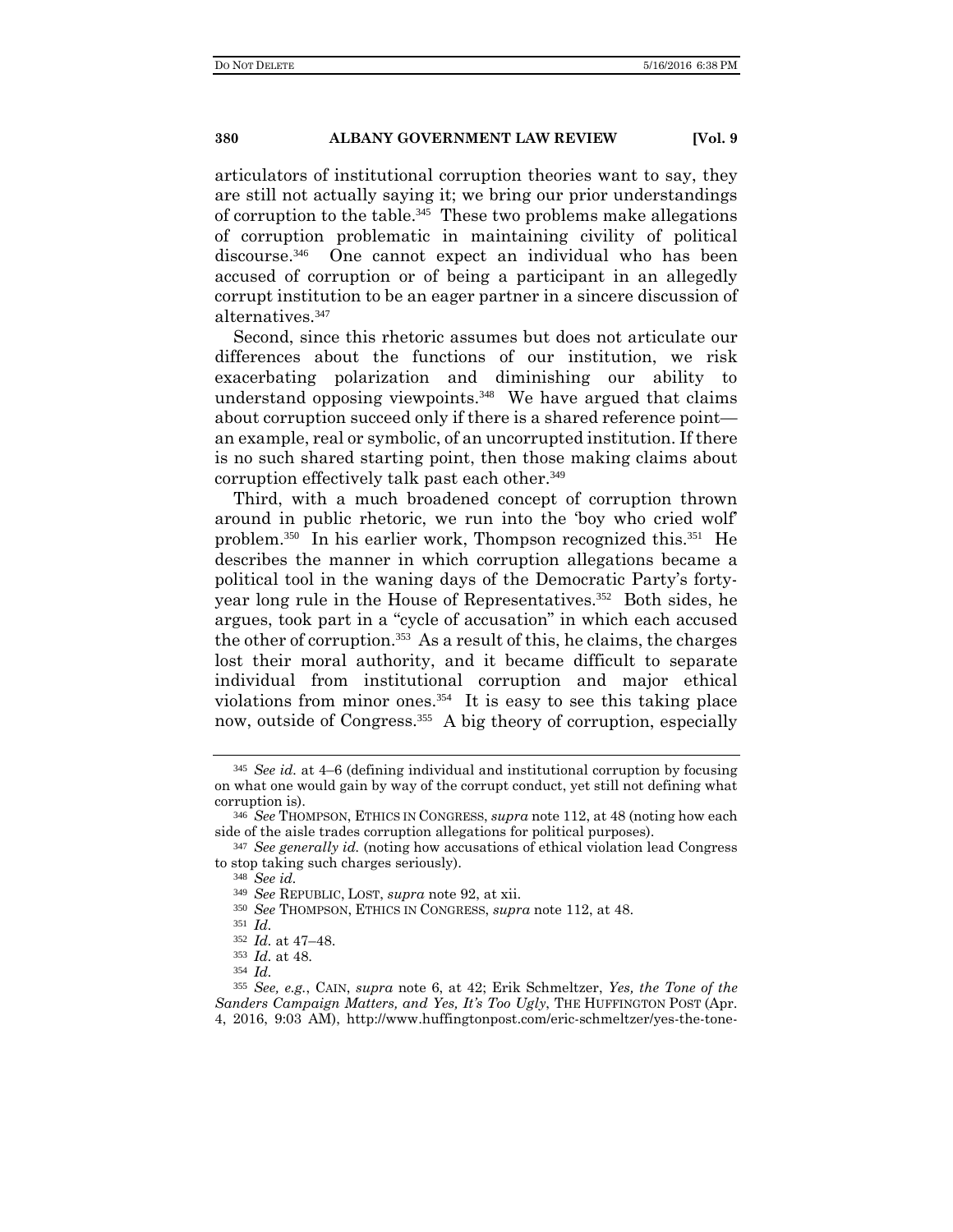articulators of institutional corruption theories want to say, they are still not actually saying it; we bring our prior understandings of corruption to the table.[345] These two problems make allegations of corruption problematic in maintaining civility of political discourse.[346] One cannot expect an individual who has been accused of corruption or of being a participant in an allegedly corrupt institution to be an eager partner in a sincere discussion of alternatives.[347]

Second, since this rhetoric assumes but does not articulate our differences about the functions of our institution, we risk exacerbating polarization and diminishing our ability to understand opposing viewpoints.[348] We have argued that claims about corruption succeed only if there is a shared reference point—an example, real or symbolic, of an uncorrupted institution. If there is no such shared starting point, then those making claims about corruption effectively talk past each other.[349]

Third, with a much broadened concept of corruption thrown around in public rhetoric, we run into the 'boy who cried wolf' problem.[350] In his earlier work, Thompson recognized this.[351] He describes the manner in which corruption allegations became a political tool in the waning days of the Democratic Party's forty-year long rule in the House of Representatives.[352] Both sides, he argues, took part in a "cycle of accusation" in which each accused the other of corruption.[353] As a result of this, he claims, the charges lost their moral authority, and it became difficult to separate individual from institutional corruption and major ethical violations from minor ones.[354] It is easy to see this taking place now, outside of Congress.[355] A big theory of corruption, especially

---

[345] *See id.* at 4–6 (defining individual and institutional corruption by focusing on what one would gain by way of the corrupt conduct, yet still not defining what corruption is).

[346] *See* THOMPSON, ETHICS IN CONGRESS, *supra* note 112, at 48 (noting how each side of the aisle trades corruption allegations for political purposes).

[347] *See generally id.* (noting how accusations of ethical violation lead Congress to stop taking such charges seriously).

[348] *See id.*

[349] *See* REPUBLIC, LOST, *supra* note 92, at xii.

[350] *See* THOMPSON, ETHICS IN CONGRESS, *supra* note 112, at 48.

[351] *Id.*

[352] *Id.* at 47–48.

[353] *Id.* at 48.

[354] *Id.*

[355] *See, e.g.*, CAIN, *supra* note 6, at 42; Erik Schmeltzer, *Yes, the Tone of the Sanders Campaign Matters, and Yes, It's Too Ugly*, THE HUFFINGTON POST (Apr. 4, 2016, 9:03 AM), http://www.huffingtonpost.com/eric-schmeltzer/yes-the-tone-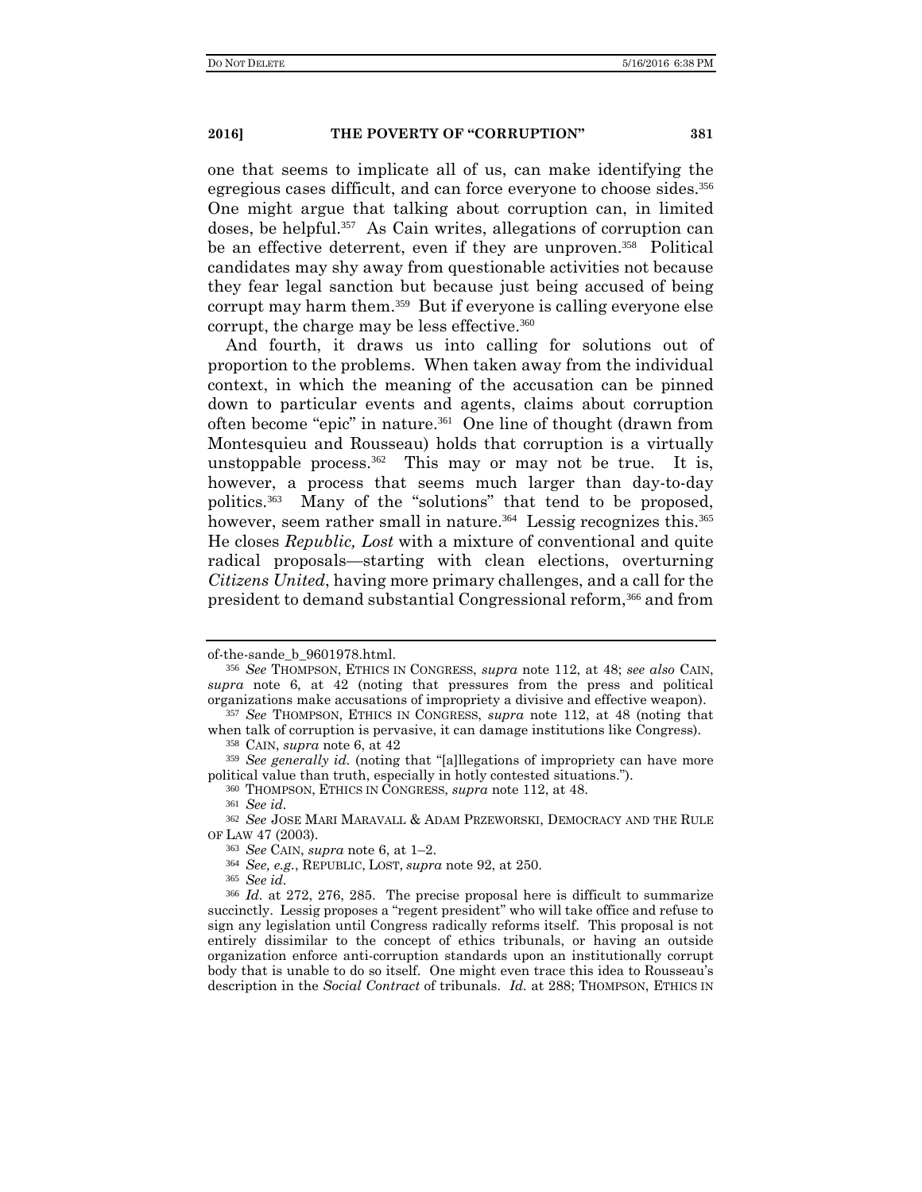one that seems to implicate all of us, can make identifying the egregious cases difficult, and can force everyone to choose sides.[356] One might argue that talking about corruption can, in limited doses, be helpful.[357] As Cain writes, allegations of corruption can be an effective deterrent, even if they are unproven.[358] Political candidates may shy away from questionable activities not because they fear legal sanction but because just being accused of being corrupt may harm them.[359] But if everyone is calling everyone else corrupt, the charge may be less effective.[360]

And fourth, it draws us into calling for solutions out of proportion to the problems. When taken away from the individual context, in which the meaning of the accusation can be pinned down to particular events and agents, claims about corruption often become "epic" in nature.[361] One line of thought (drawn from Montesquieu and Rousseau) holds that corruption is a virtually unstoppable process.[362] This may or may not be true. It is, however, a process that seems much larger than day-to-day politics.[363] Many of the "solutions" that tend to be proposed, however, seem rather small in nature.[364] Lessig recognizes this.[365] He closes *Republic, Lost* with a mixture of conventional and quite radical proposals—starting with clean elections, overturning *Citizens United*, having more primary challenges, and a call for the president to demand substantial Congressional reform,[366] and from

---

of-the-sande_b_9601978.html.

[356] *See* THOMPSON, ETHICS IN CONGRESS, *supra* note 112, at 48; *see also* CAIN, *supra* note 6, at 42 (noting that pressures from the press and political organizations make accusations of impropriety a divisive and effective weapon).

[357] *See* THOMPSON, ETHICS IN CONGRESS, *supra* note 112, at 48 (noting that when talk of corruption is pervasive, it can damage institutions like Congress).

[358] CAIN, *supra* note 6, at 42

[359] *See generally id.* (noting that "[a]llegations of impropriety can have more political value than truth, especially in hotly contested situations.").

[360] THOMPSON, ETHICS IN CONGRESS, *supra* note 112, at 48.

[361] *See id.*

[362] *See* JOSE MARI MARAVALL & ADAM PRZEWORSKI, DEMOCRACY AND THE RULE OF LAW 47 (2003).

[363] *See* CAIN, *supra* note 6, at 1–2.

[364] *See, e.g.*, REPUBLIC, LOST, *supra* note 92, at 250.

[365] *See id.*

[366] *Id.* at 272, 276, 285. The precise proposal here is difficult to summarize succinctly. Lessig proposes a "regent president" who will take office and refuse to sign any legislation until Congress radically reforms itself. This proposal is not entirely dissimilar to the concept of ethics tribunals, or having an outside organization enforce anti-corruption standards upon an institutionally corrupt body that is unable to do so itself. One might even trace this idea to Rousseau's description in the *Social Contract* of tribunals. *Id.* at 288; THOMPSON, ETHICS IN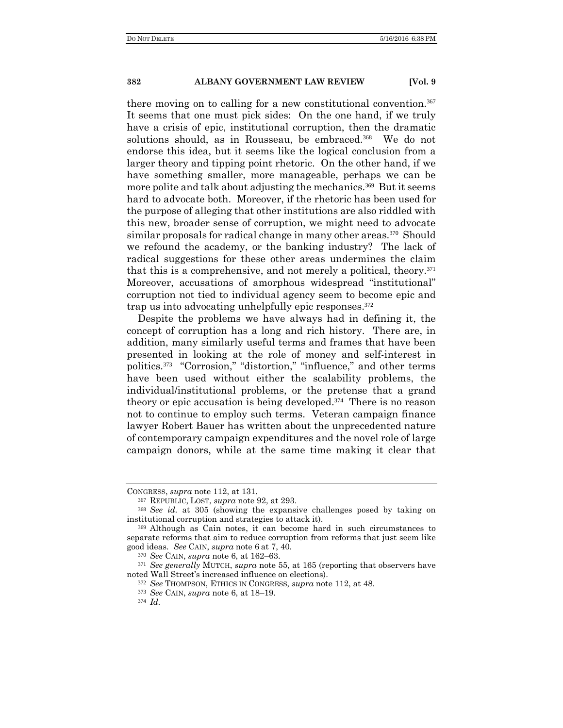there moving on to calling for a new constitutional convention.[367] It seems that one must pick sides: On the one hand, if we truly have a crisis of epic, institutional corruption, then the dramatic solutions should, as in Rousseau, be embraced.[368] We do not endorse this idea, but it seems like the logical conclusion from a larger theory and tipping point rhetoric. On the other hand, if we have something smaller, more manageable, perhaps we can be more polite and talk about adjusting the mechanics.[369] But it seems hard to advocate both. Moreover, if the rhetoric has been used for the purpose of alleging that other institutions are also riddled with this new, broader sense of corruption, we might need to advocate similar proposals for radical change in many other areas.[370] Should we refound the academy, or the banking industry? The lack of radical suggestions for these other areas undermines the claim that this is a comprehensive, and not merely a political, theory.[371] Moreover, accusations of amorphous widespread "institutional" corruption not tied to individual agency seem to become epic and trap us into advocating unhelpfully epic responses.[372]

Despite the problems we have always had in defining it, the concept of corruption has a long and rich history. There are, in addition, many similarly useful terms and frames that have been presented in looking at the role of money and self-interest in politics.[373] "Corrosion," "distortion," "influence," and other terms have been used without either the scalability problems, the individual/institutional problems, or the pretense that a grand theory or epic accusation is being developed.[374] There is no reason not to continue to employ such terms. Veteran campaign finance lawyer Robert Bauer has written about the unprecedented nature of contemporary campaign expenditures and the novel role of large campaign donors, while at the same time making it clear that

---

CONGRESS, *supra* note 112, at 131.

[367] REPUBLIC, LOST, *supra* note 92, at 293.

[368] *See id.* at 305 (showing the expansive challenges posed by taking on institutional corruption and strategies to attack it).

[369] Although as Cain notes, it can become hard in such circumstances to separate reforms that aim to reduce corruption from reforms that just seem like good ideas. *See* CAIN, *supra* note 6 at 7, 40.

[370] *See* CAIN, *supra* note 6, at 162–63.

[371] *See generally* MUTCH, *supra* note 55, at 165 (reporting that observers have noted Wall Street's increased influence on elections).

[372] *See* THOMPSON, ETHICS IN CONGRESS, *supra* note 112, at 48.

[373] *See* CAIN, *supra* note 6, at 18–19.

[374] *Id.*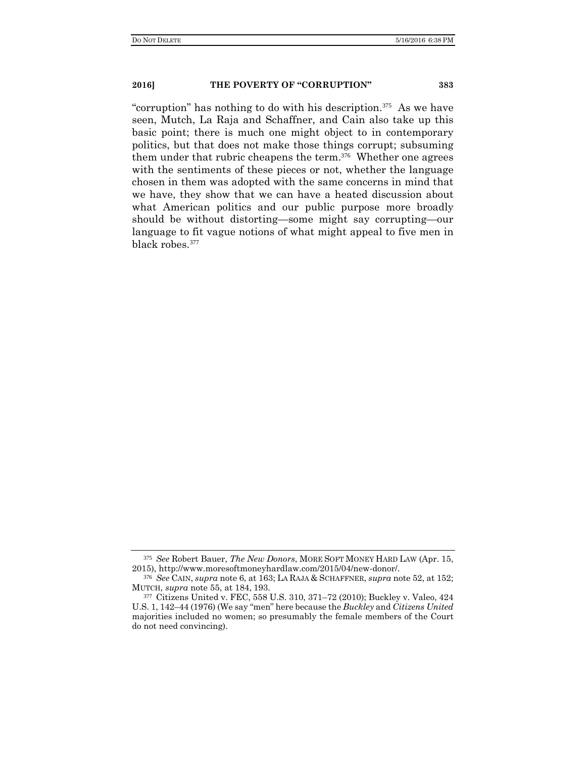"corruption" has nothing to do with his description.[375] As we have seen, Mutch, La Raja and Schaffner, and Cain also take up this basic point; there is much one might object to in contemporary politics, but that does not make those things corrupt; subsuming them under that rubric cheapens the term.[376] Whether one agrees with the sentiments of these pieces or not, whether the language chosen in them was adopted with the same concerns in mind that we have, they show that we can have a heated discussion about what American politics and our public purpose more broadly should be without distorting—some might say corrupting—our language to fit vague notions of what might appeal to five men in black robes.[377]

---

[375] *See* Robert Bauer, *The New Donors*, MORE SOFT MONEY HARD LAW (Apr. 15, 2015), http://www.moresoftmoneyhardlaw.com/2015/04/new-donor/.

[376] *See* CAIN, *supra* note 6, at 163; LA RAJA & SCHAFFNER, *supra* note 52, at 152; MUTCH, *supra* note 55, at 184, 193.

[377] Citizens United v. FEC, 558 U.S. 310, 371–72 (2010); Buckley v. Valeo, 424 U.S. 1, 142–44 (1976) (We say "men" here because the *Buckley* and *Citizens United* majorities included no women; so presumably the female members of the Court do not need convincing).